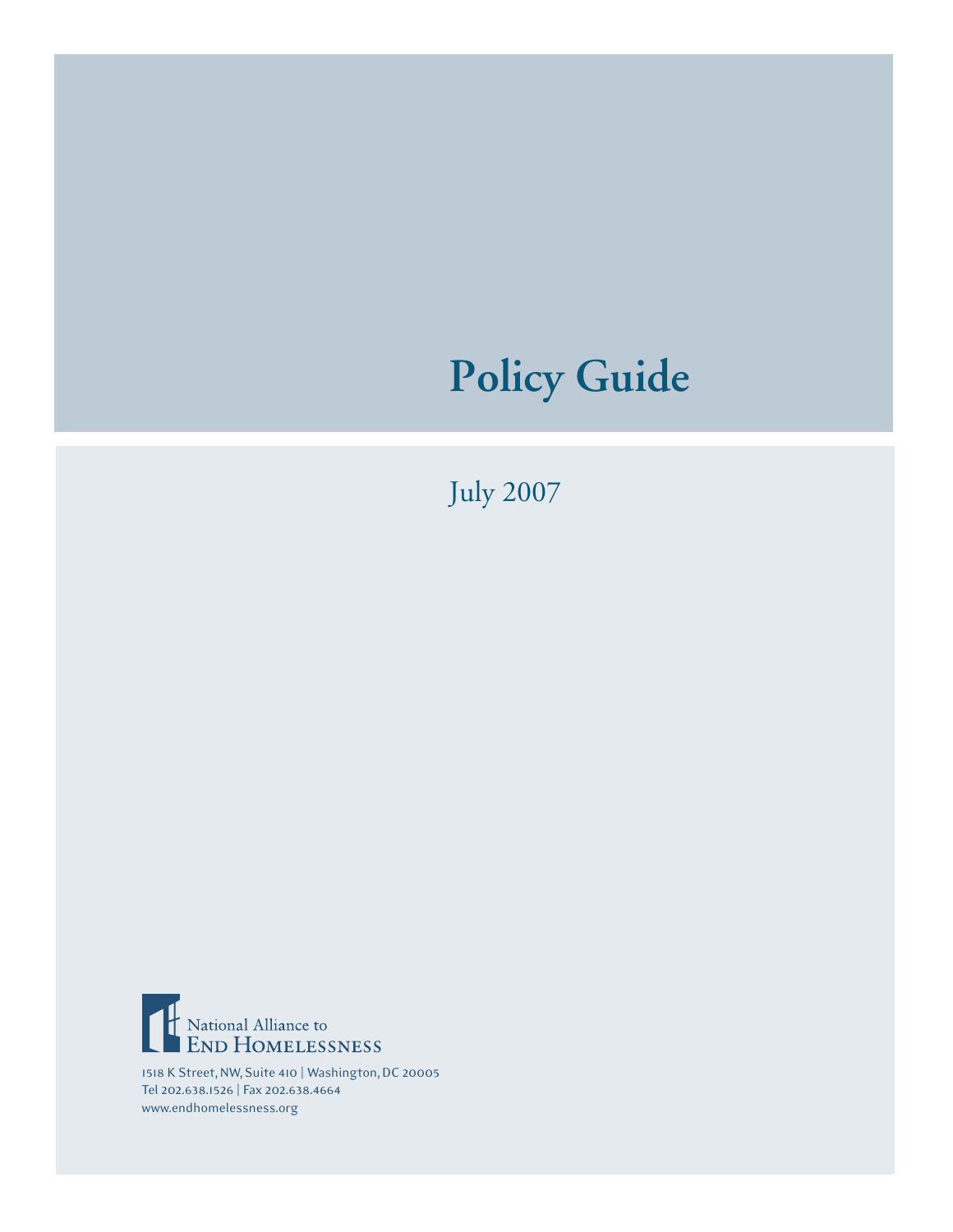# Policy Guide

July 2007

National Alliance to
End Homelessness

1518 K Street, NW, Suite 410 | Washington, DC 20005
Tel 202.638.1526 | Fax 202.638.4664
www.endhomelessness.org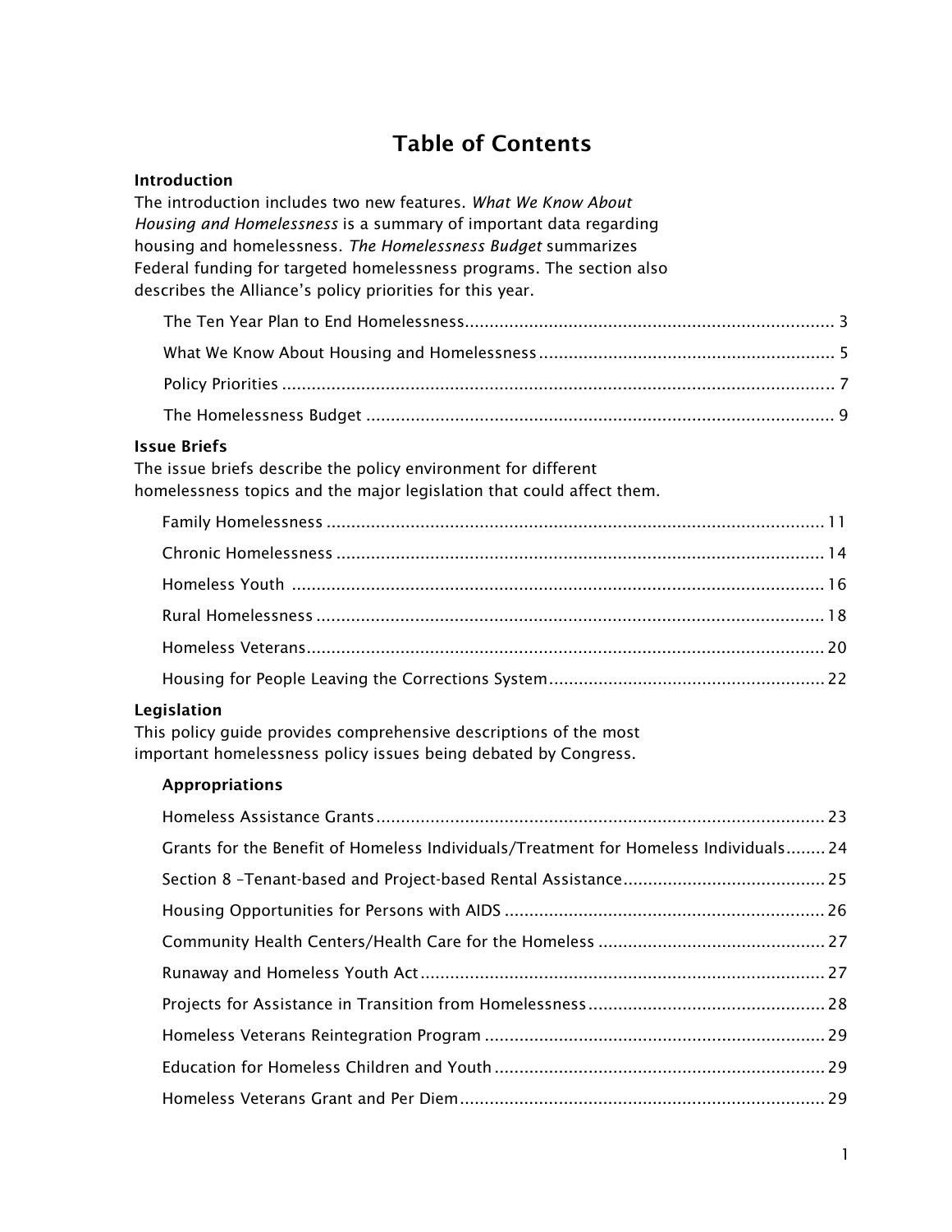# Table of Contents

### Introduction

The introduction includes two new features. *What We Know About Housing and Homelessness* is a summary of important data regarding housing and homelessness. *The Homelessness Budget* summarizes Federal funding for targeted homelessness programs. The section also describes the Alliance's policy priorities for this year.

- The Ten Year Plan to End Homelessness .......... 3
- What We Know About Housing and Homelessness .......... 5
- Policy Priorities .......... 7
- The Homelessness Budget .......... 9

### Issue Briefs

The issue briefs describe the policy environment for different homelessness topics and the major legislation that could affect them.

- Family Homelessness .......... 11
- Chronic Homelessness .......... 14
- Homeless Youth .......... 16
- Rural Homelessness .......... 18
- Homeless Veterans .......... 20
- Housing for People Leaving the Corrections System .......... 22

### Legislation

This policy guide provides comprehensive descriptions of the most important homelessness policy issues being debated by Congress.

#### Appropriations

- Homeless Assistance Grants .......... 23
- Grants for the Benefit of Homeless Individuals/Treatment for Homeless Individuals .......... 24
- Section 8 –Tenant-based and Project-based Rental Assistance .......... 25
- Housing Opportunities for Persons with AIDS .......... 26
- Community Health Centers/Health Care for the Homeless .......... 27
- Runaway and Homeless Youth Act .......... 27
- Projects for Assistance in Transition from Homelessness .......... 28
- Homeless Veterans Reintegration Program .......... 29
- Education for Homeless Children and Youth .......... 29
- Homeless Veterans Grant and Per Diem .......... 29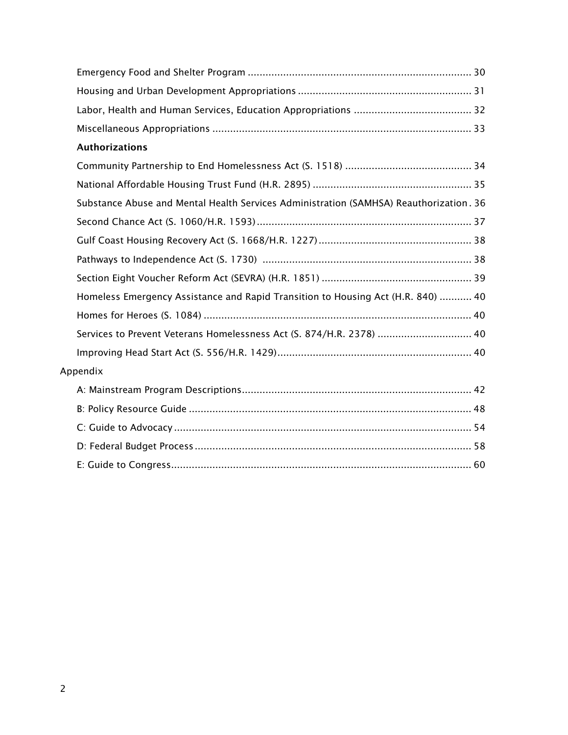Emergency Food and Shelter Program ........................................................................... 30

Housing and Urban Development Appropriations .......................................................... 31

Labor, Health and Human Services, Education Appropriations ....................................... 32

Miscellaneous Appropriations ....................................................................................... 33

**Authorizations**

Community Partnership to End Homelessness Act (S. 1518) .......................................... 34

National Affordable Housing Trust Fund (H.R. 2895) ..................................................... 35

Substance Abuse and Mental Health Services Administration (SAMHSA) Reauthorization . 36

Second Chance Act (S. 1060/H.R. 1593) ......................................................................... 37

Gulf Coast Housing Recovery Act (S. 1668/H.R. 1227) .................................................... 38

Pathways to Independence Act (S. 1730) ...................................................................... 38

Section Eight Voucher Reform Act (SEVRA) (H.R. 1851) .................................................. 39

Homeless Emergency Assistance and Rapid Transition to Housing Act (H.R. 840) ........... 40

Homes for Heroes (S. 1084) .......................................................................................... 40

Services to Prevent Veterans Homelessness Act (S. 874/H.R. 2378) ................................ 40

Improving Head Start Act (S. 556/H.R. 1429) .................................................................. 40

Appendix

A: Mainstream Program Descriptions ............................................................................. 42

B: Policy Resource Guide ................................................................................................ 48

C: Guide to Advocacy ..................................................................................................... 54

D: Federal Budget Process ............................................................................................. 58

E: Guide to Congress ...................................................................................................... 60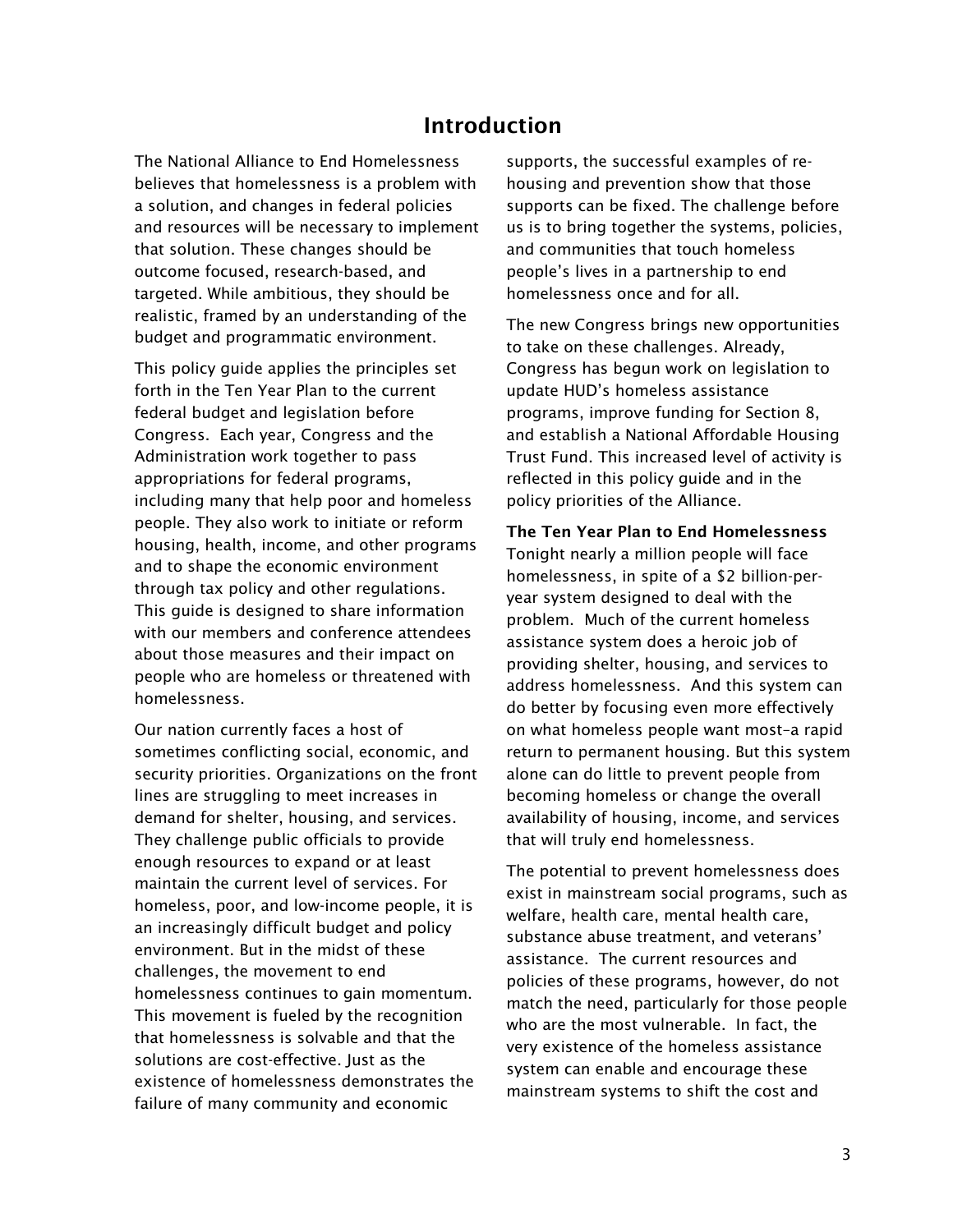# Introduction

The National Alliance to End Homelessness believes that homelessness is a problem with a solution, and changes in federal policies and resources will be necessary to implement that solution. These changes should be outcome focused, research-based, and targeted. While ambitious, they should be realistic, framed by an understanding of the budget and programmatic environment.

This policy guide applies the principles set forth in the Ten Year Plan to the current federal budget and legislation before Congress. Each year, Congress and the Administration work together to pass appropriations for federal programs, including many that help poor and homeless people. They also work to initiate or reform housing, health, income, and other programs and to shape the economic environment through tax policy and other regulations. This guide is designed to share information with our members and conference attendees about those measures and their impact on people who are homeless or threatened with homelessness.

Our nation currently faces a host of sometimes conflicting social, economic, and security priorities. Organizations on the front lines are struggling to meet increases in demand for shelter, housing, and services. They challenge public officials to provide enough resources to expand or at least maintain the current level of services. For homeless, poor, and low-income people, it is an increasingly difficult budget and policy environment. But in the midst of these challenges, the movement to end homelessness continues to gain momentum. This movement is fueled by the recognition that homelessness is solvable and that the solutions are cost-effective. Just as the existence of homelessness demonstrates the failure of many community and economic supports, the successful examples of re-housing and prevention show that those supports can be fixed. The challenge before us is to bring together the systems, policies, and communities that touch homeless people's lives in a partnership to end homelessness once and for all.

The new Congress brings new opportunities to take on these challenges. Already, Congress has begun work on legislation to update HUD's homeless assistance programs, improve funding for Section 8, and establish a National Affordable Housing Trust Fund. This increased level of activity is reflected in this policy guide and in the policy priorities of the Alliance.

**The Ten Year Plan to End Homelessness**

Tonight nearly a million people will face homelessness, in spite of a $2 billion-per-year system designed to deal with the problem. Much of the current homeless assistance system does a heroic job of providing shelter, housing, and services to address homelessness. And this system can do better by focusing even more effectively on what homeless people want most–a rapid return to permanent housing. But this system alone can do little to prevent people from becoming homeless or change the overall availability of housing, income, and services that will truly end homelessness.

The potential to prevent homelessness does exist in mainstream social programs, such as welfare, health care, mental health care, substance abuse treatment, and veterans' assistance. The current resources and policies of these programs, however, do not match the need, particularly for those people who are the most vulnerable. In fact, the very existence of the homeless assistance system can enable and encourage these mainstream systems to shift the cost and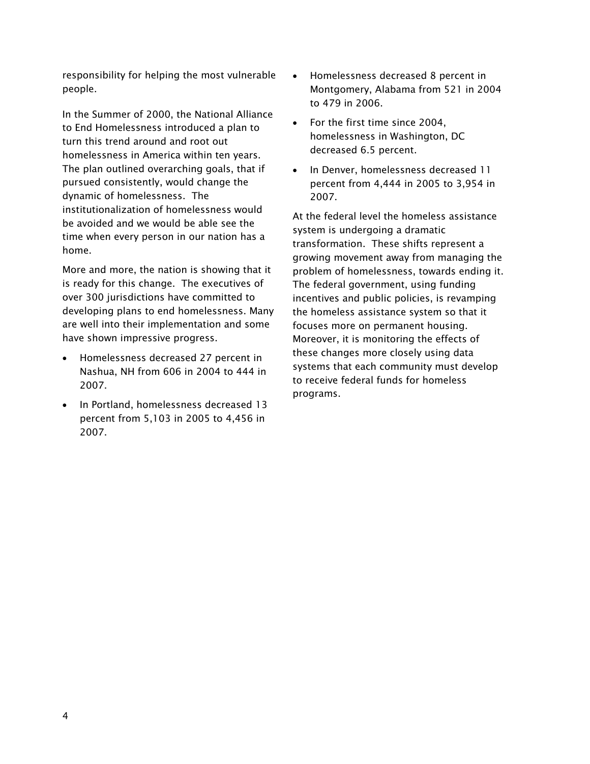responsibility for helping the most vulnerable people.

In the Summer of 2000, the National Alliance to End Homelessness introduced a plan to turn this trend around and root out homelessness in America within ten years. The plan outlined overarching goals, that if pursued consistently, would change the dynamic of homelessness. The institutionalization of homelessness would be avoided and we would be able see the time when every person in our nation has a home.

More and more, the nation is showing that it is ready for this change. The executives of over 300 jurisdictions have committed to developing plans to end homelessness. Many are well into their implementation and some have shown impressive progress.

- Homelessness decreased 27 percent in Nashua, NH from 606 in 2004 to 444 in 2007.
- In Portland, homelessness decreased 13 percent from 5,103 in 2005 to 4,456 in 2007.
- Homelessness decreased 8 percent in Montgomery, Alabama from 521 in 2004 to 479 in 2006.
- For the first time since 2004, homelessness in Washington, DC decreased 6.5 percent.
- In Denver, homelessness decreased 11 percent from 4,444 in 2005 to 3,954 in 2007.

At the federal level the homeless assistance system is undergoing a dramatic transformation. These shifts represent a growing movement away from managing the problem of homelessness, towards ending it. The federal government, using funding incentives and public policies, is revamping the homeless assistance system so that it focuses more on permanent housing. Moreover, it is monitoring the effects of these changes more closely using data systems that each community must develop to receive federal funds for homeless programs.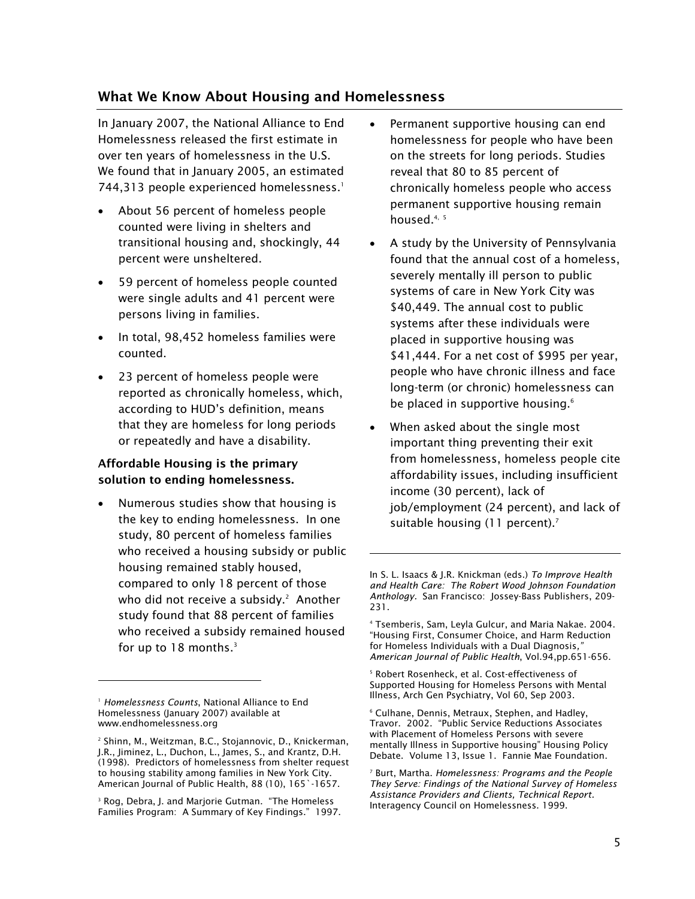## What We Know About Housing and Homelessness

In January 2007, the National Alliance to End Homelessness released the first estimate in over ten years of homelessness in the U.S. We found that in January 2005, an estimated 744,313 people experienced homelessness.[1]

- About 56 percent of homeless people counted were living in shelters and transitional housing and, shockingly, 44 percent were unsheltered.
- 59 percent of homeless people counted were single adults and 41 percent were persons living in families.
- In total, 98,452 homeless families were counted.
- 23 percent of homeless people were reported as chronically homeless, which, according to HUD's definition, means that they are homeless for long periods or repeatedly and have a disability.

**Affordable Housing is the primary solution to ending homelessness.**

- Numerous studies show that housing is the key to ending homelessness. In one study, 80 percent of homeless families who received a housing subsidy or public housing remained stably housed, compared to only 18 percent of those who did not receive a subsidy.[2] Another study found that 88 percent of families who received a subsidy remained housed for up to 18 months.[3]
- Permanent supportive housing can end homelessness for people who have been on the streets for long periods. Studies reveal that 80 to 85 percent of chronically homeless people who access permanent supportive housing remain housed.[4, 5]
- A study by the University of Pennsylvania found that the annual cost of a homeless, severely mentally ill person to public systems of care in New York City was $40,449. The annual cost to public systems after these individuals were placed in supportive housing was $41,444. For a net cost of $995 per year, people who have chronic illness and face long-term (or chronic) homelessness can be placed in supportive housing.[6]
- When asked about the single most important thing preventing their exit from homelessness, homeless people cite affordability issues, including insufficient income (30 percent), lack of job/employment (24 percent), and lack of suitable housing (11 percent).[7]

---

[1] *Homelessness Counts*, National Alliance to End Homelessness (January 2007) available at www.endhomelessness.org

[2] Shinn, M., Weitzman, B.C., Stojannovic, D., Knickerman, J.R., Jiminez, L., Duchon, L., James, S., and Krantz, D.H. (1998). Predictors of homelessness from shelter request to housing stability among families in New York City. American Journal of Public Health, 88 (10), 165`-1657.

[3] Rog, Debra, J. and Marjorie Gutman. "The Homeless Families Program: A Summary of Key Findings." 1997. In S. L. Isaacs & J.R. Knickman (eds.) *To Improve Health and Health Care: The Robert Wood Johnson Foundation Anthology.* San Francisco: Jossey-Bass Publishers, 209-231.

[4] Tsemberis, Sam, Leyla Gulcur, and Maria Nakae. 2004. "Housing First, Consumer Choice, and Harm Reduction for Homeless Individuals with a Dual Diagnosis," *American Journal of Public Health*, Vol.94,pp.651-656.

[5] Robert Rosenheck, et al. Cost-effectiveness of Supported Housing for Homeless Persons with Mental Illness, Arch Gen Psychiatry, Vol 60, Sep 2003.

[6] Culhane, Dennis, Metraux, Stephen, and Hadley, Travor. 2002. "Public Service Reductions Associates with Placement of Homeless Persons with severe mentally Illness in Supportive housing" Housing Policy Debate. Volume 13, Issue 1. Fannie Mae Foundation.

[7] Burt, Martha. *Homelessness: Programs and the People They Serve: Findings of the National Survey of Homeless Assistance Providers and Clients, Technical Report.* Interagency Council on Homelessness. 1999.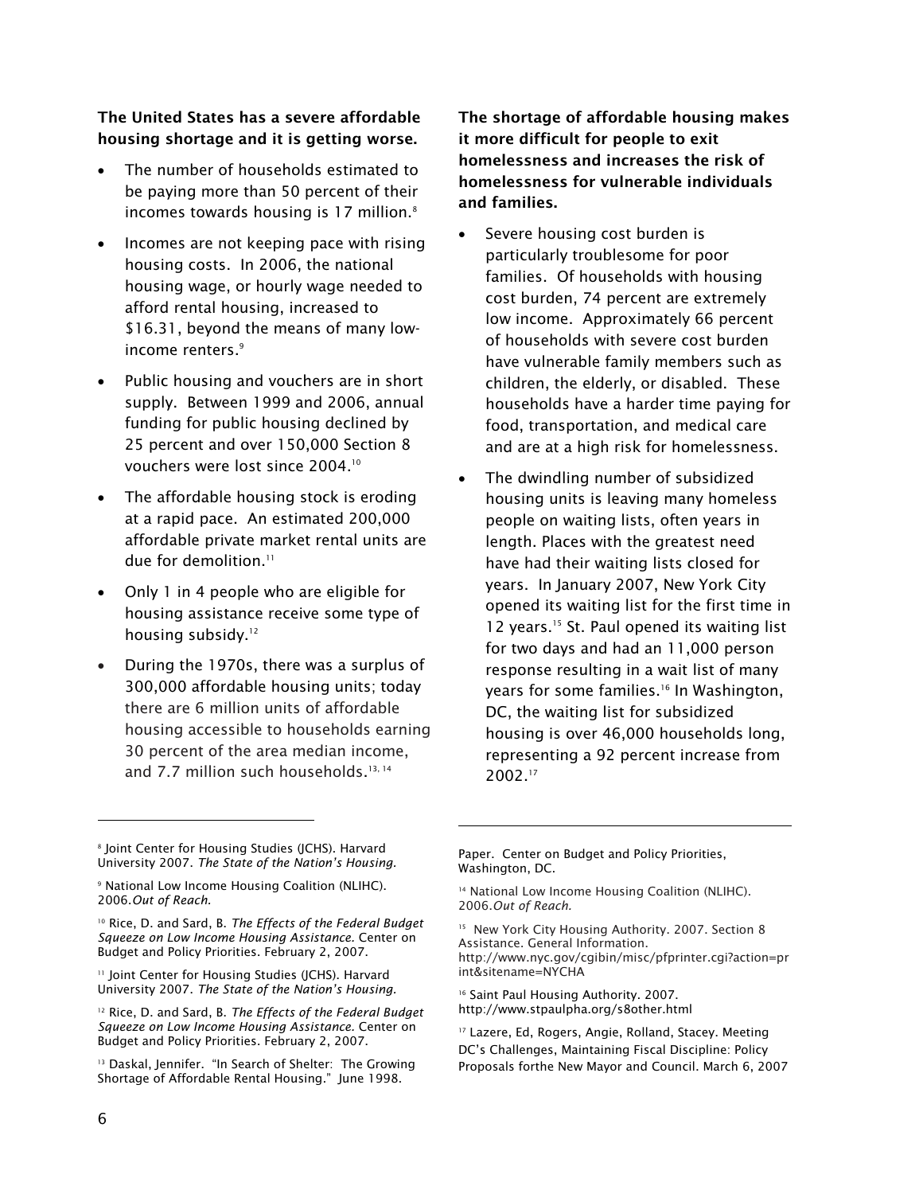**The United States has a severe affordable housing shortage and it is getting worse.**

- The number of households estimated to be paying more than 50 percent of their incomes towards housing is 17 million.[8]
- Incomes are not keeping pace with rising housing costs. In 2006, the national housing wage, or hourly wage needed to afford rental housing, increased to $16.31, beyond the means of many low-income renters.[9]
- Public housing and vouchers are in short supply. Between 1999 and 2006, annual funding for public housing declined by 25 percent and over 150,000 Section 8 vouchers were lost since 2004.[10]
- The affordable housing stock is eroding at a rapid pace. An estimated 200,000 affordable private market rental units are due for demolition.[11]
- Only 1 in 4 people who are eligible for housing assistance receive some type of housing subsidy.[12]
- During the 1970s, there was a surplus of 300,000 affordable housing units; today there are 6 million units of affordable housing accessible to households earning 30 percent of the area median income, and 7.7 million such households.[13, 14]

**The shortage of affordable housing makes it more difficult for people to exit homelessness and increases the risk of homelessness for vulnerable individuals and families.**

- Severe housing cost burden is particularly troublesome for poor families. Of households with housing cost burden, 74 percent are extremely low income. Approximately 66 percent of households with severe cost burden have vulnerable family members such as children, the elderly, or disabled. These households have a harder time paying for food, transportation, and medical care and are at a high risk for homelessness.
- The dwindling number of subsidized housing units is leaving many homeless people on waiting lists, often years in length. Places with the greatest need have had their waiting lists closed for years. In January 2007, New York City opened its waiting list for the first time in 12 years.[15] St. Paul opened its waiting list for two days and had an 11,000 person response resulting in a wait list of many years for some families.[16] In Washington, DC, the waiting list for subsidized housing is over 46,000 households long, representing a 92 percent increase from 2002.[17]

---

[8] Joint Center for Housing Studies (JCHS). Harvard University 2007. *The State of the Nation's Housing.*

[9] National Low Income Housing Coalition (NLIHC). 2006.*Out of Reach.*

[10] Rice, D. and Sard, B. *The Effects of the Federal Budget Squeeze on Low Income Housing Assistance.* Center on Budget and Policy Priorities. February 2, 2007.

[11] Joint Center for Housing Studies (JCHS). Harvard University 2007. *The State of the Nation's Housing.*

[12] Rice, D. and Sard, B. *The Effects of the Federal Budget Squeeze on Low Income Housing Assistance.* Center on Budget and Policy Priorities. February 2, 2007.

[13] Daskal, Jennifer. "In Search of Shelter: The Growing Shortage of Affordable Rental Housing." June 1998. Paper. Center on Budget and Policy Priorities, Washington, DC.

[14] National Low Income Housing Coalition (NLIHC). 2006.*Out of Reach.*

[15] New York City Housing Authority. 2007. Section 8 Assistance. General Information. http://www.nyc.gov/cgibin/misc/pfprinter.cgi?action=print&sitename=NYCHA

[16] Saint Paul Housing Authority. 2007. http://www.stpaulpha.org/s8other.html

[17] Lazere, Ed, Rogers, Angie, Rolland, Stacey. Meeting DC's Challenges, Maintaining Fiscal Discipline: Policy Proposals forthe New Mayor and Council. March 6, 2007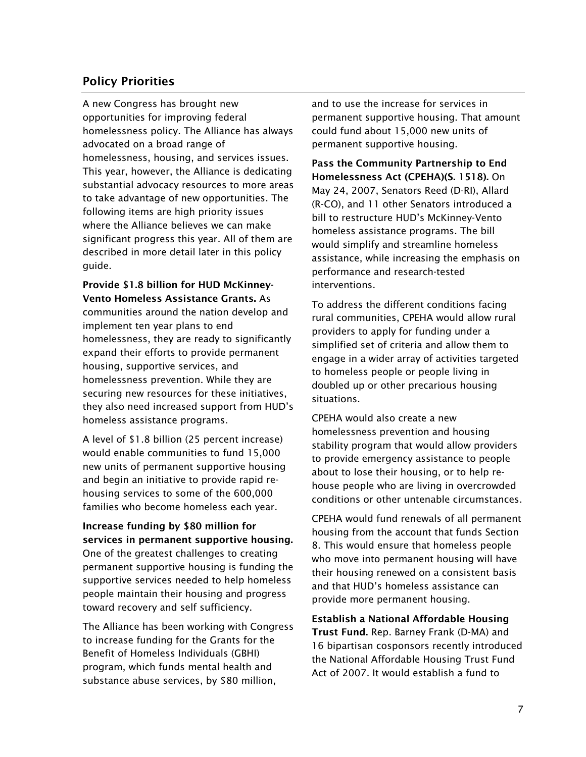## Policy Priorities

A new Congress has brought new opportunities for improving federal homelessness policy. The Alliance has always advocated on a broad range of homelessness, housing, and services issues. This year, however, the Alliance is dedicating substantial advocacy resources to more areas to take advantage of new opportunities. The following items are high priority issues where the Alliance believes we can make significant progress this year. All of them are described in more detail later in this policy guide.

**Provide $1.8 billion for HUD McKinney-Vento Homeless Assistance Grants.** As communities around the nation develop and implement ten year plans to end homelessness, they are ready to significantly expand their efforts to provide permanent housing, supportive services, and homelessness prevention. While they are securing new resources for these initiatives, they also need increased support from HUD's homeless assistance programs.

A level of $1.8 billion (25 percent increase) would enable communities to fund 15,000 new units of permanent supportive housing and begin an initiative to provide rapid re-housing services to some of the 600,000 families who become homeless each year.

**Increase funding by $80 million for services in permanent supportive housing.** One of the greatest challenges to creating permanent supportive housing is funding the supportive services needed to help homeless people maintain their housing and progress toward recovery and self sufficiency.

The Alliance has been working with Congress to increase funding for the Grants for the Benefit of Homeless Individuals (GBHI) program, which funds mental health and substance abuse services, by $80 million, and to use the increase for services in permanent supportive housing. That amount could fund about 15,000 new units of permanent supportive housing.

**Pass the Community Partnership to End Homelessness Act (CPEHA)(S. 1518).** On May 24, 2007, Senators Reed (D-RI), Allard (R-CO), and 11 other Senators introduced a bill to restructure HUD's McKinney-Vento homeless assistance programs. The bill would simplify and streamline homeless assistance, while increasing the emphasis on performance and research-tested interventions.

To address the different conditions facing rural communities, CPEHA would allow rural providers to apply for funding under a simplified set of criteria and allow them to engage in a wider array of activities targeted to homeless people or people living in doubled up or other precarious housing situations.

CPEHA would also create a new homelessness prevention and housing stability program that would allow providers to provide emergency assistance to people about to lose their housing, or to help re-house people who are living in overcrowded conditions or other untenable circumstances.

CPEHA would fund renewals of all permanent housing from the account that funds Section 8. This would ensure that homeless people who move into permanent housing will have their housing renewed on a consistent basis and that HUD's homeless assistance can provide more permanent housing.

**Establish a National Affordable Housing Trust Fund.** Rep. Barney Frank (D-MA) and 16 bipartisan cosponsors recently introduced the National Affordable Housing Trust Fund Act of 2007. It would establish a fund to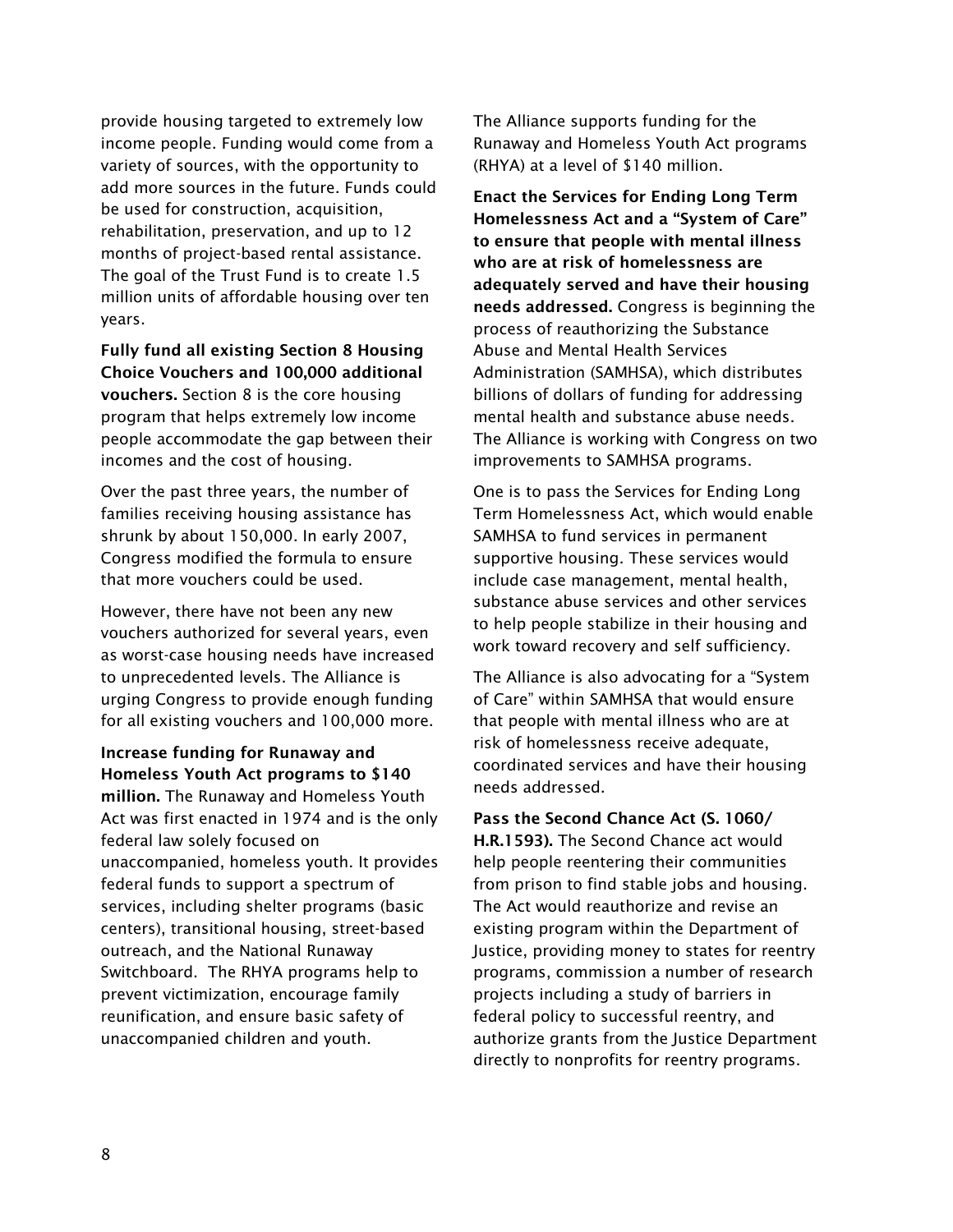provide housing targeted to extremely low income people. Funding would come from a variety of sources, with the opportunity to add more sources in the future. Funds could be used for construction, acquisition, rehabilitation, preservation, and up to 12 months of project-based rental assistance. The goal of the Trust Fund is to create 1.5 million units of affordable housing over ten years.

**Fully fund all existing Section 8 Housing Choice Vouchers and 100,000 additional vouchers.** Section 8 is the core housing program that helps extremely low income people accommodate the gap between their incomes and the cost of housing.

Over the past three years, the number of families receiving housing assistance has shrunk by about 150,000. In early 2007, Congress modified the formula to ensure that more vouchers could be used.

However, there have not been any new vouchers authorized for several years, even as worst-case housing needs have increased to unprecedented levels. The Alliance is urging Congress to provide enough funding for all existing vouchers and 100,000 more.

**Increase funding for Runaway and Homeless Youth Act programs to $140 million.** The Runaway and Homeless Youth Act was first enacted in 1974 and is the only federal law solely focused on unaccompanied, homeless youth. It provides federal funds to support a spectrum of services, including shelter programs (basic centers), transitional housing, street-based outreach, and the National Runaway Switchboard. The RHYA programs help to prevent victimization, encourage family reunification, and ensure basic safety of unaccompanied children and youth.

The Alliance supports funding for the Runaway and Homeless Youth Act programs (RHYA) at a level of $140 million.

**Enact the Services for Ending Long Term Homelessness Act and a "System of Care" to ensure that people with mental illness who are at risk of homelessness are adequately served and have their housing needs addressed.** Congress is beginning the process of reauthorizing the Substance Abuse and Mental Health Services Administration (SAMHSA), which distributes billions of dollars of funding for addressing mental health and substance abuse needs. The Alliance is working with Congress on two improvements to SAMHSA programs.

One is to pass the Services for Ending Long Term Homelessness Act, which would enable SAMHSA to fund services in permanent supportive housing. These services would include case management, mental health, substance abuse services and other services to help people stabilize in their housing and work toward recovery and self sufficiency.

The Alliance is also advocating for a "System of Care" within SAMHSA that would ensure that people with mental illness who are at risk of homelessness receive adequate, coordinated services and have their housing needs addressed.

**Pass the Second Chance Act (S. 1060/ H.R.1593).** The Second Chance act would help people reentering their communities from prison to find stable jobs and housing. The Act would reauthorize and revise an existing program within the Department of Justice, providing money to states for reentry programs, commission a number of research projects including a study of barriers in federal policy to successful reentry, and authorize grants from the Justice Department directly to nonprofits for reentry programs.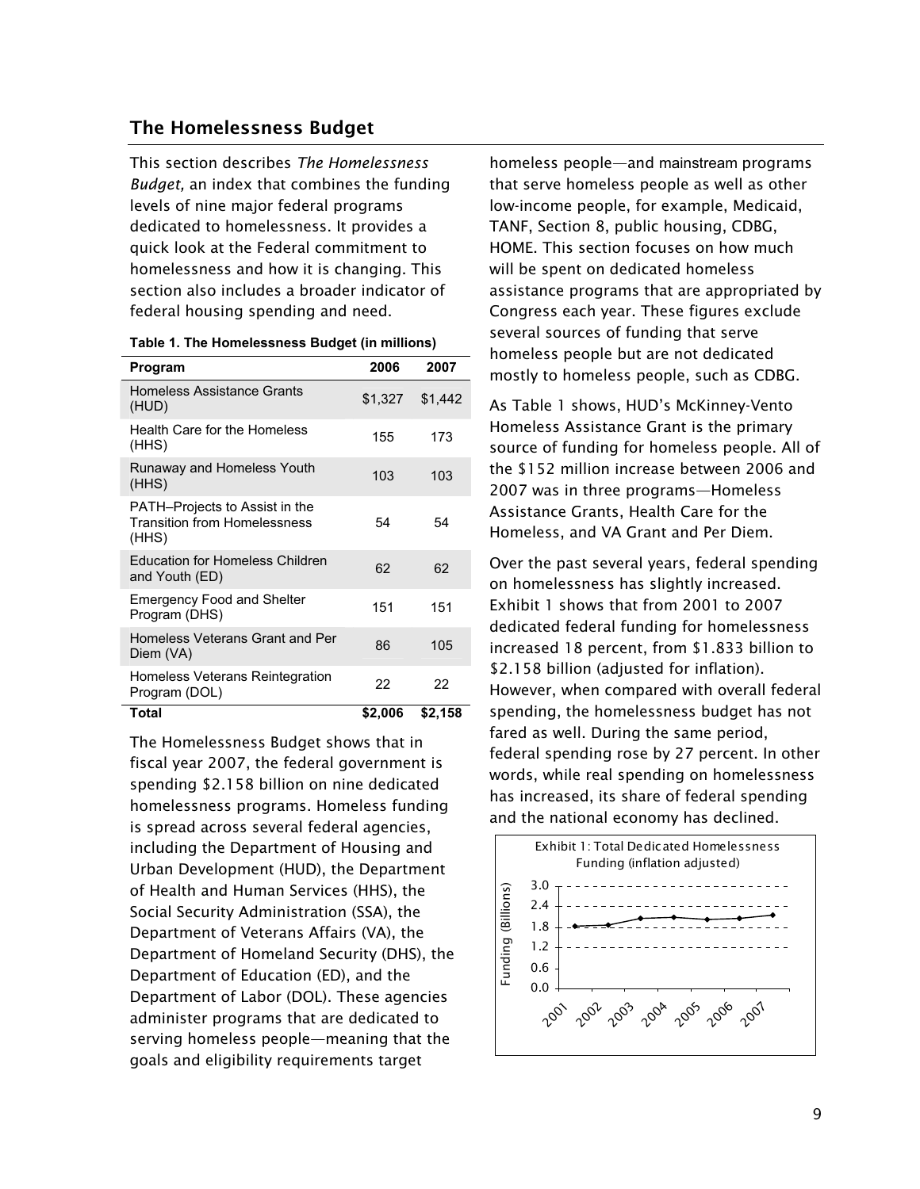## The Homelessness Budget

This section describes *The Homelessness Budget,* an index that combines the funding levels of nine major federal programs dedicated to homelessness. It provides a quick look at the Federal commitment to homelessness and how it is changing. This section also includes a broader indicator of federal housing spending and need.

**Table 1. The Homelessness Budget (in millions)**

| Program | 2006 | 2007 |
|---|---|---|
| Homeless Assistance Grants (HUD) | $1,327 | $1,442 |
| Health Care for the Homeless (HHS) | 155 | 173 |
| Runaway and Homeless Youth (HHS) | 103 | 103 |
| PATH–Projects to Assist in the Transition from Homelessness (HHS) | 54 | 54 |
| Education for Homeless Children and Youth (ED) | 62 | 62 |
| Emergency Food and Shelter Program (DHS) | 151 | 151 |
| Homeless Veterans Grant and Per Diem (VA) | 86 | 105 |
| Homeless Veterans Reintegration Program (DOL) | 22 | 22 |
| **Total** | **$2,006** | **$2,158** |

The Homelessness Budget shows that in fiscal year 2007, the federal government is spending $2.158 billion on nine dedicated homelessness programs. Homeless funding is spread across several federal agencies, including the Department of Housing and Urban Development (HUD), the Department of Health and Human Services (HHS), the Social Security Administration (SSA), the Department of Veterans Affairs (VA), the Department of Homeland Security (DHS), the Department of Education (ED), and the Department of Labor (DOL). These agencies administer programs that are dedicated to serving homeless people—meaning that the goals and eligibility requirements target homeless people—and mainstream programs that serve homeless people as well as other low-income people, for example, Medicaid, TANF, Section 8, public housing, CDBG, HOME. This section focuses on how much will be spent on dedicated homeless assistance programs that are appropriated by Congress each year. These figures exclude several sources of funding that serve homeless people but are not dedicated mostly to homeless people, such as CDBG.

As Table 1 shows, HUD's McKinney-Vento Homeless Assistance Grant is the primary source of funding for homeless people. All of the $152 million increase between 2006 and 2007 was in three programs—Homeless Assistance Grants, Health Care for the Homeless, and VA Grant and Per Diem.

Over the past several years, federal spending on homelessness has slightly increased. Exhibit 1 shows that from 2001 to 2007 dedicated federal funding for homelessness increased 18 percent, from $1.833 billion to $2.158 billion (adjusted for inflation). However, when compared with overall federal spending, the homelessness budget has not fared as well. During the same period, federal spending rose by 27 percent. In other words, while real spending on homelessness has increased, its share of federal spending and the national economy has declined.

Exhibit 1: Total Dedicated Homelessness Funding (inflation adjusted)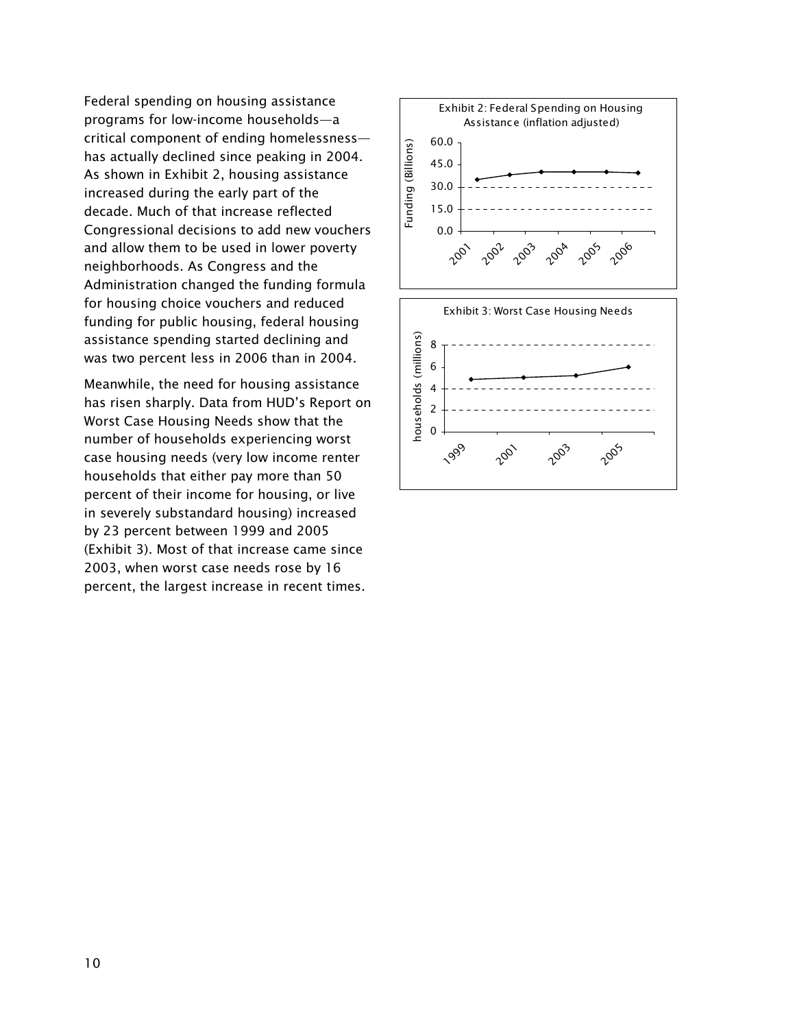Federal spending on housing assistance programs for low-income households—a critical component of ending homelessness—has actually declined since peaking in 2004. As shown in Exhibit 2, housing assistance increased during the early part of the decade. Much of that increase reflected Congressional decisions to add new vouchers and allow them to be used in lower poverty neighborhoods. As Congress and the Administration changed the funding formula for housing choice vouchers and reduced funding for public housing, federal housing assistance spending started declining and was two percent less in 2006 than in 2004.

Meanwhile, the need for housing assistance has risen sharply. Data from HUD's Report on Worst Case Housing Needs show that the number of households experiencing worst case housing needs (very low income renter households that either pay more than 50 percent of their income for housing, or live in severely substandard housing) increased by 23 percent between 1999 and 2005 (Exhibit 3). Most of that increase came since 2003, when worst case needs rose by 16 percent, the largest increase in recent times.

Exhibit 2: Federal Spending on Housing Assistance (inflation adjusted)

Exhibit 3: Worst Case Housing Needs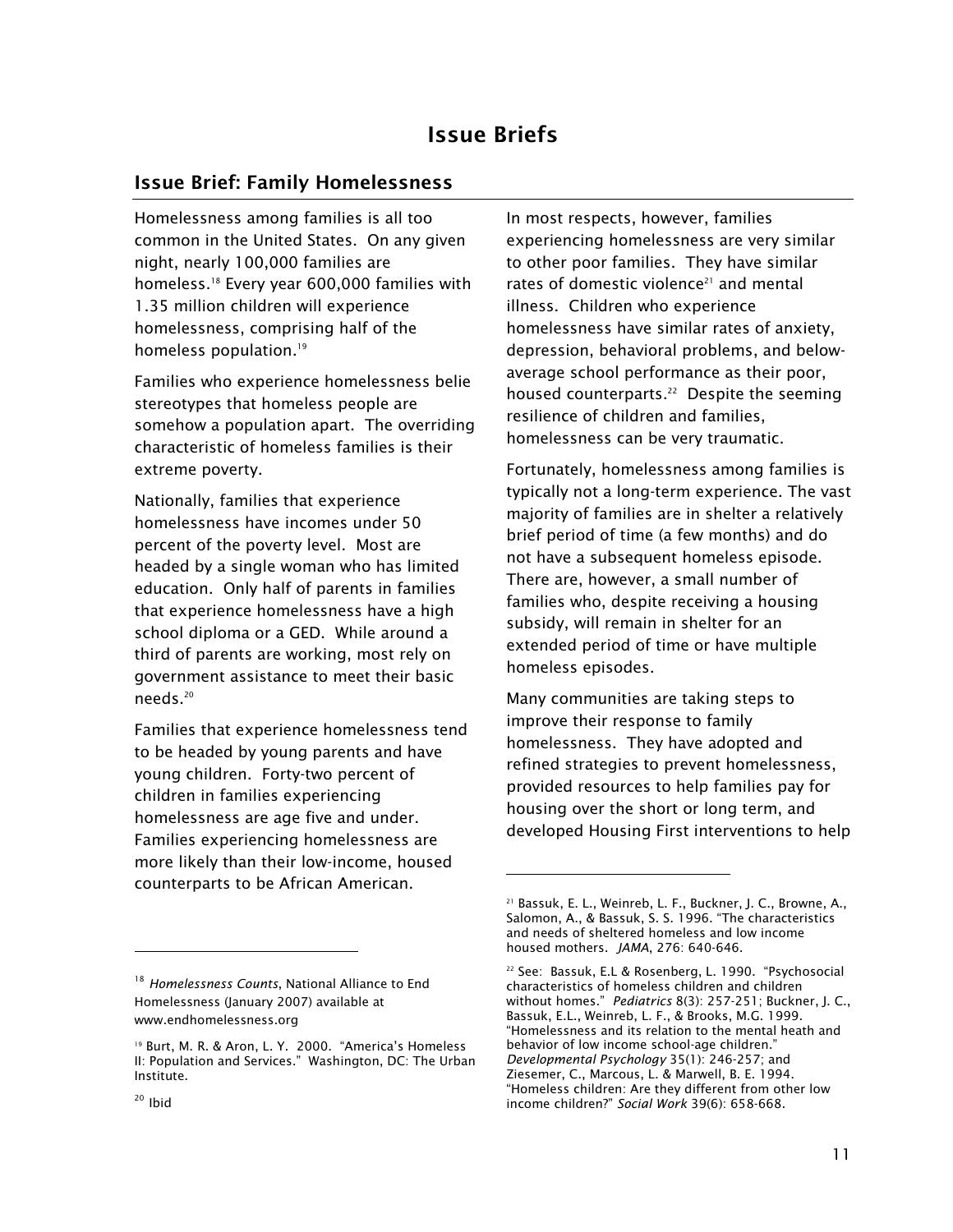# Issue Briefs

## Issue Brief: Family Homelessness

Homelessness among families is all too common in the United States. On any given night, nearly 100,000 families are homeless.[18] Every year 600,000 families with 1.35 million children will experience homelessness, comprising half of the homeless population.[19]

Families who experience homelessness belie stereotypes that homeless people are somehow a population apart. The overriding characteristic of homeless families is their extreme poverty.

Nationally, families that experience homelessness have incomes under 50 percent of the poverty level. Most are headed by a single woman who has limited education. Only half of parents in families that experience homelessness have a high school diploma or a GED. While around a third of parents are working, most rely on government assistance to meet their basic needs.[20]

Families that experience homelessness tend to be headed by young parents and have young children. Forty-two percent of children in families experiencing homelessness are age five and under. Families experiencing homelessness are more likely than their low-income, housed counterparts to be African American.

In most respects, however, families experiencing homelessness are very similar to other poor families. They have similar rates of domestic violence[21] and mental illness. Children who experience homelessness have similar rates of anxiety, depression, behavioral problems, and below-average school performance as their poor, housed counterparts.[22] Despite the seeming resilience of children and families, homelessness can be very traumatic.

Fortunately, homelessness among families is typically not a long-term experience. The vast majority of families are in shelter a relatively brief period of time (a few months) and do not have a subsequent homeless episode. There are, however, a small number of families who, despite receiving a housing subsidy, will remain in shelter for an extended period of time or have multiple homeless episodes.

Many communities are taking steps to improve their response to family homelessness. They have adopted and refined strategies to prevent homelessness, provided resources to help families pay for housing over the short or long term, and developed Housing First interventions to help

---

[18] *Homelessness Counts*, National Alliance to End Homelessness (January 2007) available at www.endhomelessness.org

[19] Burt, M. R. & Aron, L. Y. 2000. "America's Homeless II: Population and Services." Washington, DC: The Urban Institute.

[20] Ibid

[21] Bassuk, E. L., Weinreb, L. F., Buckner, J. C., Browne, A., Salomon, A., & Bassuk, S. S. 1996. "The characteristics and needs of sheltered homeless and low income housed mothers. *JAMA*, 276: 640-646.

[22] See: Bassuk, E.L & Rosenberg, L. 1990. "Psychosocial characteristics of homeless children and children without homes." *Pediatrics* 8(3): 257-251; Buckner, J. C., Bassuk, E.L., Weinreb, L. F., & Brooks, M.G. 1999. "Homelessness and its relation to the mental heath and behavior of low income school-age children." *Developmental Psychology* 35(1): 246-257; and Ziesemer, C., Marcous, L. & Marwell, B. E. 1994. "Homeless children: Are they different from other low income children?" *Social Work* 39(6): 658-668.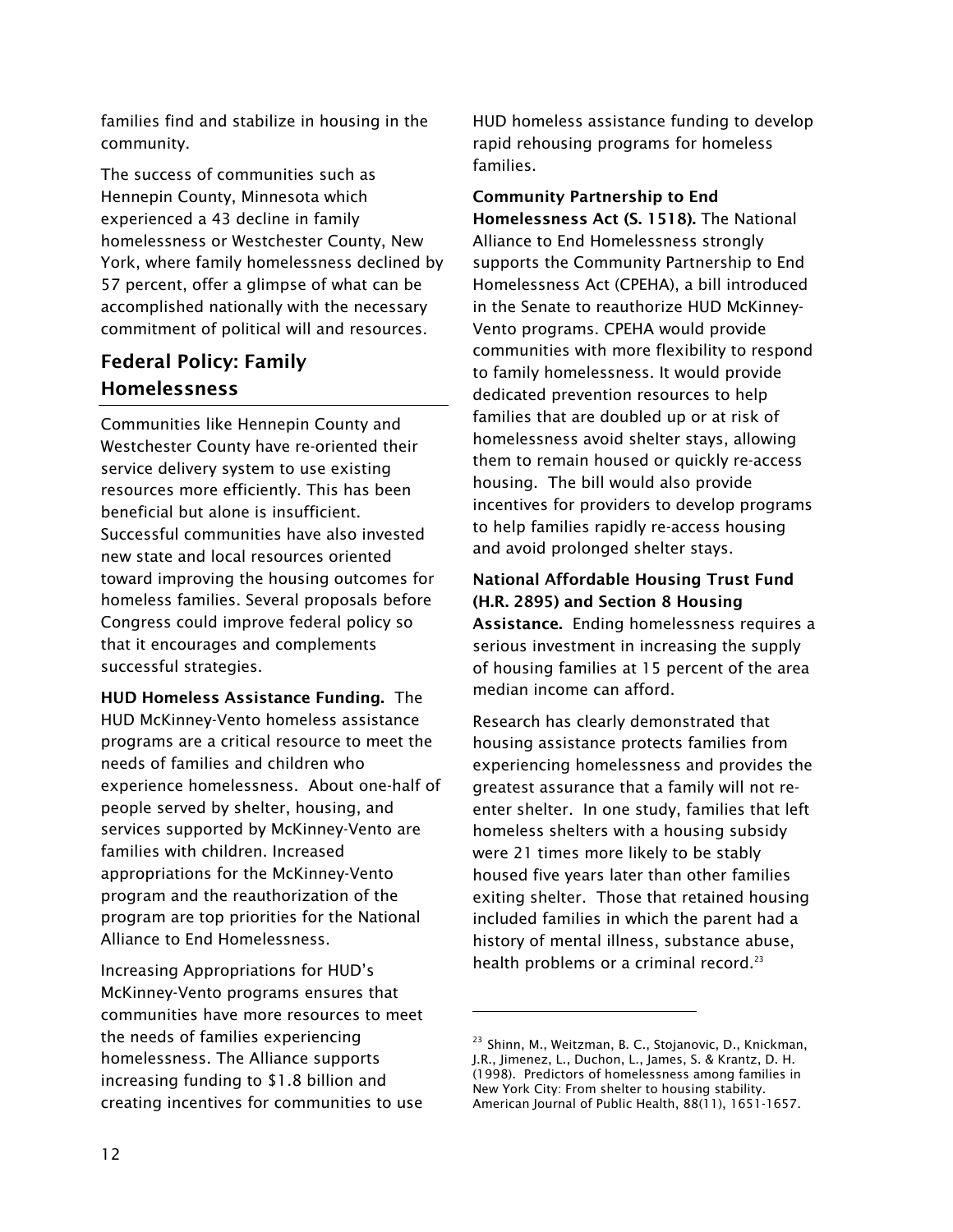families find and stabilize in housing in the community.

The success of communities such as Hennepin County, Minnesota which experienced a 43 decline in family homelessness or Westchester County, New York, where family homelessness declined by 57 percent, offer a glimpse of what can be accomplished nationally with the necessary commitment of political will and resources.

## Federal Policy: Family Homelessness

Communities like Hennepin County and Westchester County have re-oriented their service delivery system to use existing resources more efficiently. This has been beneficial but alone is insufficient. Successful communities have also invested new state and local resources oriented toward improving the housing outcomes for homeless families. Several proposals before Congress could improve federal policy so that it encourages and complements successful strategies.

**HUD Homeless Assistance Funding.** The HUD McKinney-Vento homeless assistance programs are a critical resource to meet the needs of families and children who experience homelessness. About one-half of people served by shelter, housing, and services supported by McKinney-Vento are families with children. Increased appropriations for the McKinney-Vento program and the reauthorization of the program are top priorities for the National Alliance to End Homelessness.

Increasing Appropriations for HUD's McKinney-Vento programs ensures that communities have more resources to meet the needs of families experiencing homelessness. The Alliance supports increasing funding to $1.8 billion and creating incentives for communities to use HUD homeless assistance funding to develop rapid rehousing programs for homeless families.

**Community Partnership to End Homelessness Act (S. 1518).** The National Alliance to End Homelessness strongly supports the Community Partnership to End Homelessness Act (CPEHA), a bill introduced in the Senate to reauthorize HUD McKinney-Vento programs. CPEHA would provide communities with more flexibility to respond to family homelessness. It would provide dedicated prevention resources to help families that are doubled up or at risk of homelessness avoid shelter stays, allowing them to remain housed or quickly re-access housing. The bill would also provide incentives for providers to develop programs to help families rapidly re-access housing and avoid prolonged shelter stays.

**National Affordable Housing Trust Fund (H.R. 2895) and Section 8 Housing Assistance.** Ending homelessness requires a serious investment in increasing the supply of housing families at 15 percent of the area median income can afford.

Research has clearly demonstrated that housing assistance protects families from experiencing homelessness and provides the greatest assurance that a family will not re-enter shelter. In one study, families that left homeless shelters with a housing subsidy were 21 times more likely to be stably housed five years later than other families exiting shelter. Those that retained housing included families in which the parent had a history of mental illness, substance abuse, health problems or a criminal record.[23]

[23] Shinn, M., Weitzman, B. C., Stojanovic, D., Knickman, J.R., Jimenez, L., Duchon, L., James, S. & Krantz, D. H. (1998). Predictors of homelessness among families in New York City: From shelter to housing stability. American Journal of Public Health, 88(11), 1651-1657.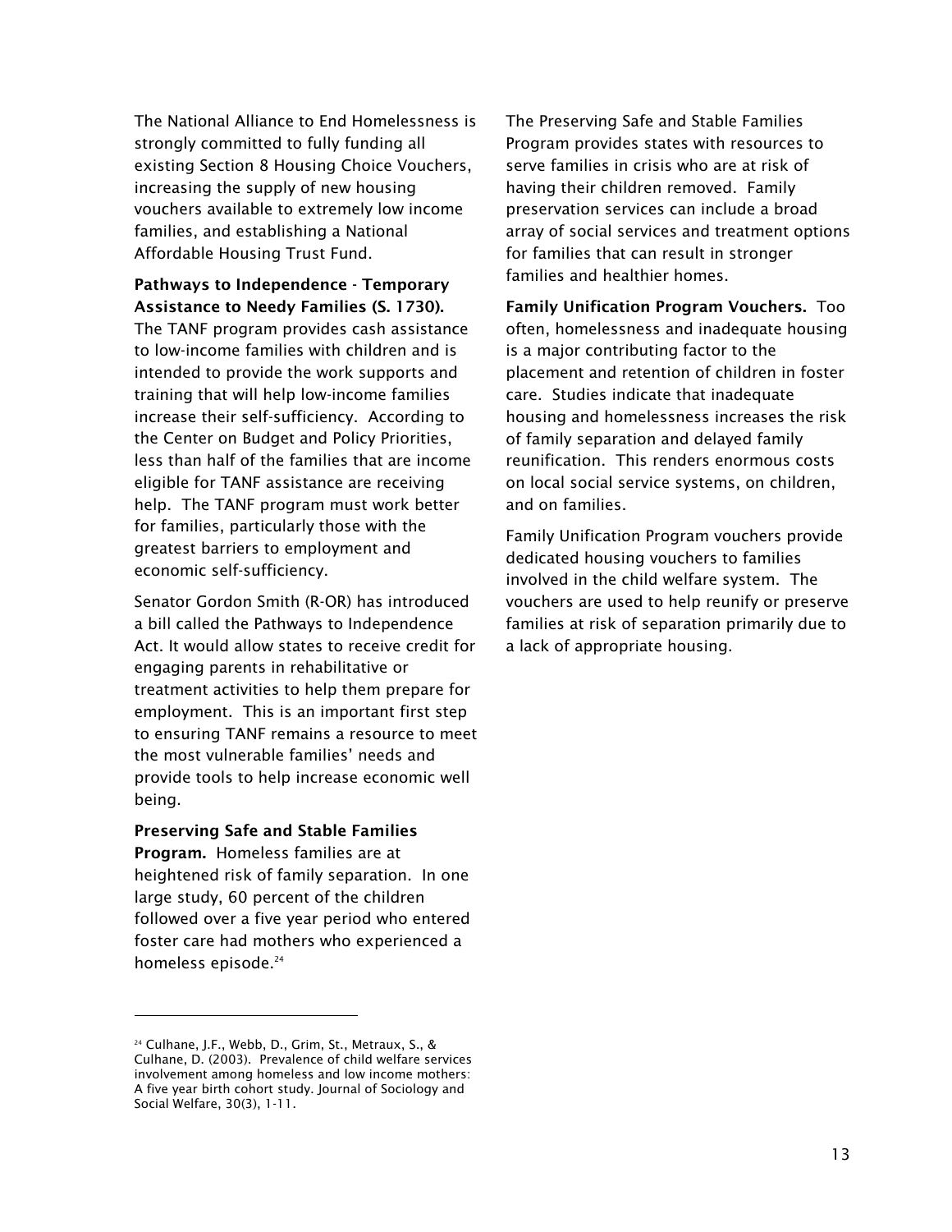The National Alliance to End Homelessness is strongly committed to fully funding all existing Section 8 Housing Choice Vouchers, increasing the supply of new housing vouchers available to extremely low income families, and establishing a National Affordable Housing Trust Fund.

**Pathways to Independence - Temporary Assistance to Needy Families (S. 1730).** The TANF program provides cash assistance to low-income families with children and is intended to provide the work supports and training that will help low-income families increase their self-sufficiency. According to the Center on Budget and Policy Priorities, less than half of the families that are income eligible for TANF assistance are receiving help. The TANF program must work better for families, particularly those with the greatest barriers to employment and economic self-sufficiency.

Senator Gordon Smith (R-OR) has introduced a bill called the Pathways to Independence Act. It would allow states to receive credit for engaging parents in rehabilitative or treatment activities to help them prepare for employment. This is an important first step to ensuring TANF remains a resource to meet the most vulnerable families' needs and provide tools to help increase economic well being.

**Preserving Safe and Stable Families Program.** Homeless families are at heightened risk of family separation. In one large study, 60 percent of the children followed over a five year period who entered foster care had mothers who experienced a homeless episode.[24]

The Preserving Safe and Stable Families Program provides states with resources to serve families in crisis who are at risk of having their children removed. Family preservation services can include a broad array of social services and treatment options for families that can result in stronger families and healthier homes.

**Family Unification Program Vouchers.** Too often, homelessness and inadequate housing is a major contributing factor to the placement and retention of children in foster care. Studies indicate that inadequate housing and homelessness increases the risk of family separation and delayed family reunification. This renders enormous costs on local social service systems, on children, and on families.

Family Unification Program vouchers provide dedicated housing vouchers to families involved in the child welfare system. The vouchers are used to help reunify or preserve families at risk of separation primarily due to a lack of appropriate housing.

---

[24] Culhane, J.F., Webb, D., Grim, St., Metraux, S., & Culhane, D. (2003). Prevalence of child welfare services involvement among homeless and low income mothers: A five year birth cohort study. Journal of Sociology and Social Welfare, 30(3), 1-11.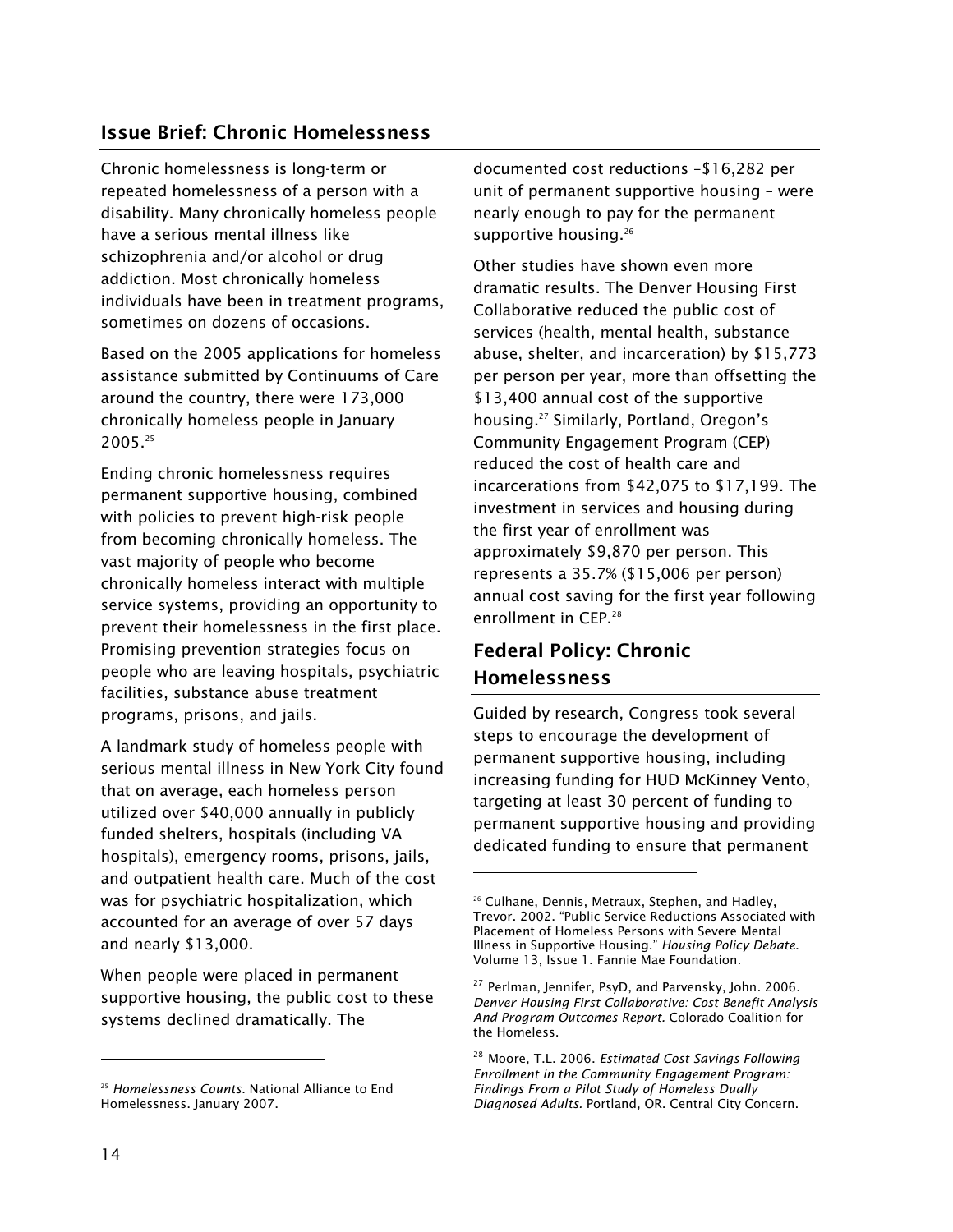## Issue Brief: Chronic Homelessness

Chronic homelessness is long-term or repeated homelessness of a person with a disability. Many chronically homeless people have a serious mental illness like schizophrenia and/or alcohol or drug addiction. Most chronically homeless individuals have been in treatment programs, sometimes on dozens of occasions.

Based on the 2005 applications for homeless assistance submitted by Continuums of Care around the country, there were 173,000 chronically homeless people in January 2005.[25]

Ending chronic homelessness requires permanent supportive housing, combined with policies to prevent high-risk people from becoming chronically homeless. The vast majority of people who become chronically homeless interact with multiple service systems, providing an opportunity to prevent their homelessness in the first place. Promising prevention strategies focus on people who are leaving hospitals, psychiatric facilities, substance abuse treatment programs, prisons, and jails.

A landmark study of homeless people with serious mental illness in New York City found that on average, each homeless person utilized over $40,000 annually in publicly funded shelters, hospitals (including VA hospitals), emergency rooms, prisons, jails, and outpatient health care. Much of the cost was for psychiatric hospitalization, which accounted for an average of over 57 days and nearly $13,000.

When people were placed in permanent supportive housing, the public cost to these systems declined dramatically. The documented cost reductions –$16,282 per unit of permanent supportive housing – were nearly enough to pay for the permanent supportive housing.[26]

Other studies have shown even more dramatic results. The Denver Housing First Collaborative reduced the public cost of services (health, mental health, substance abuse, shelter, and incarceration) by $15,773 per person per year, more than offsetting the $13,400 annual cost of the supportive housing.[27] Similarly, Portland, Oregon's Community Engagement Program (CEP) reduced the cost of health care and incarcerations from $42,075 to $17,199. The investment in services and housing during the first year of enrollment was approximately $9,870 per person. This represents a 35.7% ($15,006 per person) annual cost saving for the first year following enrollment in CEP.[28]

## Federal Policy: Chronic Homelessness

Guided by research, Congress took several steps to encourage the development of permanent supportive housing, including increasing funding for HUD McKinney Vento, targeting at least 30 percent of funding to permanent supportive housing and providing dedicated funding to ensure that permanent

---

[25] *Homelessness Counts*. National Alliance to End Homelessness. January 2007.

[26] Culhane, Dennis, Metraux, Stephen, and Hadley, Trevor. 2002. "Public Service Reductions Associated with Placement of Homeless Persons with Severe Mental Illness in Supportive Housing." *Housing Policy Debate.* Volume 13, Issue 1. Fannie Mae Foundation.

[27] Perlman, Jennifer, PsyD, and Parvensky, John. 2006. *Denver Housing First Collaborative: Cost Benefit Analysis And Program Outcomes Report.* Colorado Coalition for the Homeless.

[28] Moore, T.L. 2006. *Estimated Cost Savings Following Enrollment in the Community Engagement Program: Findings From a Pilot Study of Homeless Dually Diagnosed Adults.* Portland, OR. Central City Concern.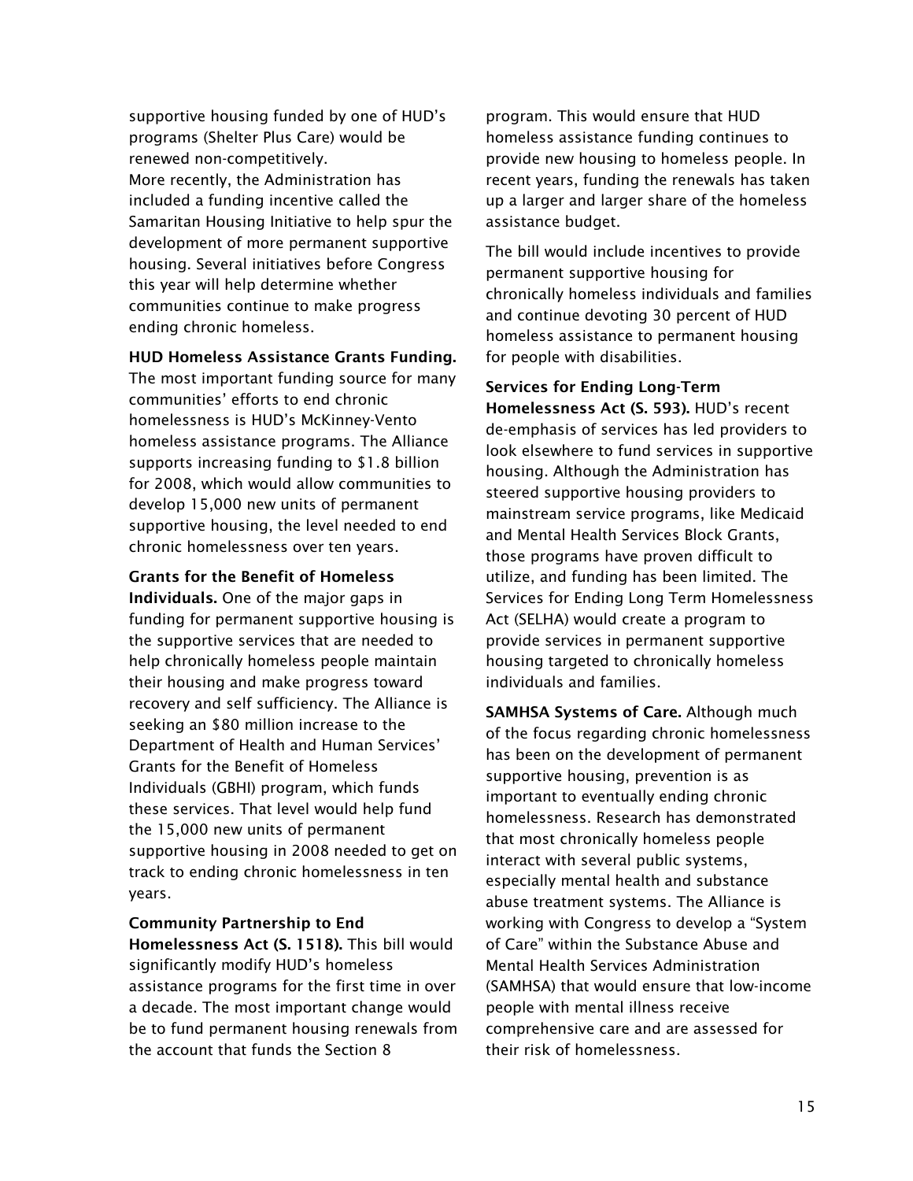supportive housing funded by one of HUD's programs (Shelter Plus Care) would be renewed non-competitively.
More recently, the Administration has included a funding incentive called the Samaritan Housing Initiative to help spur the development of more permanent supportive housing. Several initiatives before Congress this year will help determine whether communities continue to make progress ending chronic homeless.

**HUD Homeless Assistance Grants Funding.** The most important funding source for many communities' efforts to end chronic homelessness is HUD's McKinney-Vento homeless assistance programs. The Alliance supports increasing funding to $1.8 billion for 2008, which would allow communities to develop 15,000 new units of permanent supportive housing, the level needed to end chronic homelessness over ten years.

**Grants for the Benefit of Homeless Individuals.** One of the major gaps in funding for permanent supportive housing is the supportive services that are needed to help chronically homeless people maintain their housing and make progress toward recovery and self sufficiency. The Alliance is seeking an $80 million increase to the Department of Health and Human Services' Grants for the Benefit of Homeless Individuals (GBHI) program, which funds these services. That level would help fund the 15,000 new units of permanent supportive housing in 2008 needed to get on track to ending chronic homelessness in ten years.

**Community Partnership to End Homelessness Act (S. 1518).** This bill would significantly modify HUD's homeless assistance programs for the first time in over a decade. The most important change would be to fund permanent housing renewals from the account that funds the Section 8 program. This would ensure that HUD homeless assistance funding continues to provide new housing to homeless people. In recent years, funding the renewals has taken up a larger and larger share of the homeless assistance budget.

The bill would include incentives to provide permanent supportive housing for chronically homeless individuals and families and continue devoting 30 percent of HUD homeless assistance to permanent housing for people with disabilities.

**Services for Ending Long-Term Homelessness Act (S. 593).** HUD's recent de-emphasis of services has led providers to look elsewhere to fund services in supportive housing. Although the Administration has steered supportive housing providers to mainstream service programs, like Medicaid and Mental Health Services Block Grants, those programs have proven difficult to utilize, and funding has been limited. The Services for Ending Long Term Homelessness Act (SELHA) would create a program to provide services in permanent supportive housing targeted to chronically homeless individuals and families.

**SAMHSA Systems of Care.** Although much of the focus regarding chronic homelessness has been on the development of permanent supportive housing, prevention is as important to eventually ending chronic homelessness. Research has demonstrated that most chronically homeless people interact with several public systems, especially mental health and substance abuse treatment systems. The Alliance is working with Congress to develop a "System of Care" within the Substance Abuse and Mental Health Services Administration (SAMHSA) that would ensure that low-income people with mental illness receive comprehensive care and are assessed for their risk of homelessness.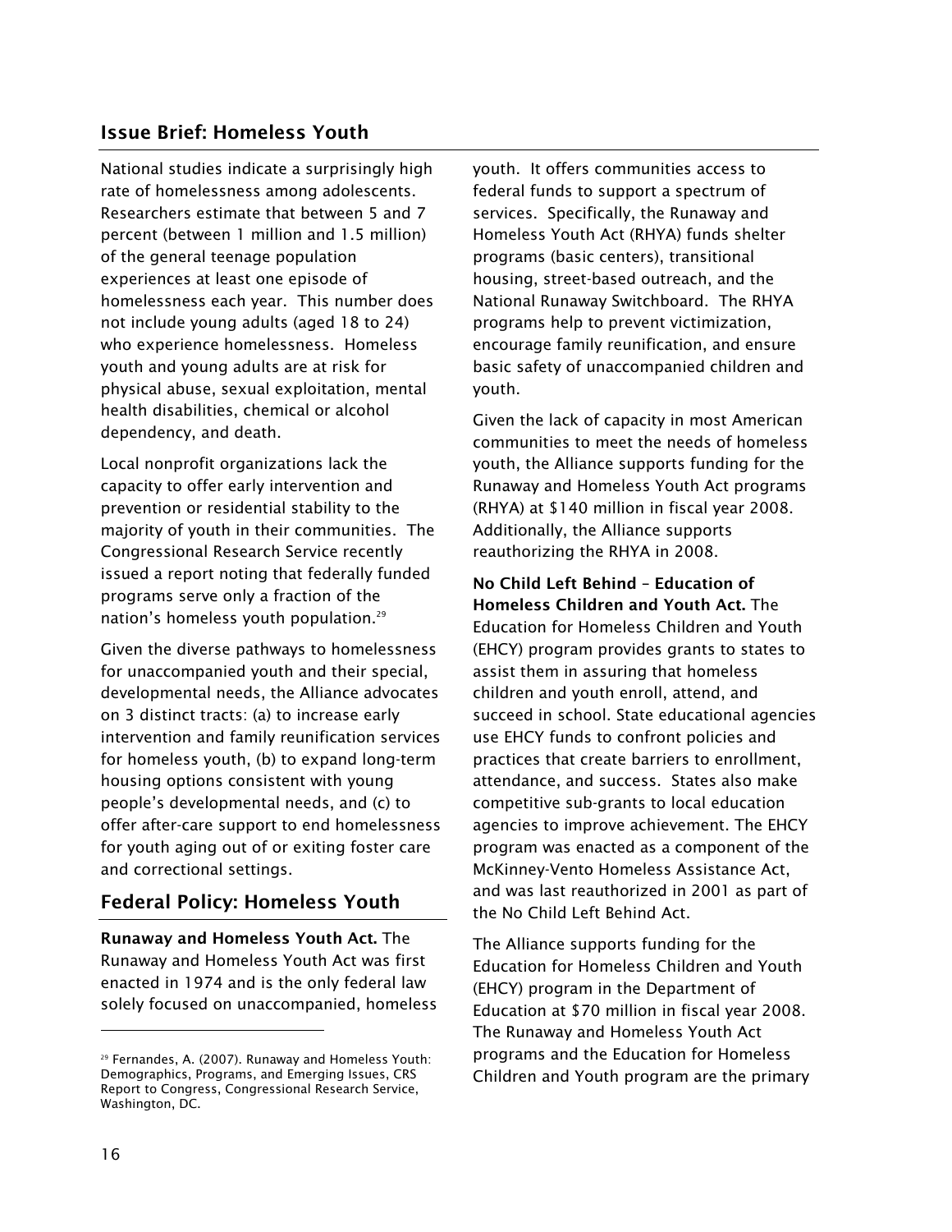## Issue Brief: Homeless Youth

National studies indicate a surprisingly high rate of homelessness among adolescents. Researchers estimate that between 5 and 7 percent (between 1 million and 1.5 million) of the general teenage population experiences at least one episode of homelessness each year. This number does not include young adults (aged 18 to 24) who experience homelessness. Homeless youth and young adults are at risk for physical abuse, sexual exploitation, mental health disabilities, chemical or alcohol dependency, and death.

Local nonprofit organizations lack the capacity to offer early intervention and prevention or residential stability to the majority of youth in their communities. The Congressional Research Service recently issued a report noting that federally funded programs serve only a fraction of the nation's homeless youth population.[29]

Given the diverse pathways to homelessness for unaccompanied youth and their special, developmental needs, the Alliance advocates on 3 distinct tracts: (a) to increase early intervention and family reunification services for homeless youth, (b) to expand long-term housing options consistent with young people's developmental needs, and (c) to offer after-care support to end homelessness for youth aging out of or exiting foster care and correctional settings.

## Federal Policy: Homeless Youth

**Runaway and Homeless Youth Act.** The Runaway and Homeless Youth Act was first enacted in 1974 and is the only federal law solely focused on unaccompanied, homeless youth. It offers communities access to federal funds to support a spectrum of services. Specifically, the Runaway and Homeless Youth Act (RHYA) funds shelter programs (basic centers), transitional housing, street-based outreach, and the National Runaway Switchboard. The RHYA programs help to prevent victimization, encourage family reunification, and ensure basic safety of unaccompanied children and youth.

Given the lack of capacity in most American communities to meet the needs of homeless youth, the Alliance supports funding for the Runaway and Homeless Youth Act programs (RHYA) at $140 million in fiscal year 2008. Additionally, the Alliance supports reauthorizing the RHYA in 2008.

**No Child Left Behind – Education of Homeless Children and Youth Act.** The Education for Homeless Children and Youth (EHCY) program provides grants to states to assist them in assuring that homeless children and youth enroll, attend, and succeed in school. State educational agencies use EHCY funds to confront policies and practices that create barriers to enrollment, attendance, and success. States also make competitive sub-grants to local education agencies to improve achievement. The EHCY program was enacted as a component of the McKinney-Vento Homeless Assistance Act, and was last reauthorized in 2001 as part of the No Child Left Behind Act.

The Alliance supports funding for the Education for Homeless Children and Youth (EHCY) program in the Department of Education at $70 million in fiscal year 2008. The Runaway and Homeless Youth Act programs and the Education for Homeless Children and Youth program are the primary

[29] Fernandes, A. (2007). Runaway and Homeless Youth: Demographics, Programs, and Emerging Issues, CRS Report to Congress, Congressional Research Service, Washington, DC.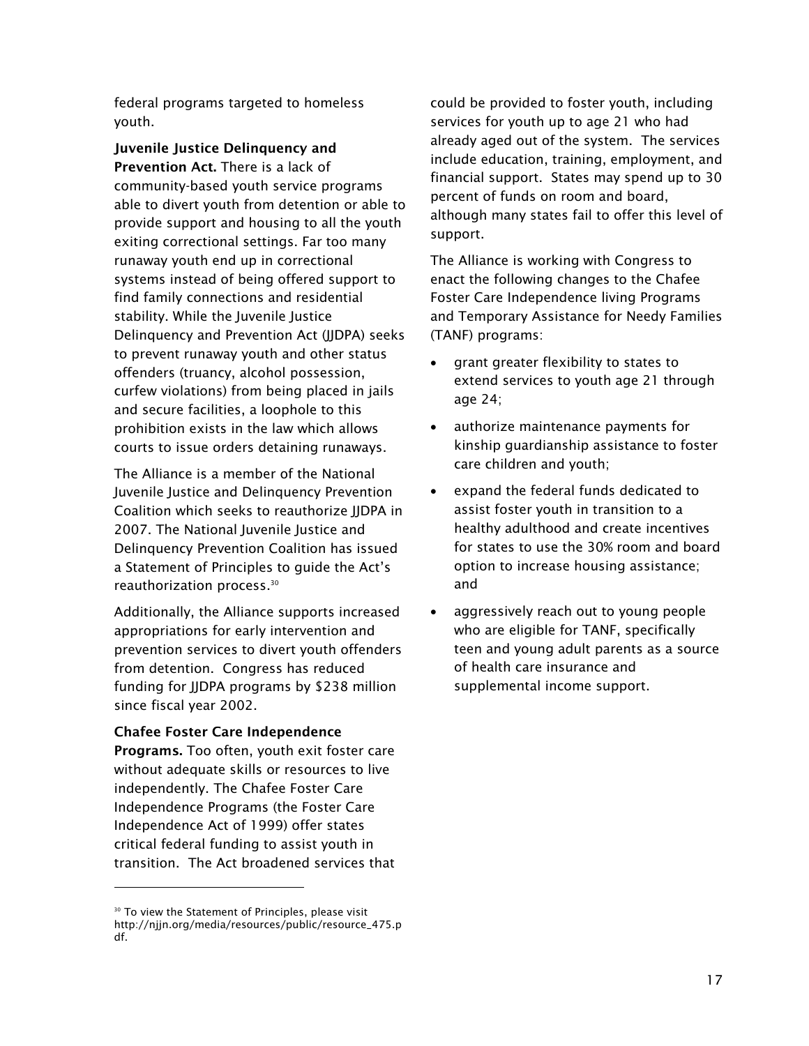federal programs targeted to homeless youth.

**Juvenile Justice Delinquency and Prevention Act.** There is a lack of community-based youth service programs able to divert youth from detention or able to provide support and housing to all the youth exiting correctional settings. Far too many runaway youth end up in correctional systems instead of being offered support to find family connections and residential stability. While the Juvenile Justice Delinquency and Prevention Act (JJDPA) seeks to prevent runaway youth and other status offenders (truancy, alcohol possession, curfew violations) from being placed in jails and secure facilities, a loophole to this prohibition exists in the law which allows courts to issue orders detaining runaways.

The Alliance is a member of the National Juvenile Justice and Delinquency Prevention Coalition which seeks to reauthorize JJDPA in 2007. The National Juvenile Justice and Delinquency Prevention Coalition has issued a Statement of Principles to guide the Act's reauthorization process.[30]

Additionally, the Alliance supports increased appropriations for early intervention and prevention services to divert youth offenders from detention. Congress has reduced funding for JJDPA programs by $238 million since fiscal year 2002.

**Chafee Foster Care Independence Programs.** Too often, youth exit foster care without adequate skills or resources to live independently. The Chafee Foster Care Independence Programs (the Foster Care Independence Act of 1999) offer states critical federal funding to assist youth in transition. The Act broadened services that could be provided to foster youth, including services for youth up to age 21 who had already aged out of the system. The services include education, training, employment, and financial support. States may spend up to 30 percent of funds on room and board, although many states fail to offer this level of support.

The Alliance is working with Congress to enact the following changes to the Chafee Foster Care Independence living Programs and Temporary Assistance for Needy Families (TANF) programs:

- grant greater flexibility to states to extend services to youth age 21 through age 24;
- authorize maintenance payments for kinship guardianship assistance to foster care children and youth;
- expand the federal funds dedicated to assist foster youth in transition to a healthy adulthood and create incentives for states to use the 30% room and board option to increase housing assistance; and
- aggressively reach out to young people who are eligible for TANF, specifically teen and young adult parents as a source of health care insurance and supplemental income support.

[30] To view the Statement of Principles, please visit http://njjn.org/media/resources/public/resource_475.pdf.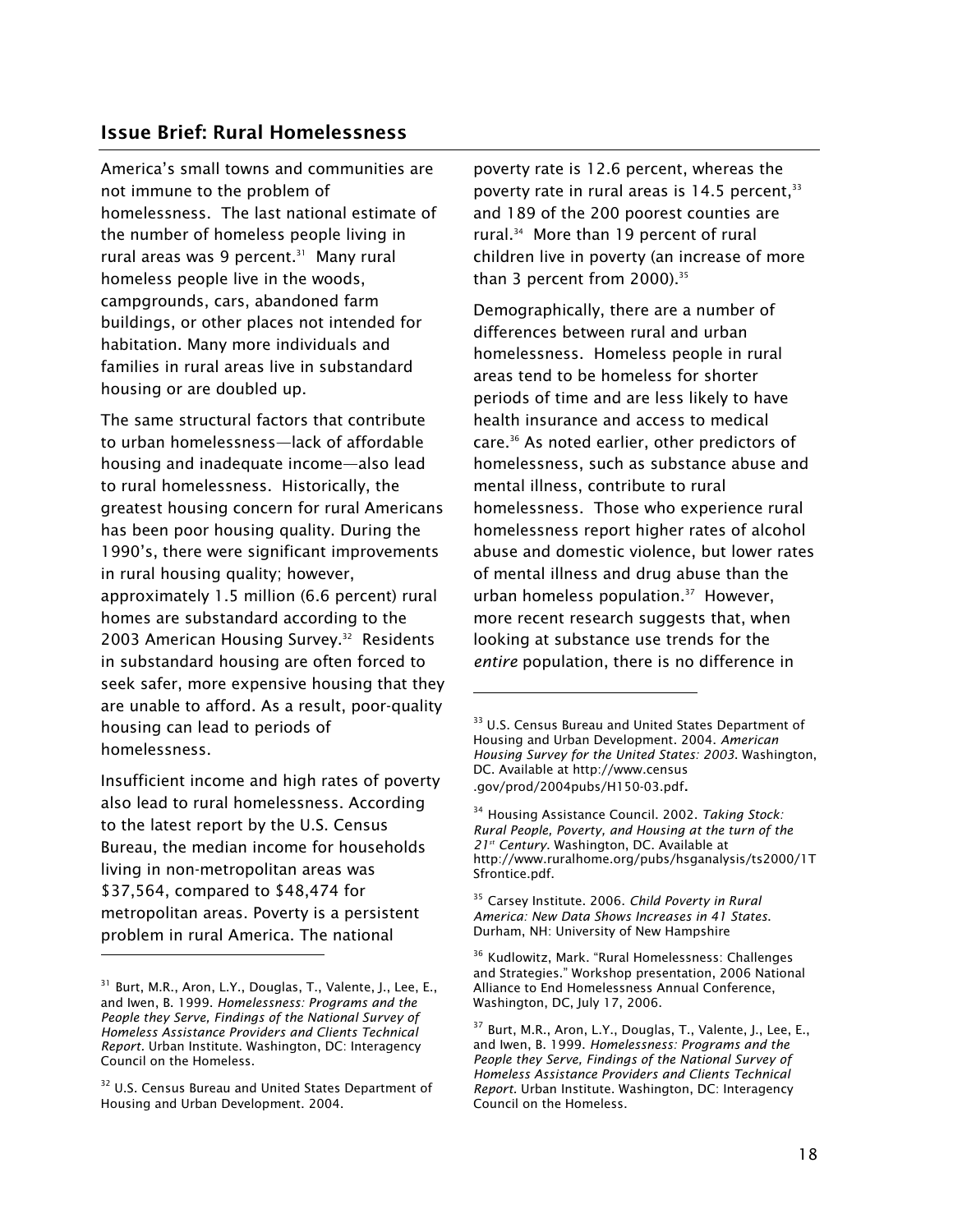## Issue Brief: Rural Homelessness

America's small towns and communities are not immune to the problem of homelessness. The last national estimate of the number of homeless people living in rural areas was 9 percent.[31] Many rural homeless people live in the woods, campgrounds, cars, abandoned farm buildings, or other places not intended for habitation. Many more individuals and families in rural areas live in substandard housing or are doubled up.

The same structural factors that contribute to urban homelessness—lack of affordable housing and inadequate income—also lead to rural homelessness. Historically, the greatest housing concern for rural Americans has been poor housing quality. During the 1990's, there were significant improvements in rural housing quality; however, approximately 1.5 million (6.6 percent) rural homes are substandard according to the 2003 American Housing Survey.[32] Residents in substandard housing are often forced to seek safer, more expensive housing that they are unable to afford. As a result, poor-quality housing can lead to periods of homelessness.

Insufficient income and high rates of poverty also lead to rural homelessness. According to the latest report by the U.S. Census Bureau, the median income for households living in non-metropolitan areas was $37,564, compared to $48,474 for metropolitan areas. Poverty is a persistent problem in rural America. The national poverty rate is 12.6 percent, whereas the poverty rate in rural areas is 14.5 percent,[33] and 189 of the 200 poorest counties are rural.[34] More than 19 percent of rural children live in poverty (an increase of more than 3 percent from 2000).[35]

Demographically, there are a number of differences between rural and urban homelessness. Homeless people in rural areas tend to be homeless for shorter periods of time and are less likely to have health insurance and access to medical care.[36] As noted earlier, other predictors of homelessness, such as substance abuse and mental illness, contribute to rural homelessness. Those who experience rural homelessness report higher rates of alcohol abuse and domestic violence, but lower rates of mental illness and drug abuse than the urban homeless population.[37] However, more recent research suggests that, when looking at substance use trends for the *entire* population, there is no difference in

---

[31] Burt, M.R., Aron, L.Y., Douglas, T., Valente, J., Lee, E., and Iwen, B. 1999. *Homelessness: Programs and the People they Serve, Findings of the National Survey of Homeless Assistance Providers and Clients Technical Report.* Urban Institute. Washington, DC: Interagency Council on the Homeless.

[32] U.S. Census Bureau and United States Department of Housing and Urban Development. 2004.

[33] U.S. Census Bureau and United States Department of Housing and Urban Development. 2004. *American Housing Survey for the United States: 2003.* Washington, DC. Available at http://www.census.gov/prod/2004pubs/H150-03.pdf.

[34] Housing Assistance Council. 2002. *Taking Stock: Rural People, Poverty, and Housing at the turn of the 21st Century.* Washington, DC. Available at http://www.ruralhome.org/pubs/hsganalysis/ts2000/1TSfrontice.pdf.

[35] Carsey Institute. 2006. *Child Poverty in Rural America: New Data Shows Increases in 41 States.* Durham, NH: University of New Hampshire

[36] Kudlowitz, Mark. "Rural Homelessness: Challenges and Strategies." Workshop presentation, 2006 National Alliance to End Homelessness Annual Conference, Washington, DC, July 17, 2006.

[37] Burt, M.R., Aron, L.Y., Douglas, T., Valente, J., Lee, E., and Iwen, B. 1999. *Homelessness: Programs and the People they Serve, Findings of the National Survey of Homeless Assistance Providers and Clients Technical Report.* Urban Institute. Washington, DC: Interagency Council on the Homeless.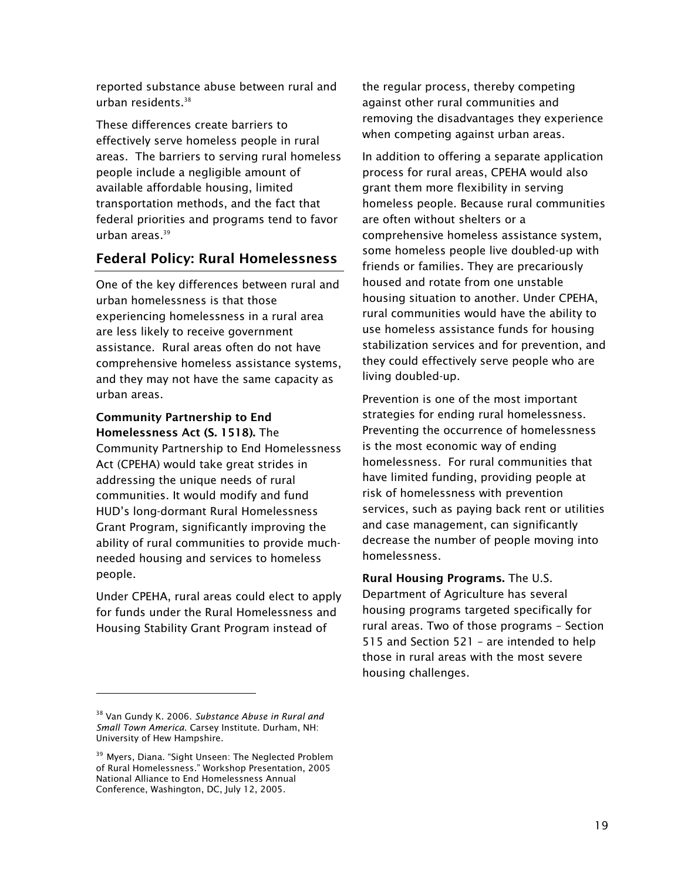reported substance abuse between rural and urban residents.[38]

These differences create barriers to effectively serve homeless people in rural areas. The barriers to serving rural homeless people include a negligible amount of available affordable housing, limited transportation methods, and the fact that federal priorities and programs tend to favor urban areas.[39]

## Federal Policy: Rural Homelessness

One of the key differences between rural and urban homelessness is that those experiencing homelessness in a rural area are less likely to receive government assistance. Rural areas often do not have comprehensive homeless assistance systems, and they may not have the same capacity as urban areas.

**Community Partnership to End Homelessness Act (S. 1518).** The Community Partnership to End Homelessness Act (CPEHA) would take great strides in addressing the unique needs of rural communities. It would modify and fund HUD's long-dormant Rural Homelessness Grant Program, significantly improving the ability of rural communities to provide much-needed housing and services to homeless people.

Under CPEHA, rural areas could elect to apply for funds under the Rural Homelessness and Housing Stability Grant Program instead of the regular process, thereby competing against other rural communities and removing the disadvantages they experience when competing against urban areas.

In addition to offering a separate application process for rural areas, CPEHA would also grant them more flexibility in serving homeless people. Because rural communities are often without shelters or a comprehensive homeless assistance system, some homeless people live doubled-up with friends or families. They are precariously housed and rotate from one unstable housing situation to another. Under CPEHA, rural communities would have the ability to use homeless assistance funds for housing stabilization services and for prevention, and they could effectively serve people who are living doubled-up.

Prevention is one of the most important strategies for ending rural homelessness. Preventing the occurrence of homelessness is the most economic way of ending homelessness. For rural communities that have limited funding, providing people at risk of homelessness with prevention services, such as paying back rent or utilities and case management, can significantly decrease the number of people moving into homelessness.

**Rural Housing Programs.** The U.S. Department of Agriculture has several housing programs targeted specifically for rural areas. Two of those programs – Section 515 and Section 521 – are intended to help those in rural areas with the most severe housing challenges.

[38] Van Gundy K. 2006. *Substance Abuse in Rural and Small Town America*. Carsey Institute. Durham, NH: University of Hew Hampshire.

[39] Myers, Diana. "Sight Unseen: The Neglected Problem of Rural Homelessness." Workshop Presentation, 2005 National Alliance to End Homelessness Annual Conference, Washington, DC, July 12, 2005.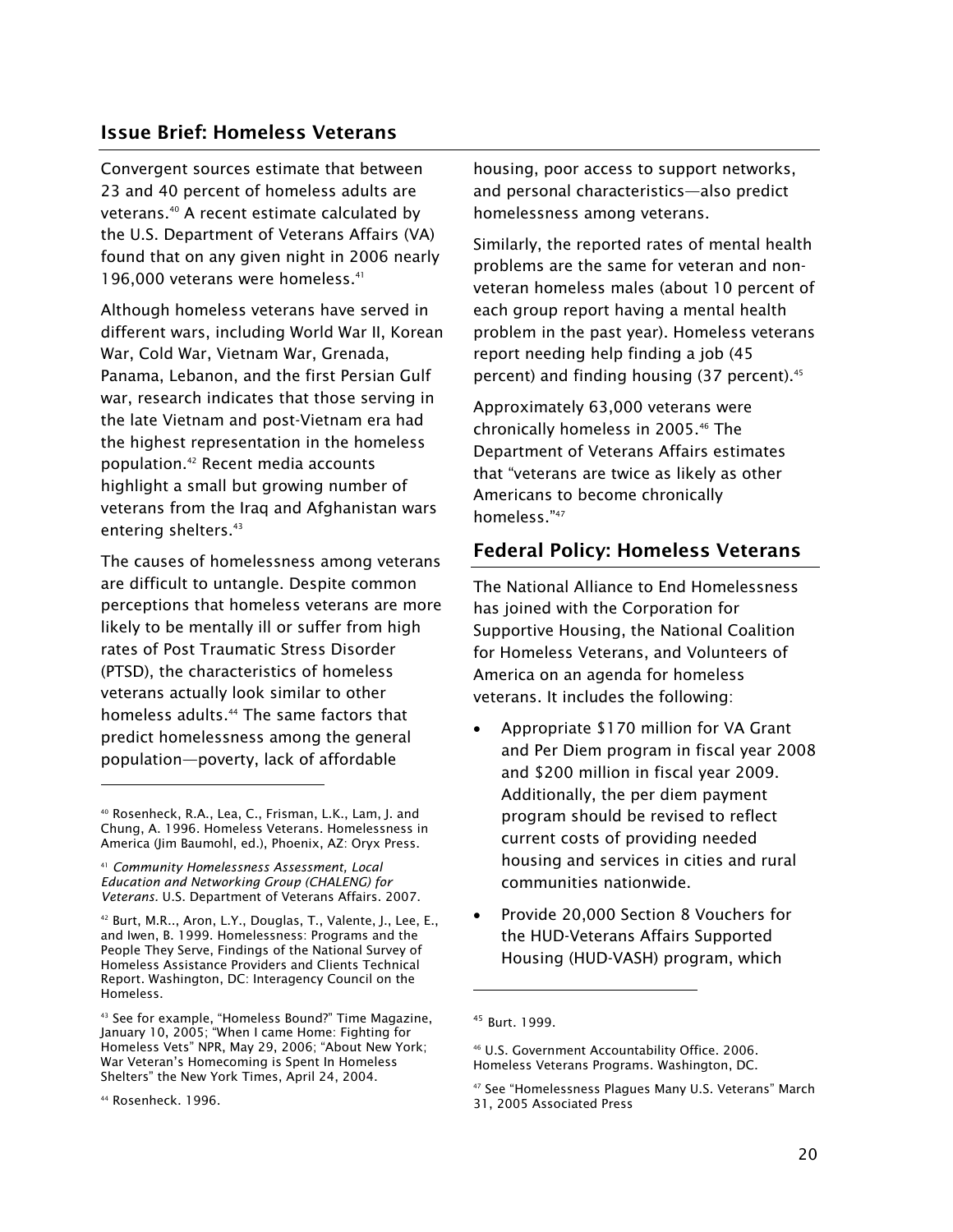## Issue Brief: Homeless Veterans

Convergent sources estimate that between 23 and 40 percent of homeless adults are veterans.[40] A recent estimate calculated by the U.S. Department of Veterans Affairs (VA) found that on any given night in 2006 nearly 196,000 veterans were homeless.[41]

Although homeless veterans have served in different wars, including World War II, Korean War, Cold War, Vietnam War, Grenada, Panama, Lebanon, and the first Persian Gulf war, research indicates that those serving in the late Vietnam and post-Vietnam era had the highest representation in the homeless population.[42] Recent media accounts highlight a small but growing number of veterans from the Iraq and Afghanistan wars entering shelters.[43]

The causes of homelessness among veterans are difficult to untangle. Despite common perceptions that homeless veterans are more likely to be mentally ill or suffer from high rates of Post Traumatic Stress Disorder (PTSD), the characteristics of homeless veterans actually look similar to other homeless adults.[44] The same factors that predict homelessness among the general population—poverty, lack of affordable housing, poor access to support networks, and personal characteristics—also predict homelessness among veterans.

Similarly, the reported rates of mental health problems are the same for veteran and non-veteran homeless males (about 10 percent of each group report having a mental health problem in the past year). Homeless veterans report needing help finding a job (45 percent) and finding housing (37 percent).[45]

Approximately 63,000 veterans were chronically homeless in 2005.[46] The Department of Veterans Affairs estimates that "veterans are twice as likely as other Americans to become chronically homeless."[47]

## Federal Policy: Homeless Veterans

The National Alliance to End Homelessness has joined with the Corporation for Supportive Housing, the National Coalition for Homeless Veterans, and Volunteers of America on an agenda for homeless veterans. It includes the following:

- Appropriate $170 million for VA Grant and Per Diem program in fiscal year 2008 and $200 million in fiscal year 2009. Additionally, the per diem payment program should be revised to reflect current costs of providing needed housing and services in cities and rural communities nationwide.
- Provide 20,000 Section 8 Vouchers for the HUD-Veterans Affairs Supported Housing (HUD-VASH) program, which

---

[40] Rosenheck, R.A., Lea, C., Frisman, L.K., Lam, J. and Chung, A. 1996. Homeless Veterans. Homelessness in America (Jim Baumohl, ed.), Phoenix, AZ: Oryx Press.

[41] *Community Homelessness Assessment, Local Education and Networking Group (CHALENG) for Veterans.* U.S. Department of Veterans Affairs. 2007.

[42] Burt, M.R.., Aron, L.Y., Douglas, T., Valente, J., Lee, E., and Iwen, B. 1999. Homelessness: Programs and the People They Serve, Findings of the National Survey of Homeless Assistance Providers and Clients Technical Report. Washington, DC: Interagency Council on the Homeless.

[43] See for example, "Homeless Bound?" Time Magazine, January 10, 2005; "When I came Home: Fighting for Homeless Vets" NPR, May 29, 2006; "About New York; War Veteran's Homecoming is Spent In Homeless Shelters" the New York Times, April 24, 2004.

[44] Rosenheck. 1996.

[45] Burt. 1999.

[46] U.S. Government Accountability Office. 2006. Homeless Veterans Programs. Washington, DC.

[47] See "Homelessness Plagues Many U.S. Veterans" March 31, 2005 Associated Press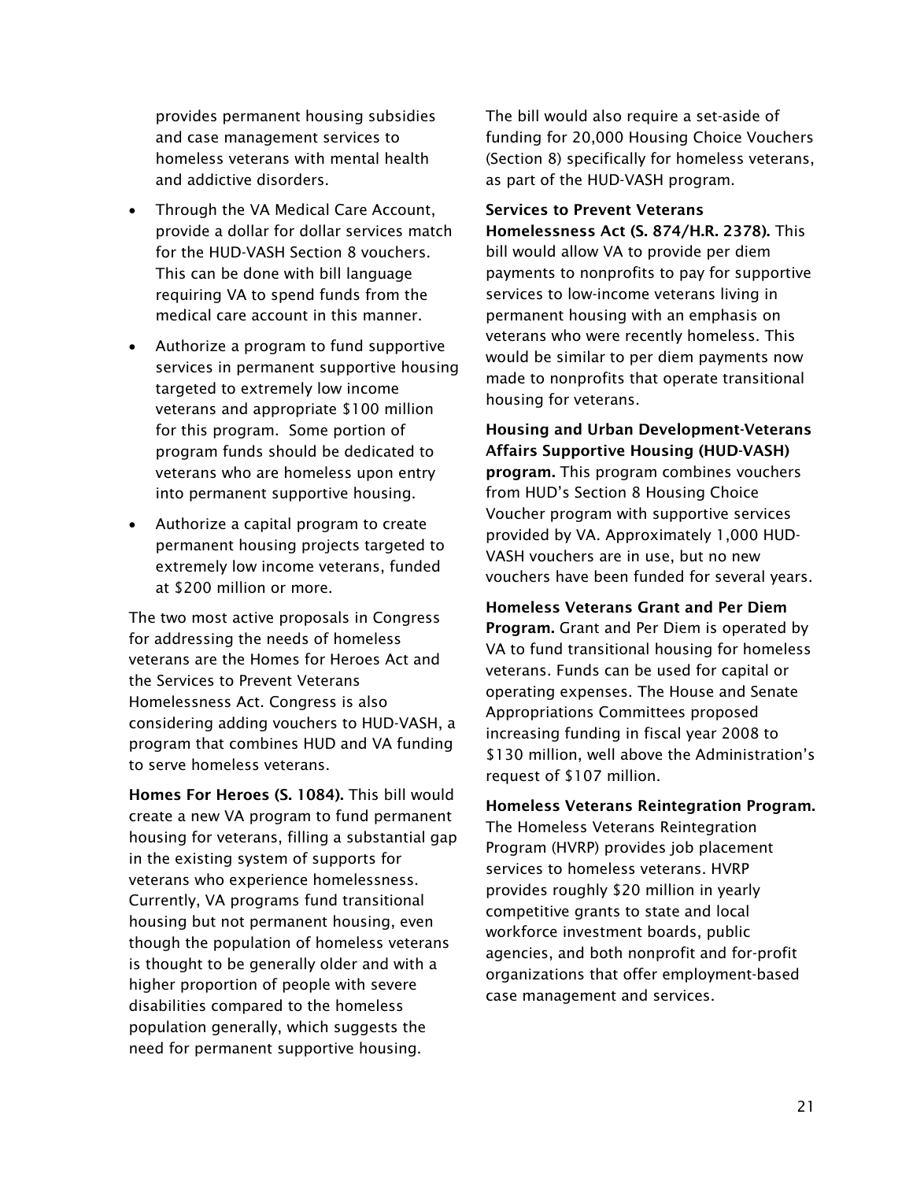provides permanent housing subsidies and case management services to homeless veterans with mental health and addictive disorders.

- Through the VA Medical Care Account, provide a dollar for dollar services match for the HUD-VASH Section 8 vouchers. This can be done with bill language requiring VA to spend funds from the medical care account in this manner.
- Authorize a program to fund supportive services in permanent supportive housing targeted to extremely low income veterans and appropriate $100 million for this program. Some portion of program funds should be dedicated to veterans who are homeless upon entry into permanent supportive housing.
- Authorize a capital program to create permanent housing projects targeted to extremely low income veterans, funded at $200 million or more.

The two most active proposals in Congress for addressing the needs of homeless veterans are the Homes for Heroes Act and the Services to Prevent Veterans Homelessness Act. Congress is also considering adding vouchers to HUD-VASH, a program that combines HUD and VA funding to serve homeless veterans.

**Homes For Heroes (S. 1084).** This bill would create a new VA program to fund permanent housing for veterans, filling a substantial gap in the existing system of supports for veterans who experience homelessness. Currently, VA programs fund transitional housing but not permanent housing, even though the population of homeless veterans is thought to be generally older and with a higher proportion of people with severe disabilities compared to the homeless population generally, which suggests the need for permanent supportive housing.

The bill would also require a set-aside of funding for 20,000 Housing Choice Vouchers (Section 8) specifically for homeless veterans, as part of the HUD-VASH program.

**Services to Prevent Veterans Homelessness Act (S. 874/H.R. 2378).** This bill would allow VA to provide per diem payments to nonprofits to pay for supportive services to low-income veterans living in permanent housing with an emphasis on veterans who were recently homeless. This would be similar to per diem payments now made to nonprofits that operate transitional housing for veterans.

**Housing and Urban Development-Veterans Affairs Supportive Housing (HUD-VASH) program.** This program combines vouchers from HUD's Section 8 Housing Choice Voucher program with supportive services provided by VA. Approximately 1,000 HUD-VASH vouchers are in use, but no new vouchers have been funded for several years.

**Homeless Veterans Grant and Per Diem Program.** Grant and Per Diem is operated by VA to fund transitional housing for homeless veterans. Funds can be used for capital or operating expenses. The House and Senate Appropriations Committees proposed increasing funding in fiscal year 2008 to $130 million, well above the Administration's request of $107 million.

**Homeless Veterans Reintegration Program.** The Homeless Veterans Reintegration Program (HVRP) provides job placement services to homeless veterans. HVRP provides roughly $20 million in yearly competitive grants to state and local workforce investment boards, public agencies, and both nonprofit and for-profit organizations that offer employment-based case management and services.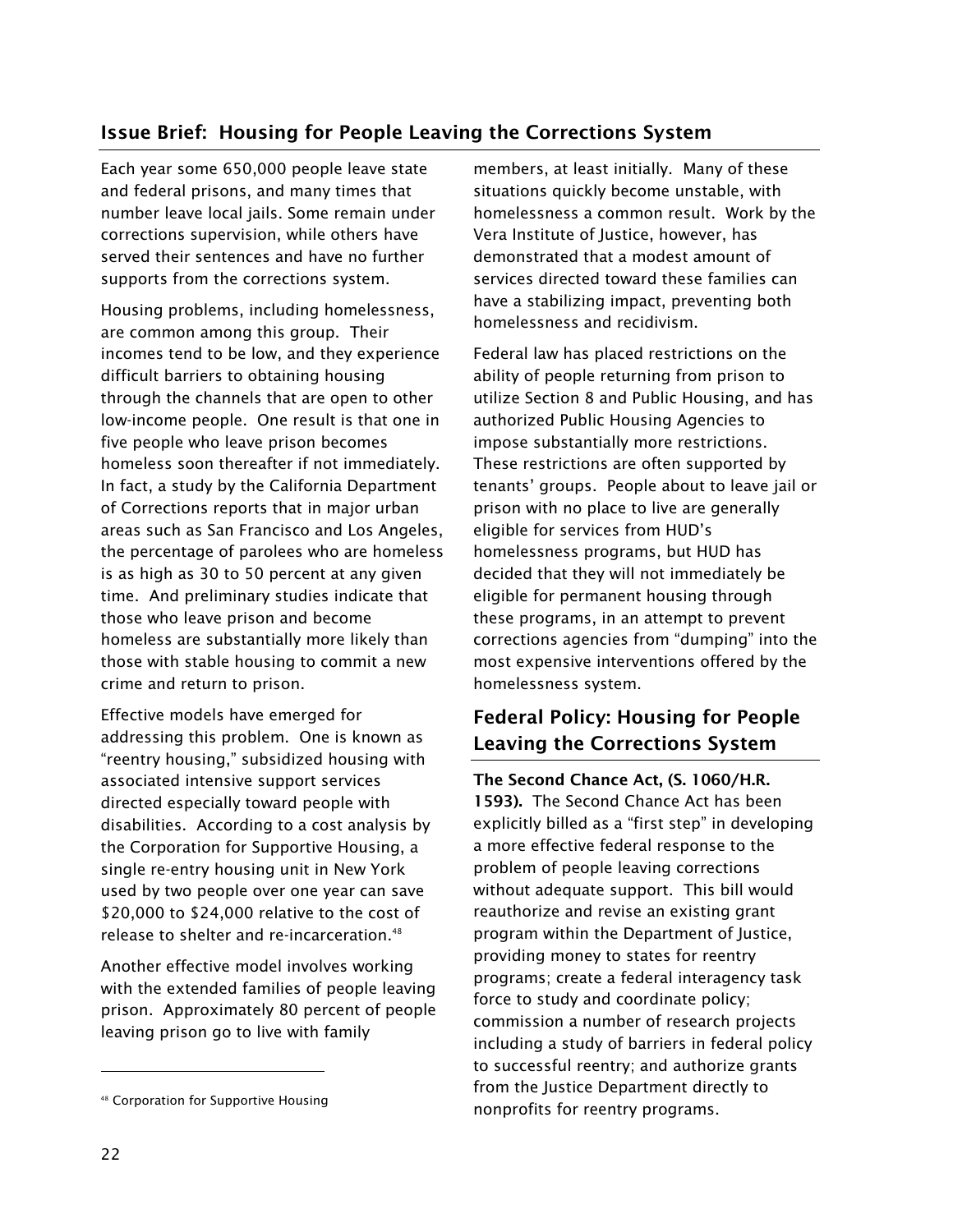## Issue Brief: Housing for People Leaving the Corrections System

Each year some 650,000 people leave state and federal prisons, and many times that number leave local jails. Some remain under corrections supervision, while others have served their sentences and have no further supports from the corrections system.

Housing problems, including homelessness, are common among this group. Their incomes tend to be low, and they experience difficult barriers to obtaining housing through the channels that are open to other low-income people. One result is that one in five people who leave prison becomes homeless soon thereafter if not immediately. In fact, a study by the California Department of Corrections reports that in major urban areas such as San Francisco and Los Angeles, the percentage of parolees who are homeless is as high as 30 to 50 percent at any given time. And preliminary studies indicate that those who leave prison and become homeless are substantially more likely than those with stable housing to commit a new crime and return to prison.

Effective models have emerged for addressing this problem. One is known as "reentry housing," subsidized housing with associated intensive support services directed especially toward people with disabilities. According to a cost analysis by the Corporation for Supportive Housing, a single re-entry housing unit in New York used by two people over one year can save $20,000 to $24,000 relative to the cost of release to shelter and re-incarceration.[48]

Another effective model involves working with the extended families of people leaving prison. Approximately 80 percent of people leaving prison go to live with family members, at least initially. Many of these situations quickly become unstable, with homelessness a common result. Work by the Vera Institute of Justice, however, has demonstrated that a modest amount of services directed toward these families can have a stabilizing impact, preventing both homelessness and recidivism.

Federal law has placed restrictions on the ability of people returning from prison to utilize Section 8 and Public Housing, and has authorized Public Housing Agencies to impose substantially more restrictions. These restrictions are often supported by tenants' groups. People about to leave jail or prison with no place to live are generally eligible for services from HUD's homelessness programs, but HUD has decided that they will not immediately be eligible for permanent housing through these programs, in an attempt to prevent corrections agencies from "dumping" into the most expensive interventions offered by the homelessness system.

## Federal Policy: Housing for People Leaving the Corrections System

**The Second Chance Act, (S. 1060/H.R. 1593).** The Second Chance Act has been explicitly billed as a "first step" in developing a more effective federal response to the problem of people leaving corrections without adequate support. This bill would reauthorize and revise an existing grant program within the Department of Justice, providing money to states for reentry programs; create a federal interagency task force to study and coordinate policy; commission a number of research projects including a study of barriers in federal policy to successful reentry; and authorize grants from the Justice Department directly to nonprofits for reentry programs.

---

[48] Corporation for Supportive Housing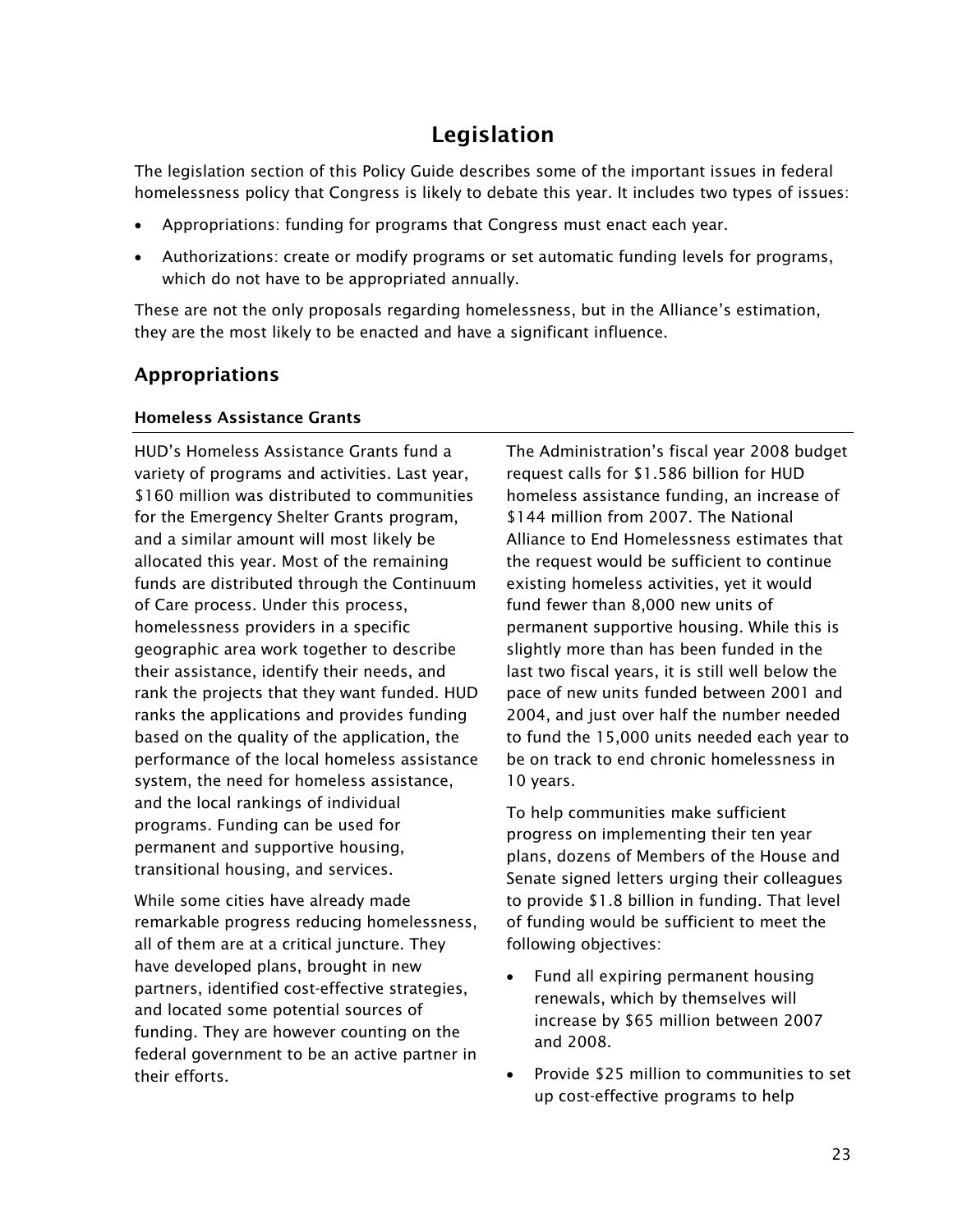# Legislation

The legislation section of this Policy Guide describes some of the important issues in federal homelessness policy that Congress is likely to debate this year. It includes two types of issues:

- Appropriations: funding for programs that Congress must enact each year.
- Authorizations: create or modify programs or set automatic funding levels for programs, which do not have to be appropriated annually.

These are not the only proposals regarding homelessness, but in the Alliance's estimation, they are the most likely to be enacted and have a significant influence.

## Appropriations

### Homeless Assistance Grants

HUD's Homeless Assistance Grants fund a variety of programs and activities. Last year, $160 million was distributed to communities for the Emergency Shelter Grants program, and a similar amount will most likely be allocated this year. Most of the remaining funds are distributed through the Continuum of Care process. Under this process, homelessness providers in a specific geographic area work together to describe their assistance, identify their needs, and rank the projects that they want funded. HUD ranks the applications and provides funding based on the quality of the application, the performance of the local homeless assistance system, the need for homeless assistance, and the local rankings of individual programs. Funding can be used for permanent and supportive housing, transitional housing, and services.

While some cities have already made remarkable progress reducing homelessness, all of them are at a critical juncture. They have developed plans, brought in new partners, identified cost-effective strategies, and located some potential sources of funding. They are however counting on the federal government to be an active partner in their efforts.

The Administration's fiscal year 2008 budget request calls for $1.586 billion for HUD homeless assistance funding, an increase of $144 million from 2007. The National Alliance to End Homelessness estimates that the request would be sufficient to continue existing homeless activities, yet it would fund fewer than 8,000 new units of permanent supportive housing. While this is slightly more than has been funded in the last two fiscal years, it is still well below the pace of new units funded between 2001 and 2004, and just over half the number needed to fund the 15,000 units needed each year to be on track to end chronic homelessness in 10 years.

To help communities make sufficient progress on implementing their ten year plans, dozens of Members of the House and Senate signed letters urging their colleagues to provide $1.8 billion in funding. That level of funding would be sufficient to meet the following objectives:

- Fund all expiring permanent housing renewals, which by themselves will increase by $65 million between 2007 and 2008.
- Provide $25 million to communities to set up cost-effective programs to help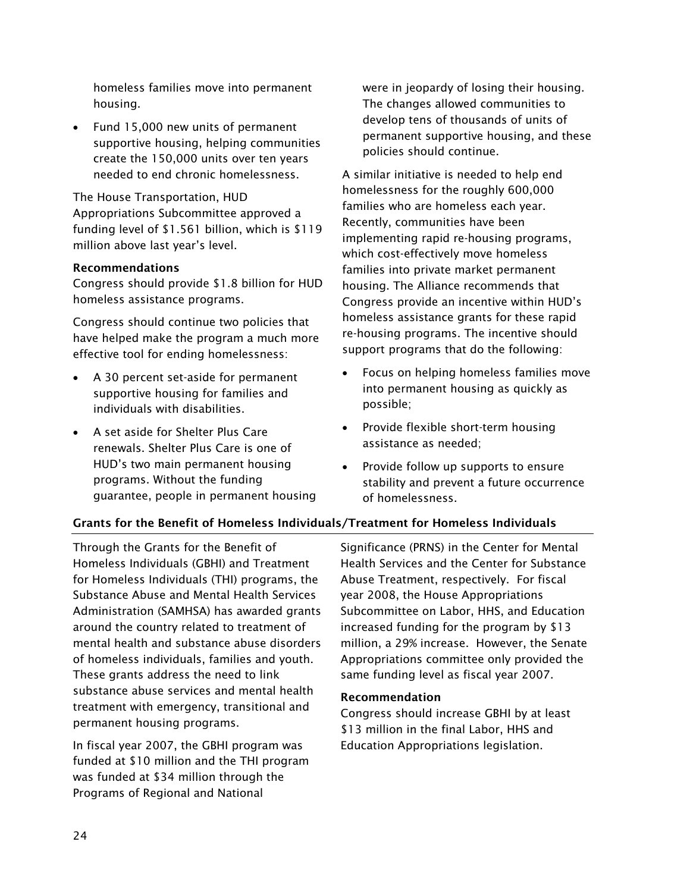homeless families move into permanent housing.

- Fund 15,000 new units of permanent supportive housing, helping communities create the 150,000 units over ten years needed to end chronic homelessness.

The House Transportation, HUD Appropriations Subcommittee approved a funding level of $1.561 billion, which is $119 million above last year's level.

**Recommendations**

Congress should provide $1.8 billion for HUD homeless assistance programs.

Congress should continue two policies that have helped make the program a much more effective tool for ending homelessness:

- A 30 percent set-aside for permanent supportive housing for families and individuals with disabilities.
- A set aside for Shelter Plus Care renewals. Shelter Plus Care is one of HUD's two main permanent housing programs. Without the funding guarantee, people in permanent housing were in jeopardy of losing their housing. The changes allowed communities to develop tens of thousands of units of permanent supportive housing, and these policies should continue.

A similar initiative is needed to help end homelessness for the roughly 600,000 families who are homeless each year. Recently, communities have been implementing rapid re-housing programs, which cost-effectively move homeless families into private market permanent housing. The Alliance recommends that Congress provide an incentive within HUD's homeless assistance grants for these rapid re-housing programs. The incentive should support programs that do the following:

- Focus on helping homeless families move into permanent housing as quickly as possible;
- Provide flexible short-term housing assistance as needed;
- Provide follow up supports to ensure stability and prevent a future occurrence of homelessness.

### Grants for the Benefit of Homeless Individuals/Treatment for Homeless Individuals

Through the Grants for the Benefit of Homeless Individuals (GBHI) and Treatment for Homeless Individuals (THI) programs, the Substance Abuse and Mental Health Services Administration (SAMHSA) has awarded grants around the country related to treatment of mental health and substance abuse disorders of homeless individuals, families and youth. These grants address the need to link substance abuse services and mental health treatment with emergency, transitional and permanent housing programs.

In fiscal year 2007, the GBHI program was funded at $10 million and the THI program was funded at $34 million through the Programs of Regional and National Significance (PRNS) in the Center for Mental Health Services and the Center for Substance Abuse Treatment, respectively. For fiscal year 2008, the House Appropriations Subcommittee on Labor, HHS, and Education increased funding for the program by $13 million, a 29% increase. However, the Senate Appropriations committee only provided the same funding level as fiscal year 2007.

**Recommendation**

Congress should increase GBHI by at least $13 million in the final Labor, HHS and Education Appropriations legislation.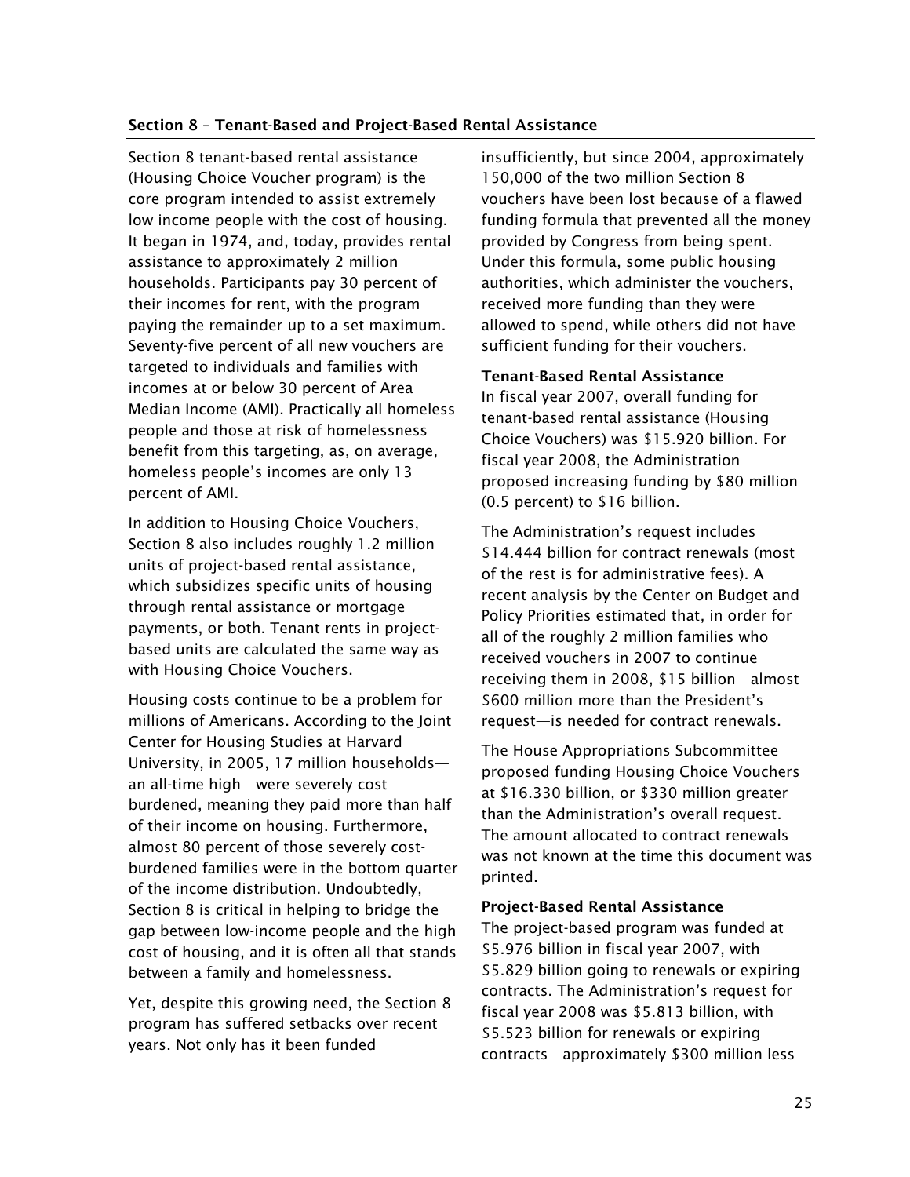## Section 8 – Tenant-Based and Project-Based Rental Assistance

Section 8 tenant-based rental assistance (Housing Choice Voucher program) is the core program intended to assist extremely low income people with the cost of housing. It began in 1974, and, today, provides rental assistance to approximately 2 million households. Participants pay 30 percent of their incomes for rent, with the program paying the remainder up to a set maximum. Seventy-five percent of all new vouchers are targeted to individuals and families with incomes at or below 30 percent of Area Median Income (AMI). Practically all homeless people and those at risk of homelessness benefit from this targeting, as, on average, homeless people's incomes are only 13 percent of AMI.

In addition to Housing Choice Vouchers, Section 8 also includes roughly 1.2 million units of project-based rental assistance, which subsidizes specific units of housing through rental assistance or mortgage payments, or both. Tenant rents in project-based units are calculated the same way as with Housing Choice Vouchers.

Housing costs continue to be a problem for millions of Americans. According to the Joint Center for Housing Studies at Harvard University, in 2005, 17 million households—an all-time high—were severely cost burdened, meaning they paid more than half of their income on housing. Furthermore, almost 80 percent of those severely cost-burdened families were in the bottom quarter of the income distribution. Undoubtedly, Section 8 is critical in helping to bridge the gap between low-income people and the high cost of housing, and it is often all that stands between a family and homelessness.

Yet, despite this growing need, the Section 8 program has suffered setbacks over recent years. Not only has it been funded insufficiently, but since 2004, approximately 150,000 of the two million Section 8 vouchers have been lost because of a flawed funding formula that prevented all the money provided by Congress from being spent. Under this formula, some public housing authorities, which administer the vouchers, received more funding than they were allowed to spend, while others did not have sufficient funding for their vouchers.

### Tenant-Based Rental Assistance

In fiscal year 2007, overall funding for tenant-based rental assistance (Housing Choice Vouchers) was $15.920 billion. For fiscal year 2008, the Administration proposed increasing funding by $80 million (0.5 percent) to $16 billion.

The Administration's request includes $14.444 billion for contract renewals (most of the rest is for administrative fees). A recent analysis by the Center on Budget and Policy Priorities estimated that, in order for all of the roughly 2 million families who received vouchers in 2007 to continue receiving them in 2008, $15 billion—almost $600 million more than the President's request—is needed for contract renewals.

The House Appropriations Subcommittee proposed funding Housing Choice Vouchers at $16.330 billion, or $330 million greater than the Administration's overall request. The amount allocated to contract renewals was not known at the time this document was printed.

### Project-Based Rental Assistance

The project-based program was funded at $5.976 billion in fiscal year 2007, with $5.829 billion going to renewals or expiring contracts. The Administration's request for fiscal year 2008 was $5.813 billion, with $5.523 billion for renewals or expiring contracts—approximately $300 million less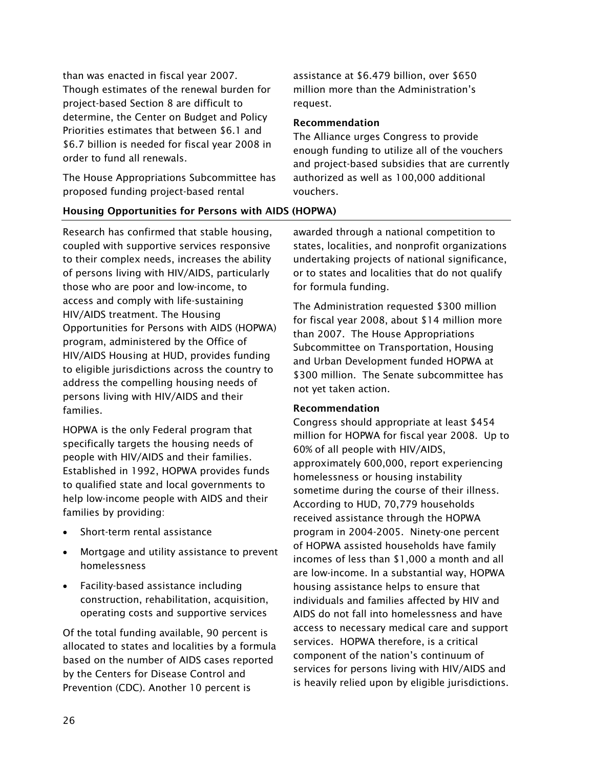than was enacted in fiscal year 2007. Though estimates of the renewal burden for project-based Section 8 are difficult to determine, the Center on Budget and Policy Priorities estimates that between $6.1 and $6.7 billion is needed for fiscal year 2008 in order to fund all renewals.

The House Appropriations Subcommittee has proposed funding project-based rental assistance at $6.479 billion, over $650 million more than the Administration's request.

**Recommendation**

The Alliance urges Congress to provide enough funding to utilize all of the vouchers and project-based subsidies that are currently authorized as well as 100,000 additional vouchers.

## Housing Opportunities for Persons with AIDS (HOPWA)

Research has confirmed that stable housing, coupled with supportive services responsive to their complex needs, increases the ability of persons living with HIV/AIDS, particularly those who are poor and low-income, to access and comply with life-sustaining HIV/AIDS treatment. The Housing Opportunities for Persons with AIDS (HOPWA) program, administered by the Office of HIV/AIDS Housing at HUD, provides funding to eligible jurisdictions across the country to address the compelling housing needs of persons living with HIV/AIDS and their families.

HOPWA is the only Federal program that specifically targets the housing needs of people with HIV/AIDS and their families. Established in 1992, HOPWA provides funds to qualified state and local governments to help low-income people with AIDS and their families by providing:

- Short-term rental assistance
- Mortgage and utility assistance to prevent homelessness
- Facility-based assistance including construction, rehabilitation, acquisition, operating costs and supportive services

Of the total funding available, 90 percent is allocated to states and localities by a formula based on the number of AIDS cases reported by the Centers for Disease Control and Prevention (CDC). Another 10 percent is awarded through a national competition to states, localities, and nonprofit organizations undertaking projects of national significance, or to states and localities that do not qualify for formula funding.

The Administration requested $300 million for fiscal year 2008, about $14 million more than 2007. The House Appropriations Subcommittee on Transportation, Housing and Urban Development funded HOPWA at $300 million. The Senate subcommittee has not yet taken action.

**Recommendation**

Congress should appropriate at least $454 million for HOPWA for fiscal year 2008. Up to 60% of all people with HIV/AIDS, approximately 600,000, report experiencing homelessness or housing instability sometime during the course of their illness. According to HUD, 70,779 households received assistance through the HOPWA program in 2004-2005. Ninety-one percent of HOPWA assisted households have family incomes of less than $1,000 a month and all are low-income. In a substantial way, HOPWA housing assistance helps to ensure that individuals and families affected by HIV and AIDS do not fall into homelessness and have access to necessary medical care and support services. HOPWA therefore, is a critical component of the nation's continuum of services for persons living with HIV/AIDS and is heavily relied upon by eligible jurisdictions.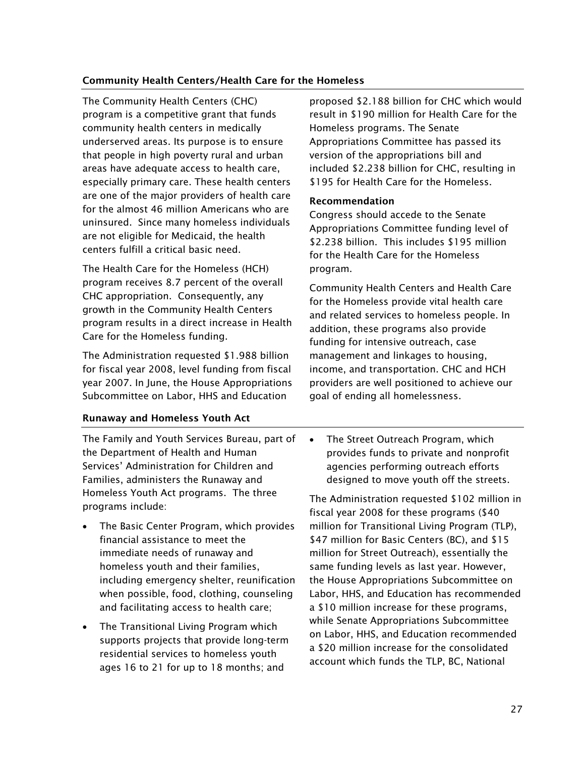### Community Health Centers/Health Care for the Homeless

The Community Health Centers (CHC) program is a competitive grant that funds community health centers in medically underserved areas. Its purpose is to ensure that people in high poverty rural and urban areas have adequate access to health care, especially primary care. These health centers are one of the major providers of health care for the almost 46 million Americans who are uninsured. Since many homeless individuals are not eligible for Medicaid, the health centers fulfill a critical basic need.

The Health Care for the Homeless (HCH) program receives 8.7 percent of the overall CHC appropriation. Consequently, any growth in the Community Health Centers program results in a direct increase in Health Care for the Homeless funding.

The Administration requested $1.988 billion for fiscal year 2008, level funding from fiscal year 2007. In June, the House Appropriations Subcommittee on Labor, HHS and Education proposed $2.188 billion for CHC which would result in $190 million for Health Care for the Homeless programs. The Senate Appropriations Committee has passed its version of the appropriations bill and included $2.238 billion for CHC, resulting in $195 for Health Care for the Homeless.

**Recommendation**

Congress should accede to the Senate Appropriations Committee funding level of $2.238 billion. This includes $195 million for the Health Care for the Homeless program.

Community Health Centers and Health Care for the Homeless provide vital health care and related services to homeless people. In addition, these programs also provide funding for intensive outreach, case management and linkages to housing, income, and transportation. CHC and HCH providers are well positioned to achieve our goal of ending all homelessness.

### Runaway and Homeless Youth Act

The Family and Youth Services Bureau, part of the Department of Health and Human Services' Administration for Children and Families, administers the Runaway and Homeless Youth Act programs. The three programs include:

- The Basic Center Program, which provides financial assistance to meet the immediate needs of runaway and homeless youth and their families, including emergency shelter, reunification when possible, food, clothing, counseling and facilitating access to health care;
- The Transitional Living Program which supports projects that provide long-term residential services to homeless youth ages 16 to 21 for up to 18 months; and
- The Street Outreach Program, which provides funds to private and nonprofit agencies performing outreach efforts designed to move youth off the streets.

The Administration requested $102 million in fiscal year 2008 for these programs ($40 million for Transitional Living Program (TLP), $47 million for Basic Centers (BC), and $15 million for Street Outreach), essentially the same funding levels as last year. However, the House Appropriations Subcommittee on Labor, HHS, and Education has recommended a $10 million increase for these programs, while Senate Appropriations Subcommittee on Labor, HHS, and Education recommended a $20 million increase for the consolidated account which funds the TLP, BC, National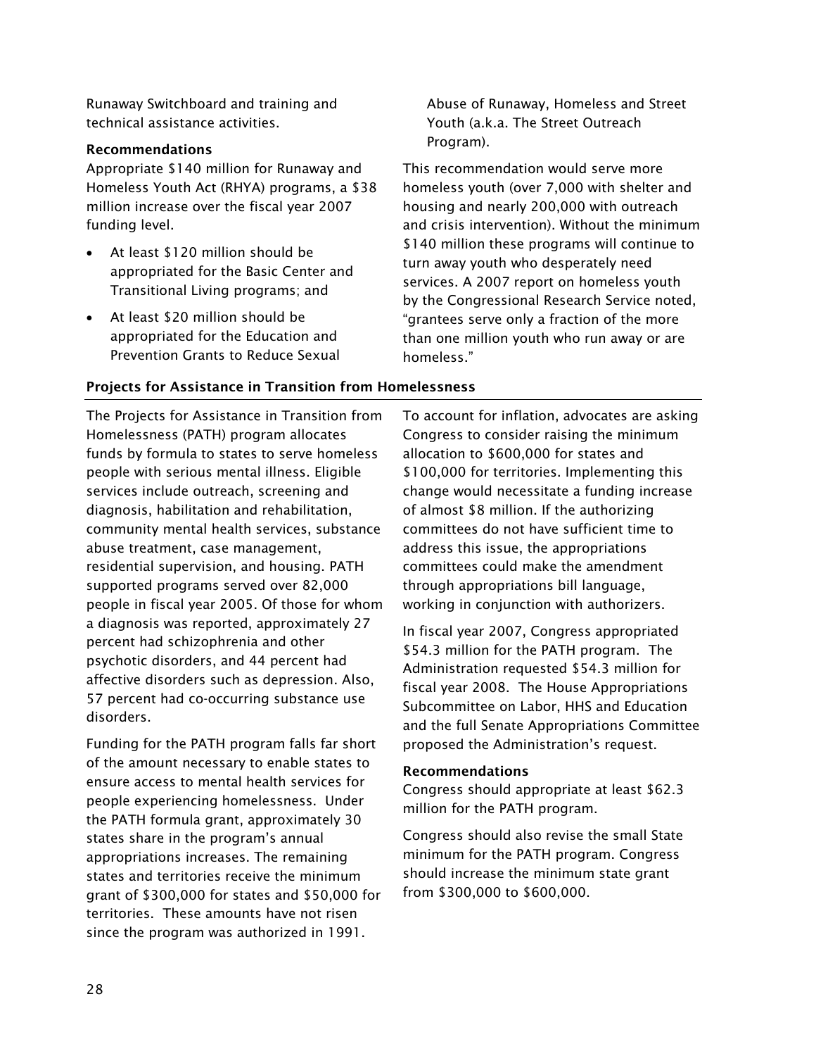Runaway Switchboard and training and technical assistance activities.

**Recommendations**

Appropriate $140 million for Runaway and Homeless Youth Act (RHYA) programs, a $38 million increase over the fiscal year 2007 funding level.

- At least $120 million should be appropriated for the Basic Center and Transitional Living programs; and
- At least $20 million should be appropriated for the Education and Prevention Grants to Reduce Sexual Abuse of Runaway, Homeless and Street Youth (a.k.a. The Street Outreach Program).

This recommendation would serve more homeless youth (over 7,000 with shelter and housing and nearly 200,000 with outreach and crisis intervention). Without the minimum $140 million these programs will continue to turn away youth who desperately need services. A 2007 report on homeless youth by the Congressional Research Service noted, "grantees serve only a fraction of the more than one million youth who run away or are homeless."

### Projects for Assistance in Transition from Homelessness

The Projects for Assistance in Transition from Homelessness (PATH) program allocates funds by formula to states to serve homeless people with serious mental illness. Eligible services include outreach, screening and diagnosis, habilitation and rehabilitation, community mental health services, substance abuse treatment, case management, residential supervision, and housing. PATH supported programs served over 82,000 people in fiscal year 2005. Of those for whom a diagnosis was reported, approximately 27 percent had schizophrenia and other psychotic disorders, and 44 percent had affective disorders such as depression. Also, 57 percent had co-occurring substance use disorders.

Funding for the PATH program falls far short of the amount necessary to enable states to ensure access to mental health services for people experiencing homelessness. Under the PATH formula grant, approximately 30 states share in the program's annual appropriations increases. The remaining states and territories receive the minimum grant of $300,000 for states and $50,000 for territories. These amounts have not risen since the program was authorized in 1991.

To account for inflation, advocates are asking Congress to consider raising the minimum allocation to $600,000 for states and $100,000 for territories. Implementing this change would necessitate a funding increase of almost $8 million. If the authorizing committees do not have sufficient time to address this issue, the appropriations committees could make the amendment through appropriations bill language, working in conjunction with authorizers.

In fiscal year 2007, Congress appropriated $54.3 million for the PATH program. The Administration requested $54.3 million for fiscal year 2008. The House Appropriations Subcommittee on Labor, HHS and Education and the full Senate Appropriations Committee proposed the Administration's request.

**Recommendations**

Congress should appropriate at least $62.3 million for the PATH program.

Congress should also revise the small State minimum for the PATH program. Congress should increase the minimum state grant from $300,000 to $600,000.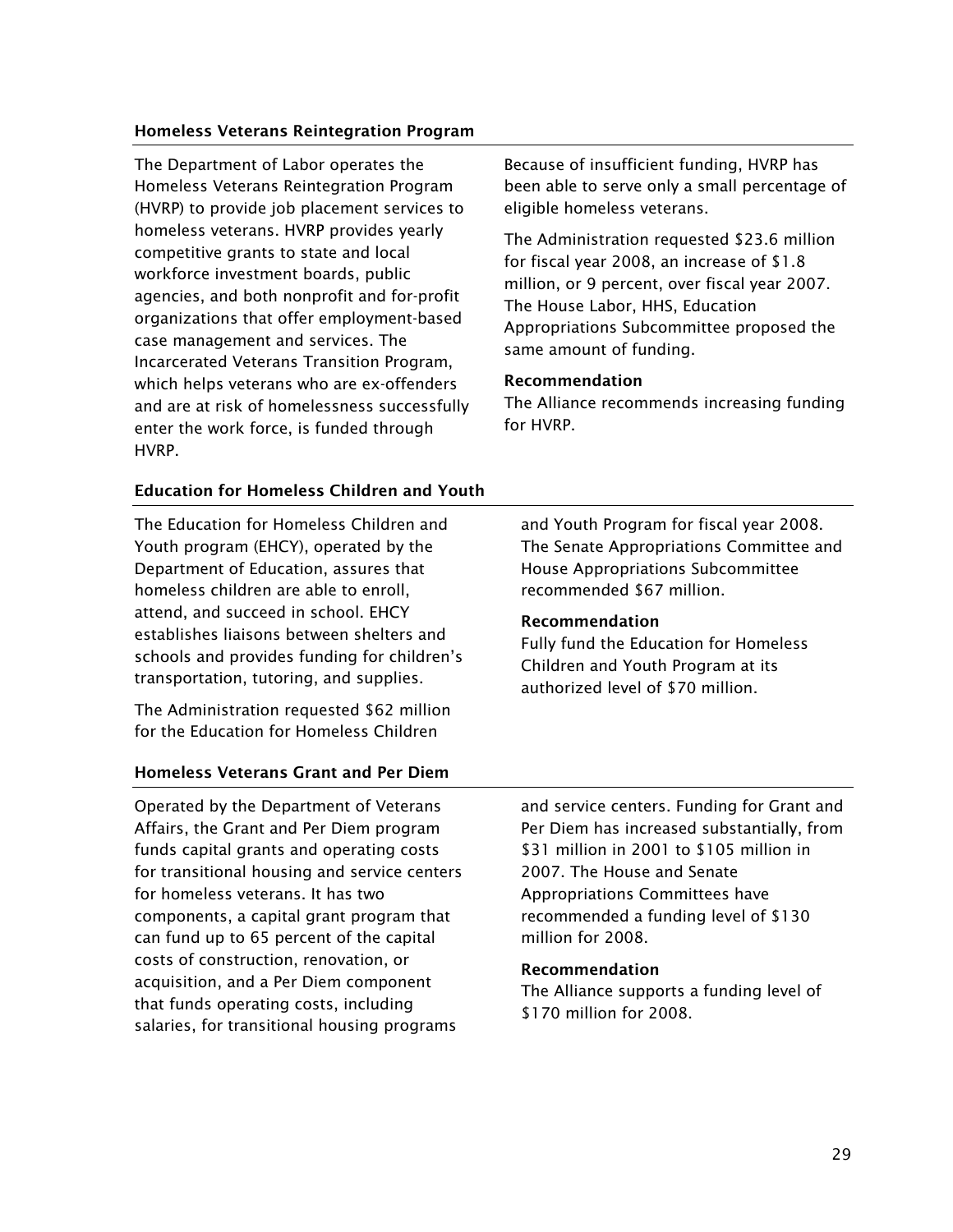### Homeless Veterans Reintegration Program

The Department of Labor operates the Homeless Veterans Reintegration Program (HVRP) to provide job placement services to homeless veterans. HVRP provides yearly competitive grants to state and local workforce investment boards, public agencies, and both nonprofit and for-profit organizations that offer employment-based case management and services. The Incarcerated Veterans Transition Program, which helps veterans who are ex-offenders and are at risk of homelessness successfully enter the work force, is funded through HVRP.

Because of insufficient funding, HVRP has been able to serve only a small percentage of eligible homeless veterans.

The Administration requested $23.6 million for fiscal year 2008, an increase of $1.8 million, or 9 percent, over fiscal year 2007. The House Labor, HHS, Education Appropriations Subcommittee proposed the same amount of funding.

**Recommendation**
The Alliance recommends increasing funding for HVRP.

### Education for Homeless Children and Youth

The Education for Homeless Children and Youth program (EHCY), operated by the Department of Education, assures that homeless children are able to enroll, attend, and succeed in school. EHCY establishes liaisons between shelters and schools and provides funding for children's transportation, tutoring, and supplies.

The Administration requested $62 million for the Education for Homeless Children and Youth Program for fiscal year 2008. The Senate Appropriations Committee and House Appropriations Subcommittee recommended $67 million.

**Recommendation**
Fully fund the Education for Homeless Children and Youth Program at its authorized level of $70 million.

### Homeless Veterans Grant and Per Diem

Operated by the Department of Veterans Affairs, the Grant and Per Diem program funds capital grants and operating costs for transitional housing and service centers for homeless veterans. It has two components, a capital grant program that can fund up to 65 percent of the capital costs of construction, renovation, or acquisition, and a Per Diem component that funds operating costs, including salaries, for transitional housing programs and service centers. Funding for Grant and Per Diem has increased substantially, from $31 million in 2001 to $105 million in 2007. The House and Senate Appropriations Committees have recommended a funding level of $130 million for 2008.

**Recommendation**
The Alliance supports a funding level of $170 million for 2008.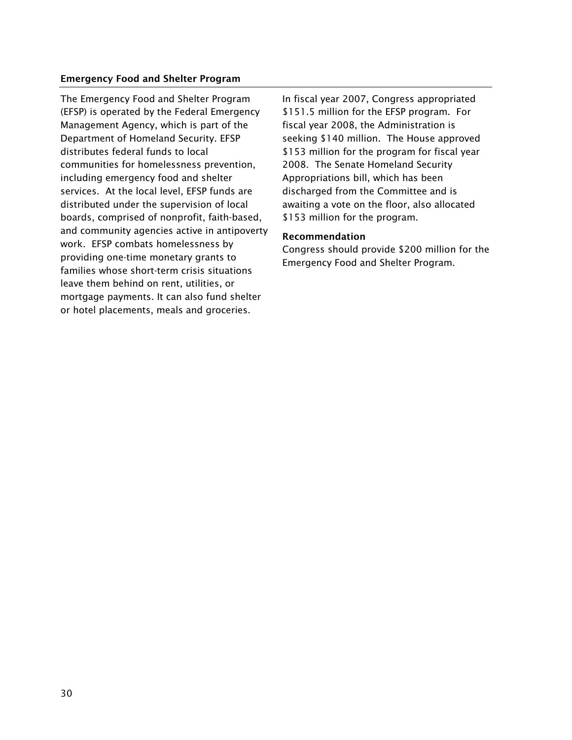## Emergency Food and Shelter Program

The Emergency Food and Shelter Program (EFSP) is operated by the Federal Emergency Management Agency, which is part of the Department of Homeland Security. EFSP distributes federal funds to local communities for homelessness prevention, including emergency food and shelter services. At the local level, EFSP funds are distributed under the supervision of local boards, comprised of nonprofit, faith-based, and community agencies active in antipoverty work. EFSP combats homelessness by providing one-time monetary grants to families whose short-term crisis situations leave them behind on rent, utilities, or mortgage payments. It can also fund shelter or hotel placements, meals and groceries.

In fiscal year 2007, Congress appropriated $151.5 million for the EFSP program. For fiscal year 2008, the Administration is seeking $140 million. The House approved $153 million for the program for fiscal year 2008. The Senate Homeland Security Appropriations bill, which has been discharged from the Committee and is awaiting a vote on the floor, also allocated $153 million for the program.

### Recommendation

Congress should provide $200 million for the Emergency Food and Shelter Program.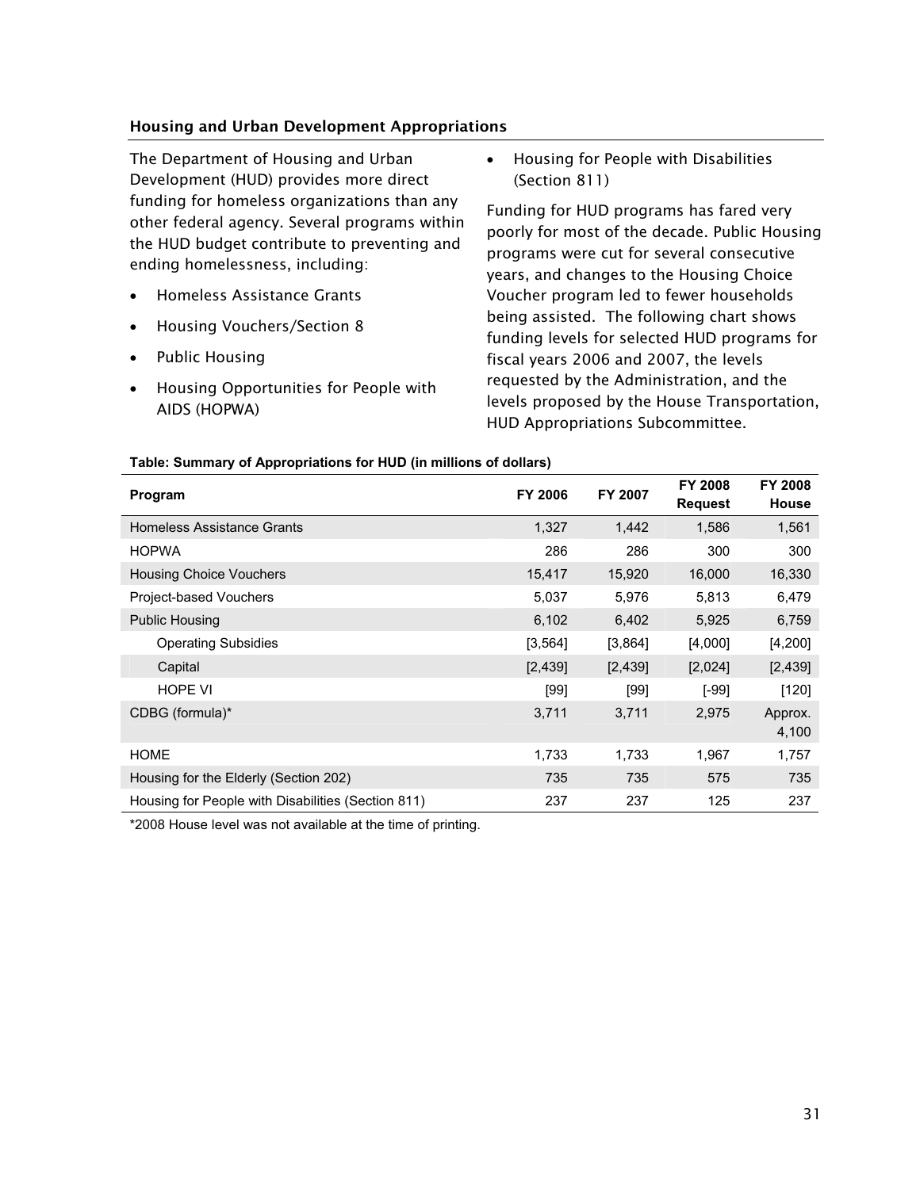### Housing and Urban Development Appropriations

The Department of Housing and Urban Development (HUD) provides more direct funding for homeless organizations than any other federal agency. Several programs within the HUD budget contribute to preventing and ending homelessness, including:

- Homeless Assistance Grants
- Housing Vouchers/Section 8
- Public Housing
- Housing Opportunities for People with AIDS (HOPWA)
- Housing for People with Disabilities (Section 811)

Funding for HUD programs has fared very poorly for most of the decade. Public Housing programs were cut for several consecutive years, and changes to the Housing Choice Voucher program led to fewer households being assisted. The following chart shows funding levels for selected HUD programs for fiscal years 2006 and 2007, the levels requested by the Administration, and the levels proposed by the House Transportation, HUD Appropriations Subcommittee.

**Table: Summary of Appropriations for HUD (in millions of dollars)**

| Program | FY 2006 | FY 2007 | FY 2008 Request | FY 2008 House |
|---|---|---|---|---|
| Homeless Assistance Grants | 1,327 | 1,442 | 1,586 | 1,561 |
| HOPWA | 286 | 286 | 300 | 300 |
| Housing Choice Vouchers | 15,417 | 15,920 | 16,000 | 16,330 |
| Project-based Vouchers | 5,037 | 5,976 | 5,813 | 6,479 |
| Public Housing | 6,102 | 6,402 | 5,925 | 6,759 |
| Operating Subsidies | [3,564] | [3,864] | [4,000] | [4,200] |
| Capital | [2,439] | [2,439] | [2,024] | [2,439] |
| HOPE VI | [99] | [99] | [-99] | [120] |
| CDBG (formula)* | 3,711 | 3,711 | 2,975 | Approx. 4,100 |
| HOME | 1,733 | 1,733 | 1,967 | 1,757 |
| Housing for the Elderly (Section 202) | 735 | 735 | 575 | 735 |
| Housing for People with Disabilities (Section 811) | 237 | 237 | 125 | 237 |

*2008 House level was not available at the time of printing.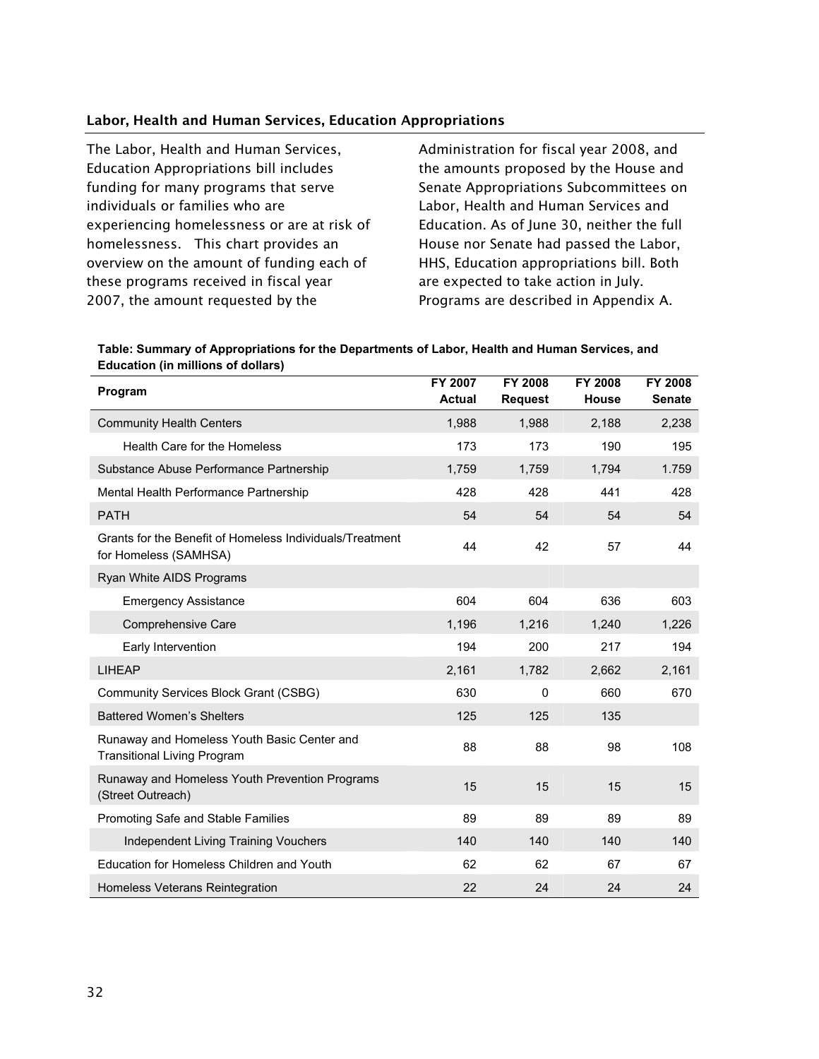## Labor, Health and Human Services, Education Appropriations

The Labor, Health and Human Services, Education Appropriations bill includes funding for many programs that serve individuals or families who are experiencing homelessness or are at risk of homelessness. This chart provides an overview on the amount of funding each of these programs received in fiscal year 2007, the amount requested by the Administration for fiscal year 2008, and the amounts proposed by the House and Senate Appropriations Subcommittees on Labor, Health and Human Services and Education. As of June 30, neither the full House nor Senate had passed the Labor, HHS, Education appropriations bill. Both are expected to take action in July. Programs are described in Appendix A.

**Table: Summary of Appropriations for the Departments of Labor, Health and Human Services, and Education (in millions of dollars)**

| Program | FY 2007 Actual | FY 2008 Request | FY 2008 House | FY 2008 Senate |
|---|---|---|---|---|
| Community Health Centers | 1,988 | 1,988 | 2,188 | 2,238 |
| Health Care for the Homeless | 173 | 173 | 190 | 195 |
| Substance Abuse Performance Partnership | 1,759 | 1,759 | 1,794 | 1.759 |
| Mental Health Performance Partnership | 428 | 428 | 441 | 428 |
| PATH | 54 | 54 | 54 | 54 |
| Grants for the Benefit of Homeless Individuals/Treatment for Homeless (SAMHSA) | 44 | 42 | 57 | 44 |
| Ryan White AIDS Programs | | | | |
| Emergency Assistance | 604 | 604 | 636 | 603 |
| Comprehensive Care | 1,196 | 1,216 | 1,240 | 1,226 |
| Early Intervention | 194 | 200 | 217 | 194 |
| LIHEAP | 2,161 | 1,782 | 2,662 | 2,161 |
| Community Services Block Grant (CSBG) | 630 | 0 | 660 | 670 |
| Battered Women's Shelters | 125 | 125 | 135 | |
| Runaway and Homeless Youth Basic Center and Transitional Living Program | 88 | 88 | 98 | 108 |
| Runaway and Homeless Youth Prevention Programs (Street Outreach) | 15 | 15 | 15 | 15 |
| Promoting Safe and Stable Families | 89 | 89 | 89 | 89 |
| Independent Living Training Vouchers | 140 | 140 | 140 | 140 |
| Education for Homeless Children and Youth | 62 | 62 | 67 | 67 |
| Homeless Veterans Reintegration | 22 | 24 | 24 | 24 |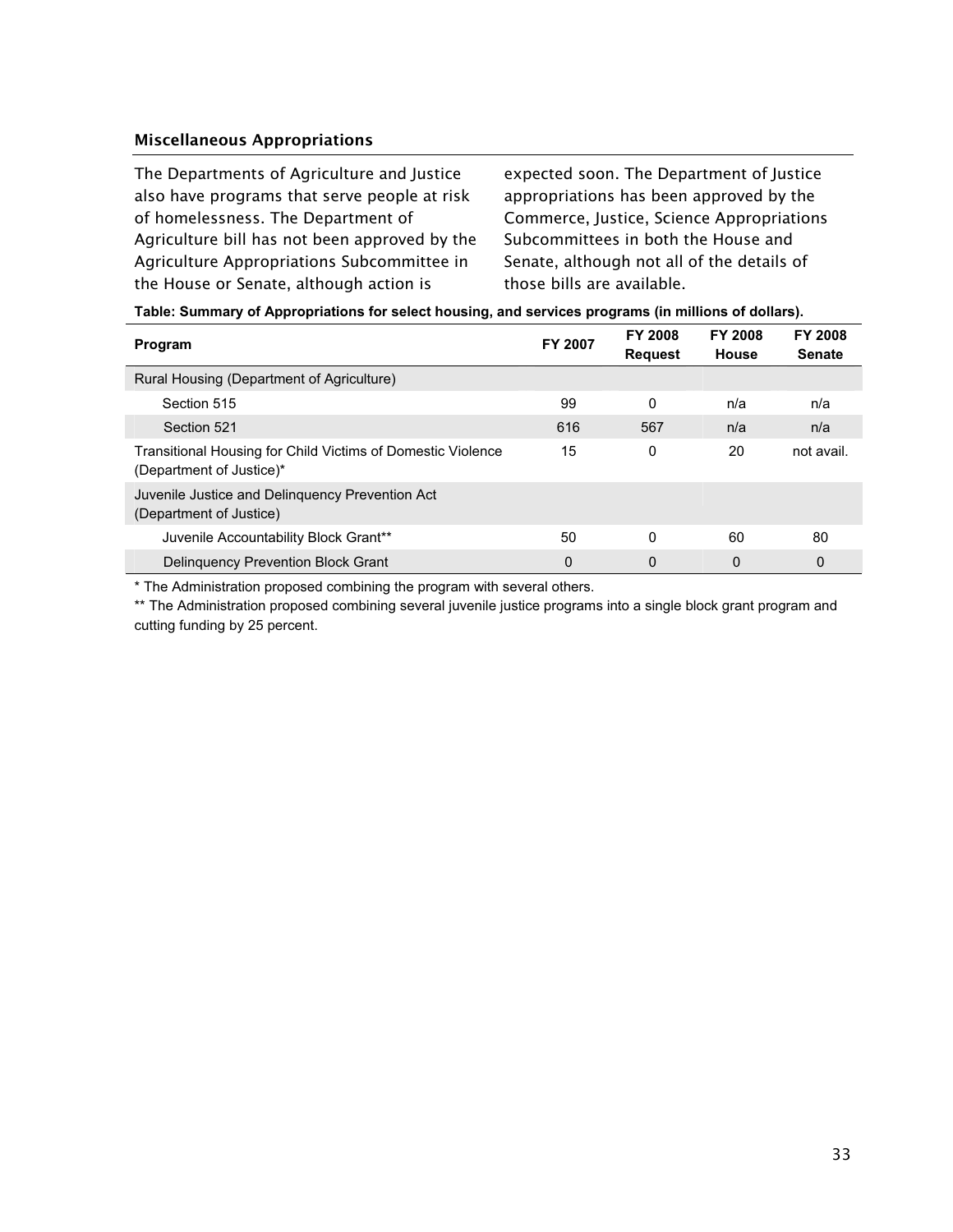### Miscellaneous Appropriations

The Departments of Agriculture and Justice also have programs that serve people at risk of homelessness. The Department of Agriculture bill has not been approved by the Agriculture Appropriations Subcommittee in the House or Senate, although action is expected soon. The Department of Justice appropriations has been approved by the Commerce, Justice, Science Appropriations Subcommittees in both the House and Senate, although not all of the details of those bills are available.

**Table: Summary of Appropriations for select housing, and services programs (in millions of dollars).**

| Program | FY 2007 | FY 2008 Request | FY 2008 House | FY 2008 Senate |
|---|---|---|---|---|
| Rural Housing (Department of Agriculture) | | | | |
| Section 515 | 99 | 0 | n/a | n/a |
| Section 521 | 616 | 567 | n/a | n/a |
| Transitional Housing for Child Victims of Domestic Violence (Department of Justice)* | 15 | 0 | 20 | not avail. |
| Juvenile Justice and Delinquency Prevention Act (Department of Justice) | | | | |
| Juvenile Accountability Block Grant** | 50 | 0 | 60 | 80 |
| Delinquency Prevention Block Grant | 0 | 0 | 0 | 0 |

* The Administration proposed combining the program with several others.

** The Administration proposed combining several juvenile justice programs into a single block grant program and cutting funding by 25 percent.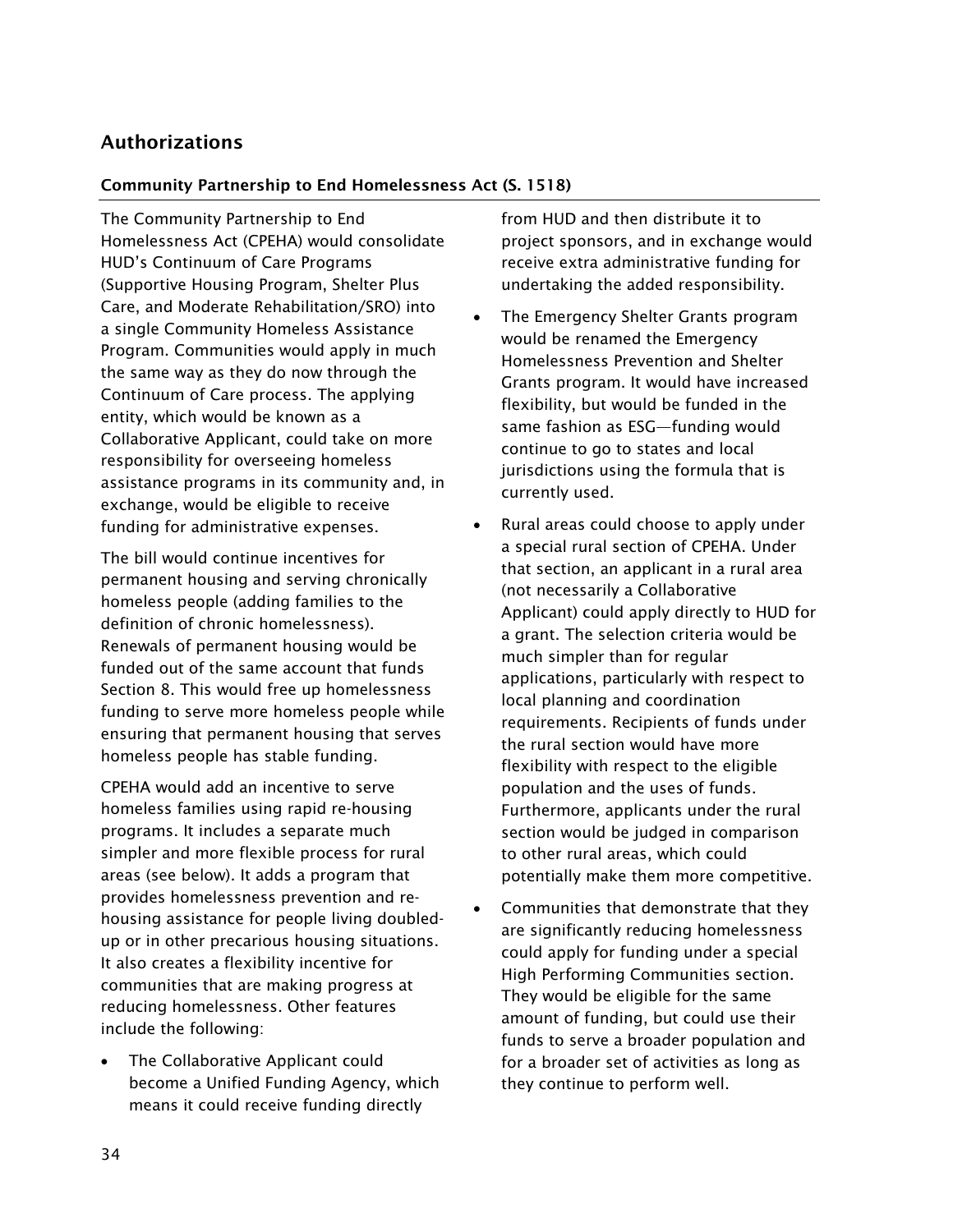## Authorizations

### Community Partnership to End Homelessness Act (S. 1518)

The Community Partnership to End Homelessness Act (CPEHA) would consolidate HUD's Continuum of Care Programs (Supportive Housing Program, Shelter Plus Care, and Moderate Rehabilitation/SRO) into a single Community Homeless Assistance Program. Communities would apply in much the same way as they do now through the Continuum of Care process. The applying entity, which would be known as a Collaborative Applicant, could take on more responsibility for overseeing homeless assistance programs in its community and, in exchange, would be eligible to receive funding for administrative expenses.

The bill would continue incentives for permanent housing and serving chronically homeless people (adding families to the definition of chronic homelessness). Renewals of permanent housing would be funded out of the same account that funds Section 8. This would free up homelessness funding to serve more homeless people while ensuring that permanent housing that serves homeless people has stable funding.

CPEHA would add an incentive to serve homeless families using rapid re-housing programs. It includes a separate much simpler and more flexible process for rural areas (see below). It adds a program that provides homelessness prevention and re-housing assistance for people living doubled-up or in other precarious housing situations. It also creates a flexibility incentive for communities that are making progress at reducing homelessness. Other features include the following:

- The Collaborative Applicant could become a Unified Funding Agency, which means it could receive funding directly from HUD and then distribute it to project sponsors, and in exchange would receive extra administrative funding for undertaking the added responsibility.
- The Emergency Shelter Grants program would be renamed the Emergency Homelessness Prevention and Shelter Grants program. It would have increased flexibility, but would be funded in the same fashion as ESG—funding would continue to go to states and local jurisdictions using the formula that is currently used.
- Rural areas could choose to apply under a special rural section of CPEHA. Under that section, an applicant in a rural area (not necessarily a Collaborative Applicant) could apply directly to HUD for a grant. The selection criteria would be much simpler than for regular applications, particularly with respect to local planning and coordination requirements. Recipients of funds under the rural section would have more flexibility with respect to the eligible population and the uses of funds. Furthermore, applicants under the rural section would be judged in comparison to other rural areas, which could potentially make them more competitive.
- Communities that demonstrate that they are significantly reducing homelessness could apply for funding under a special High Performing Communities section. They would be eligible for the same amount of funding, but could use their funds to serve a broader population and for a broader set of activities as long as they continue to perform well.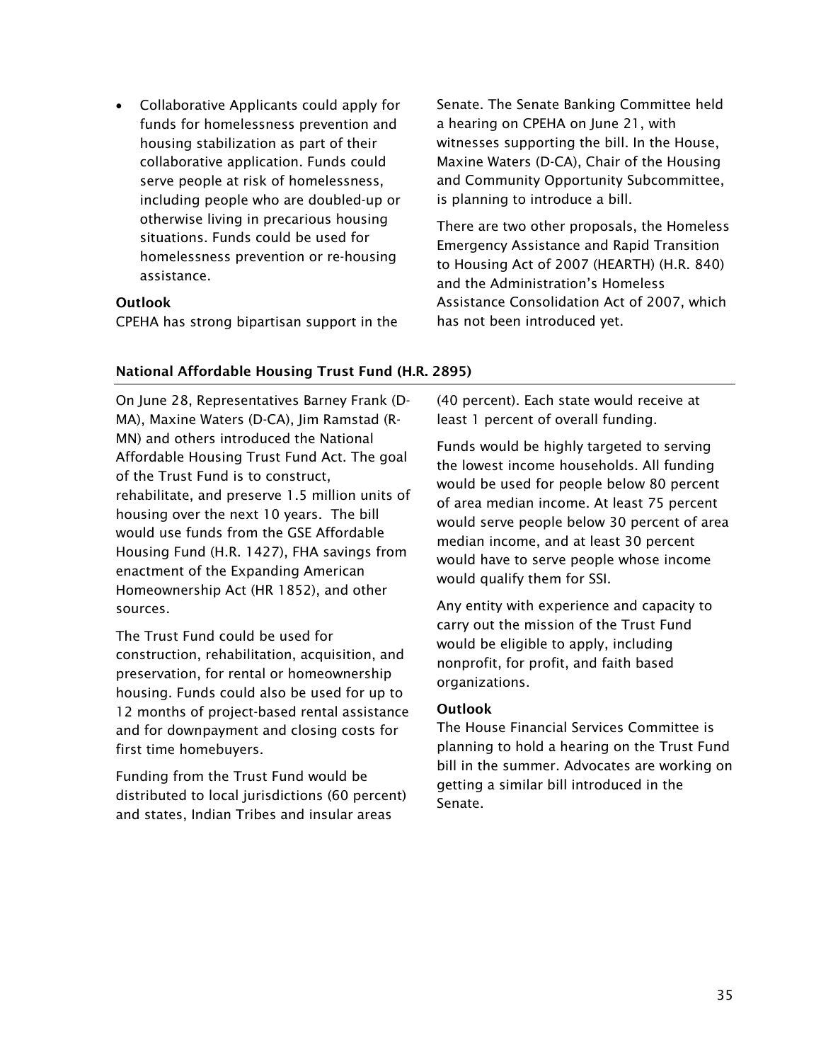- Collaborative Applicants could apply for funds for homelessness prevention and housing stabilization as part of their collaborative application. Funds could serve people at risk of homelessness, including people who are doubled-up or otherwise living in precarious housing situations. Funds could be used for homelessness prevention or re-housing assistance.

**Outlook**

CPEHA has strong bipartisan support in the Senate. The Senate Banking Committee held a hearing on CPEHA on June 21, with witnesses supporting the bill. In the House, Maxine Waters (D-CA), Chair of the Housing and Community Opportunity Subcommittee, is planning to introduce a bill.

There are two other proposals, the Homeless Emergency Assistance and Rapid Transition to Housing Act of 2007 (HEARTH) (H.R. 840) and the Administration's Homeless Assistance Consolidation Act of 2007, which has not been introduced yet.

### National Affordable Housing Trust Fund (H.R. 2895)

On June 28, Representatives Barney Frank (D-MA), Maxine Waters (D-CA), Jim Ramstad (R-MN) and others introduced the National Affordable Housing Trust Fund Act. The goal of the Trust Fund is to construct, rehabilitate, and preserve 1.5 million units of housing over the next 10 years. The bill would use funds from the GSE Affordable Housing Fund (H.R. 1427), FHA savings from enactment of the Expanding American Homeownership Act (HR 1852), and other sources.

The Trust Fund could be used for construction, rehabilitation, acquisition, and preservation, for rental or homeownership housing. Funds could also be used for up to 12 months of project-based rental assistance and for downpayment and closing costs for first time homebuyers.

Funding from the Trust Fund would be distributed to local jurisdictions (60 percent) and states, Indian Tribes and insular areas (40 percent). Each state would receive at least 1 percent of overall funding.

Funds would be highly targeted to serving the lowest income households. All funding would be used for people below 80 percent of area median income. At least 75 percent would serve people below 30 percent of area median income, and at least 30 percent would have to serve people whose income would qualify them for SSI.

Any entity with experience and capacity to carry out the mission of the Trust Fund would be eligible to apply, including nonprofit, for profit, and faith based organizations.

**Outlook**

The House Financial Services Committee is planning to hold a hearing on the Trust Fund bill in the summer. Advocates are working on getting a similar bill introduced in the Senate.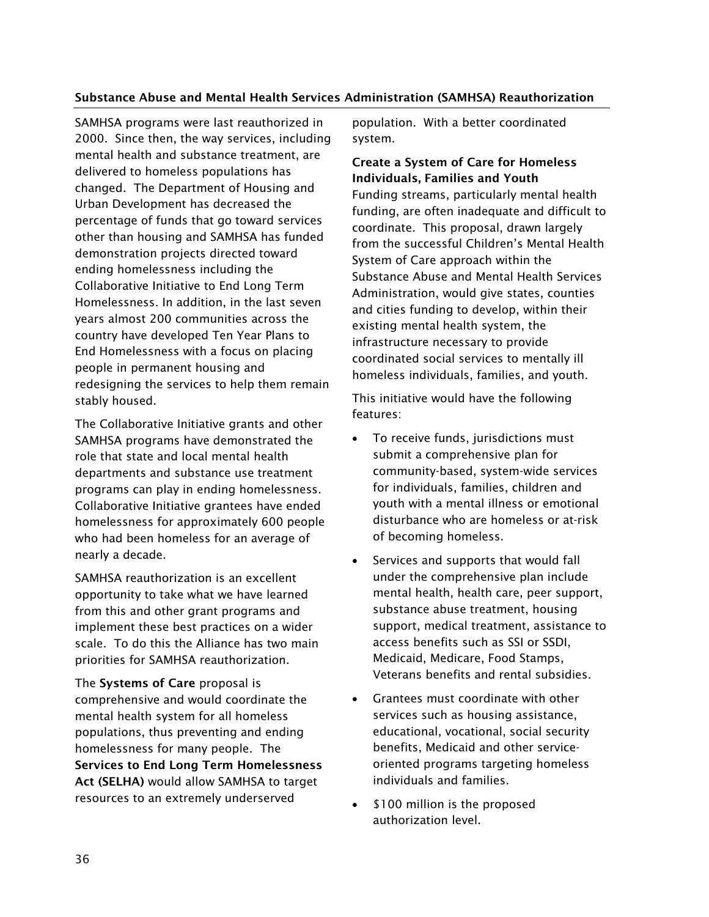## Substance Abuse and Mental Health Services Administration (SAMHSA) Reauthorization

SAMHSA programs were last reauthorized in 2000. Since then, the way services, including mental health and substance treatment, are delivered to homeless populations has changed. The Department of Housing and Urban Development has decreased the percentage of funds that go toward services other than housing and SAMHSA has funded demonstration projects directed toward ending homelessness including the Collaborative Initiative to End Long Term Homelessness. In addition, in the last seven years almost 200 communities across the country have developed Ten Year Plans to End Homelessness with a focus on placing people in permanent housing and redesigning the services to help them remain stably housed.

The Collaborative Initiative grants and other SAMHSA programs have demonstrated the role that state and local mental health departments and substance use treatment programs can play in ending homelessness. Collaborative Initiative grantees have ended homelessness for approximately 600 people who had been homeless for an average of nearly a decade.

SAMHSA reauthorization is an excellent opportunity to take what we have learned from this and other grant programs and implement these best practices on a wider scale. To do this the Alliance has two main priorities for SAMHSA reauthorization.

The **Systems of Care** proposal is comprehensive and would coordinate the mental health system for all homeless populations, thus preventing and ending homelessness for many people. The **Services to End Long Term Homelessness Act (SELHA)** would allow SAMHSA to target resources to an extremely underserved population. With a better coordinated system.

### Create a System of Care for Homeless Individuals, Families and Youth

Funding streams, particularly mental health funding, are often inadequate and difficult to coordinate. This proposal, drawn largely from the successful Children's Mental Health System of Care approach within the Substance Abuse and Mental Health Services Administration, would give states, counties and cities funding to develop, within their existing mental health system, the infrastructure necessary to provide coordinated social services to mentally ill homeless individuals, families, and youth.

This initiative would have the following features:

- To receive funds, jurisdictions must submit a comprehensive plan for community-based, system-wide services for individuals, families, children and youth with a mental illness or emotional disturbance who are homeless or at-risk of becoming homeless.
- Services and supports that would fall under the comprehensive plan include mental health, health care, peer support, substance abuse treatment, housing support, medical treatment, assistance to access benefits such as SSI or SSDI, Medicaid, Medicare, Food Stamps, Veterans benefits and rental subsidies.
- Grantees must coordinate with other services such as housing assistance, educational, vocational, social security benefits, Medicaid and other service-oriented programs targeting homeless individuals and families.
- $100 million is the proposed authorization level.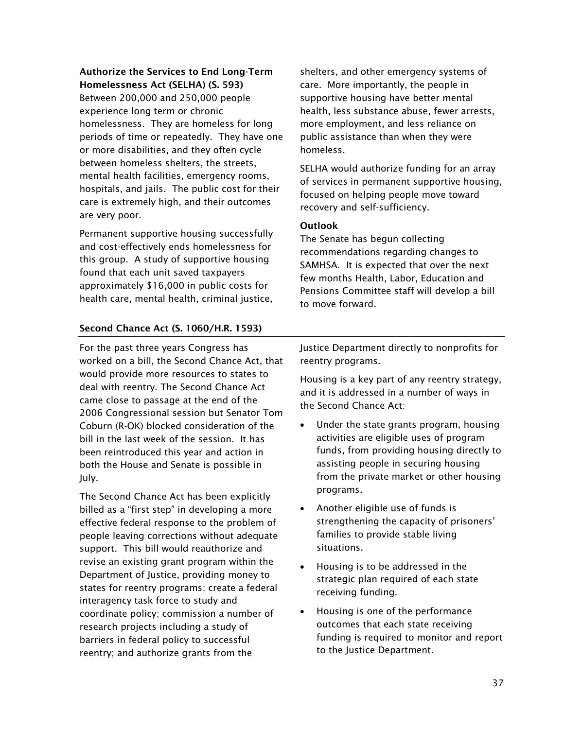**Authorize the Services to End Long-Term Homelessness Act (SELHA) (S. 593)**

Between 200,000 and 250,000 people experience long term or chronic homelessness. They are homeless for long periods of time or repeatedly. They have one or more disabilities, and they often cycle between homeless shelters, the streets, mental health facilities, emergency rooms, hospitals, and jails. The public cost for their care is extremely high, and their outcomes are very poor.

Permanent supportive housing successfully and cost-effectively ends homelessness for this group. A study of supportive housing found that each unit saved taxpayers approximately $16,000 in public costs for health care, mental health, criminal justice, shelters, and other emergency systems of care. More importantly, the people in supportive housing have better mental health, less substance abuse, fewer arrests, more employment, and less reliance on public assistance than when they were homeless.

SELHA would authorize funding for an array of services in permanent supportive housing, focused on helping people move toward recovery and self-sufficiency.

**Outlook**

The Senate has begun collecting recommendations regarding changes to SAMHSA. It is expected that over the next few months Health, Labor, Education and Pensions Committee staff will develop a bill to move forward.

## Second Chance Act (S. 1060/H.R. 1593)

For the past three years Congress has worked on a bill, the Second Chance Act, that would provide more resources to states to deal with reentry. The Second Chance Act came close to passage at the end of the 2006 Congressional session but Senator Tom Coburn (R-OK) blocked consideration of the bill in the last week of the session. It has been reintroduced this year and action in both the House and Senate is possible in July.

The Second Chance Act has been explicitly billed as a "first step" in developing a more effective federal response to the problem of people leaving corrections without adequate support. This bill would reauthorize and revise an existing grant program within the Department of Justice, providing money to states for reentry programs; create a federal interagency task force to study and coordinate policy; commission a number of research projects including a study of barriers in federal policy to successful reentry; and authorize grants from the Justice Department directly to nonprofits for reentry programs.

Housing is a key part of any reentry strategy, and it is addressed in a number of ways in the Second Chance Act:

- Under the state grants program, housing activities are eligible uses of program funds, from providing housing directly to assisting people in securing housing from the private market or other housing programs.
- Another eligible use of funds is strengthening the capacity of prisoners' families to provide stable living situations.
- Housing is to be addressed in the strategic plan required of each state receiving funding.
- Housing is one of the performance outcomes that each state receiving funding is required to monitor and report to the Justice Department.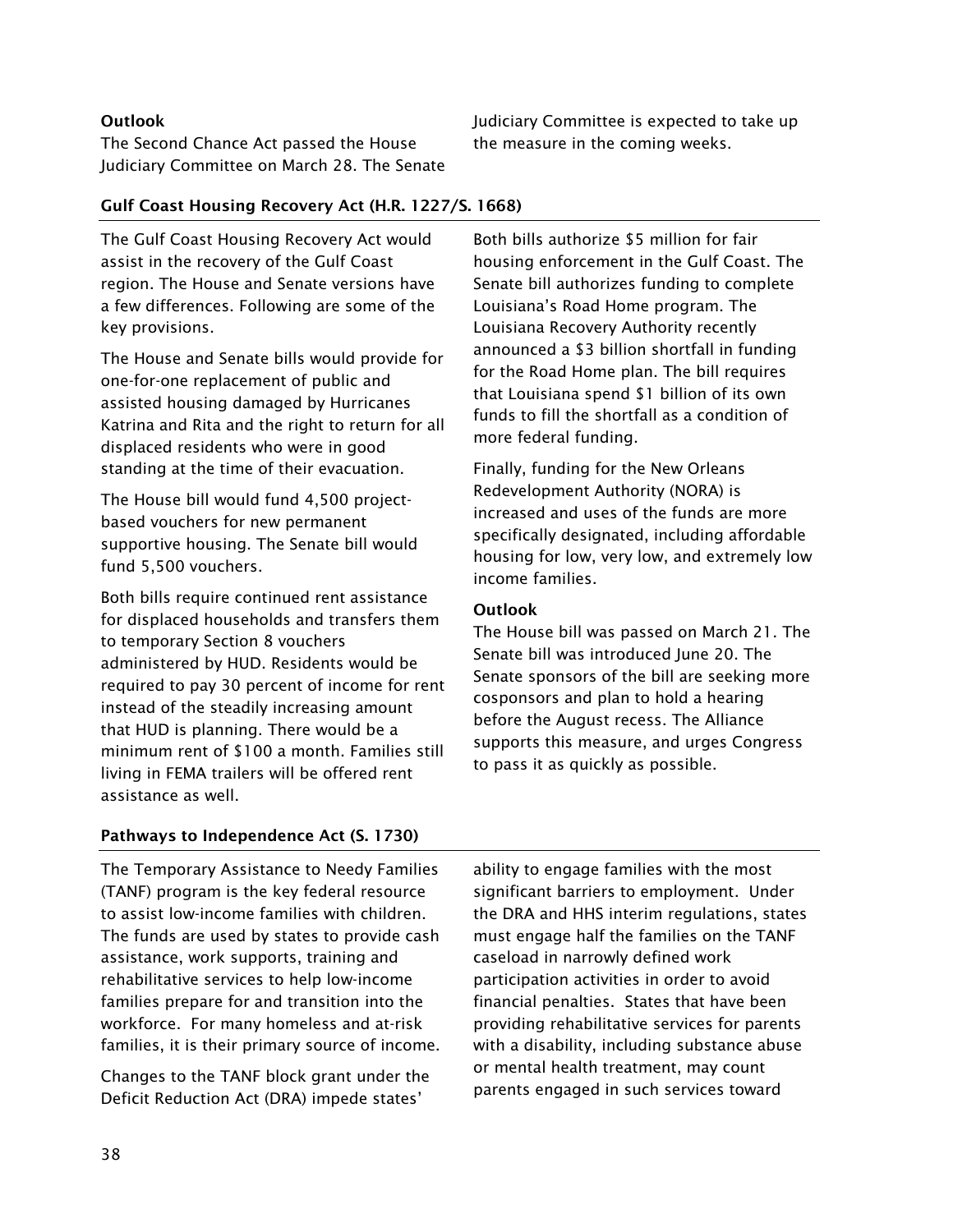**Outlook**

The Second Chance Act passed the House Judiciary Committee on March 28. The Senate Judiciary Committee is expected to take up the measure in the coming weeks.

## Gulf Coast Housing Recovery Act (H.R. 1227/S. 1668)

The Gulf Coast Housing Recovery Act would assist in the recovery of the Gulf Coast region. The House and Senate versions have a few differences. Following are some of the key provisions.

The House and Senate bills would provide for one-for-one replacement of public and assisted housing damaged by Hurricanes Katrina and Rita and the right to return for all displaced residents who were in good standing at the time of their evacuation.

The House bill would fund 4,500 project-based vouchers for new permanent supportive housing. The Senate bill would fund 5,500 vouchers.

Both bills require continued rent assistance for displaced households and transfers them to temporary Section 8 vouchers administered by HUD. Residents would be required to pay 30 percent of income for rent instead of the steadily increasing amount that HUD is planning. There would be a minimum rent of $100 a month. Families still living in FEMA trailers will be offered rent assistance as well.

Both bills authorize $5 million for fair housing enforcement in the Gulf Coast. The Senate bill authorizes funding to complete Louisiana's Road Home program. The Louisiana Recovery Authority recently announced a $3 billion shortfall in funding for the Road Home plan. The bill requires that Louisiana spend $1 billion of its own funds to fill the shortfall as a condition of more federal funding.

Finally, funding for the New Orleans Redevelopment Authority (NORA) is increased and uses of the funds are more specifically designated, including affordable housing for low, very low, and extremely low income families.

**Outlook**

The House bill was passed on March 21. The Senate bill was introduced June 20. The Senate sponsors of the bill are seeking more cosponsors and plan to hold a hearing before the August recess. The Alliance supports this measure, and urges Congress to pass it as quickly as possible.

## Pathways to Independence Act (S. 1730)

The Temporary Assistance to Needy Families (TANF) program is the key federal resource to assist low-income families with children. The funds are used by states to provide cash assistance, work supports, training and rehabilitative services to help low-income families prepare for and transition into the workforce. For many homeless and at-risk families, it is their primary source of income.

Changes to the TANF block grant under the Deficit Reduction Act (DRA) impede states' ability to engage families with the most significant barriers to employment. Under the DRA and HHS interim regulations, states must engage half the families on the TANF caseload in narrowly defined work participation activities in order to avoid financial penalties. States that have been providing rehabilitative services for parents with a disability, including substance abuse or mental health treatment, may count parents engaged in such services toward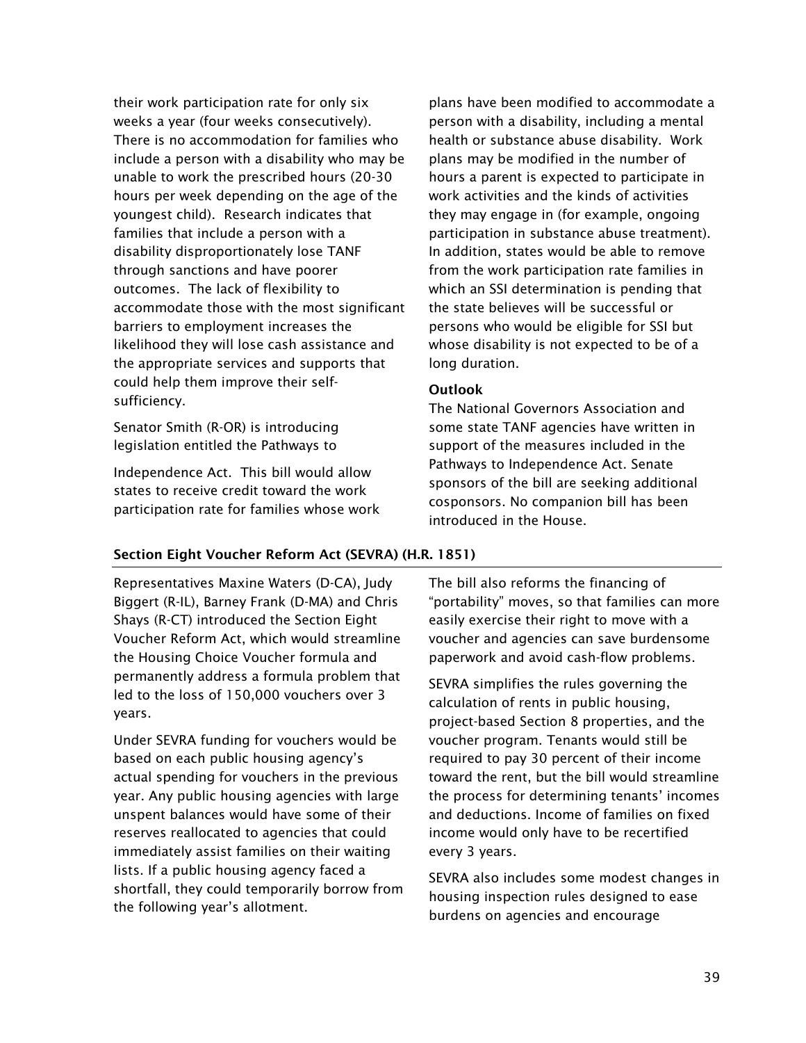their work participation rate for only six weeks a year (four weeks consecutively). There is no accommodation for families who include a person with a disability who may be unable to work the prescribed hours (20-30 hours per week depending on the age of the youngest child). Research indicates that families that include a person with a disability disproportionately lose TANF through sanctions and have poorer outcomes. The lack of flexibility to accommodate those with the most significant barriers to employment increases the likelihood they will lose cash assistance and the appropriate services and supports that could help them improve their self-sufficiency.

Senator Smith (R-OR) is introducing legislation entitled the Pathways to Independence Act. This bill would allow states to receive credit toward the work participation rate for families whose work plans have been modified to accommodate a person with a disability, including a mental health or substance abuse disability. Work plans may be modified in the number of hours a parent is expected to participate in work activities and the kinds of activities they may engage in (for example, ongoing participation in substance abuse treatment). In addition, states would be able to remove from the work participation rate families in which an SSI determination is pending that the state believes will be successful or persons who would be eligible for SSI but whose disability is not expected to be of a long duration.

**Outlook**

The National Governors Association and some state TANF agencies have written in support of the measures included in the Pathways to Independence Act. Senate sponsors of the bill are seeking additional cosponsors. No companion bill has been introduced in the House.

## Section Eight Voucher Reform Act (SEVRA) (H.R. 1851)

Representatives Maxine Waters (D-CA), Judy Biggert (R-IL), Barney Frank (D-MA) and Chris Shays (R-CT) introduced the Section Eight Voucher Reform Act, which would streamline the Housing Choice Voucher formula and permanently address a formula problem that led to the loss of 150,000 vouchers over 3 years.

Under SEVRA funding for vouchers would be based on each public housing agency's actual spending for vouchers in the previous year. Any public housing agencies with large unspent balances would have some of their reserves reallocated to agencies that could immediately assist families on their waiting lists. If a public housing agency faced a shortfall, they could temporarily borrow from the following year's allotment.

The bill also reforms the financing of "portability" moves, so that families can more easily exercise their right to move with a voucher and agencies can save burdensome paperwork and avoid cash-flow problems.

SEVRA simplifies the rules governing the calculation of rents in public housing, project-based Section 8 properties, and the voucher program. Tenants would still be required to pay 30 percent of their income toward the rent, but the bill would streamline the process for determining tenants' incomes and deductions. Income of families on fixed income would only have to be recertified every 3 years.

SEVRA also includes some modest changes in housing inspection rules designed to ease burdens on agencies and encourage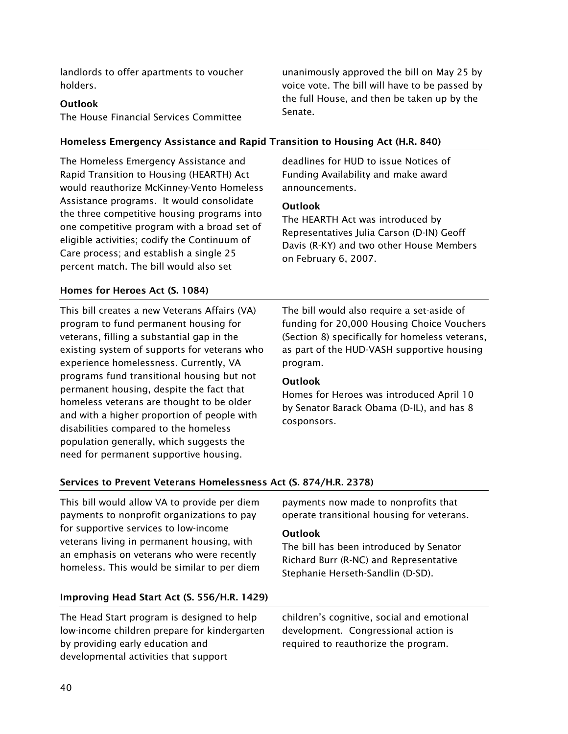landlords to offer apartments to voucher holders.

**Outlook**

The House Financial Services Committee unanimously approved the bill on May 25 by voice vote. The bill will have to be passed by the full House, and then be taken up by the Senate.

### Homeless Emergency Assistance and Rapid Transition to Housing Act (H.R. 840)

The Homeless Emergency Assistance and Rapid Transition to Housing (HEARTH) Act would reauthorize McKinney-Vento Homeless Assistance programs. It would consolidate the three competitive housing programs into one competitive program with a broad set of eligible activities; codify the Continuum of Care process; and establish a single 25 percent match. The bill would also set deadlines for HUD to issue Notices of Funding Availability and make award announcements.

**Outlook**

The HEARTH Act was introduced by Representatives Julia Carson (D-IN) Geoff Davis (R-KY) and two other House Members on February 6, 2007.

### Homes for Heroes Act (S. 1084)

This bill creates a new Veterans Affairs (VA) program to fund permanent housing for veterans, filling a substantial gap in the existing system of supports for veterans who experience homelessness. Currently, VA programs fund transitional housing but not permanent housing, despite the fact that homeless veterans are thought to be older and with a higher proportion of people with disabilities compared to the homeless population generally, which suggests the need for permanent supportive housing.

The bill would also require a set-aside of funding for 20,000 Housing Choice Vouchers (Section 8) specifically for homeless veterans, as part of the HUD-VASH supportive housing program.

**Outlook**

Homes for Heroes was introduced April 10 by Senator Barack Obama (D-IL), and has 8 cosponsors.

### Services to Prevent Veterans Homelessness Act (S. 874/H.R. 2378)

This bill would allow VA to provide per diem payments to nonprofit organizations to pay for supportive services to low-income veterans living in permanent housing, with an emphasis on veterans who were recently homeless. This would be similar to per diem payments now made to nonprofits that operate transitional housing for veterans.

**Outlook**

The bill has been introduced by Senator Richard Burr (R-NC) and Representative Stephanie Herseth-Sandlin (D-SD).

### Improving Head Start Act (S. 556/H.R. 1429)

The Head Start program is designed to help low-income children prepare for kindergarten by providing early education and developmental activities that support children's cognitive, social and emotional development. Congressional action is required to reauthorize the program.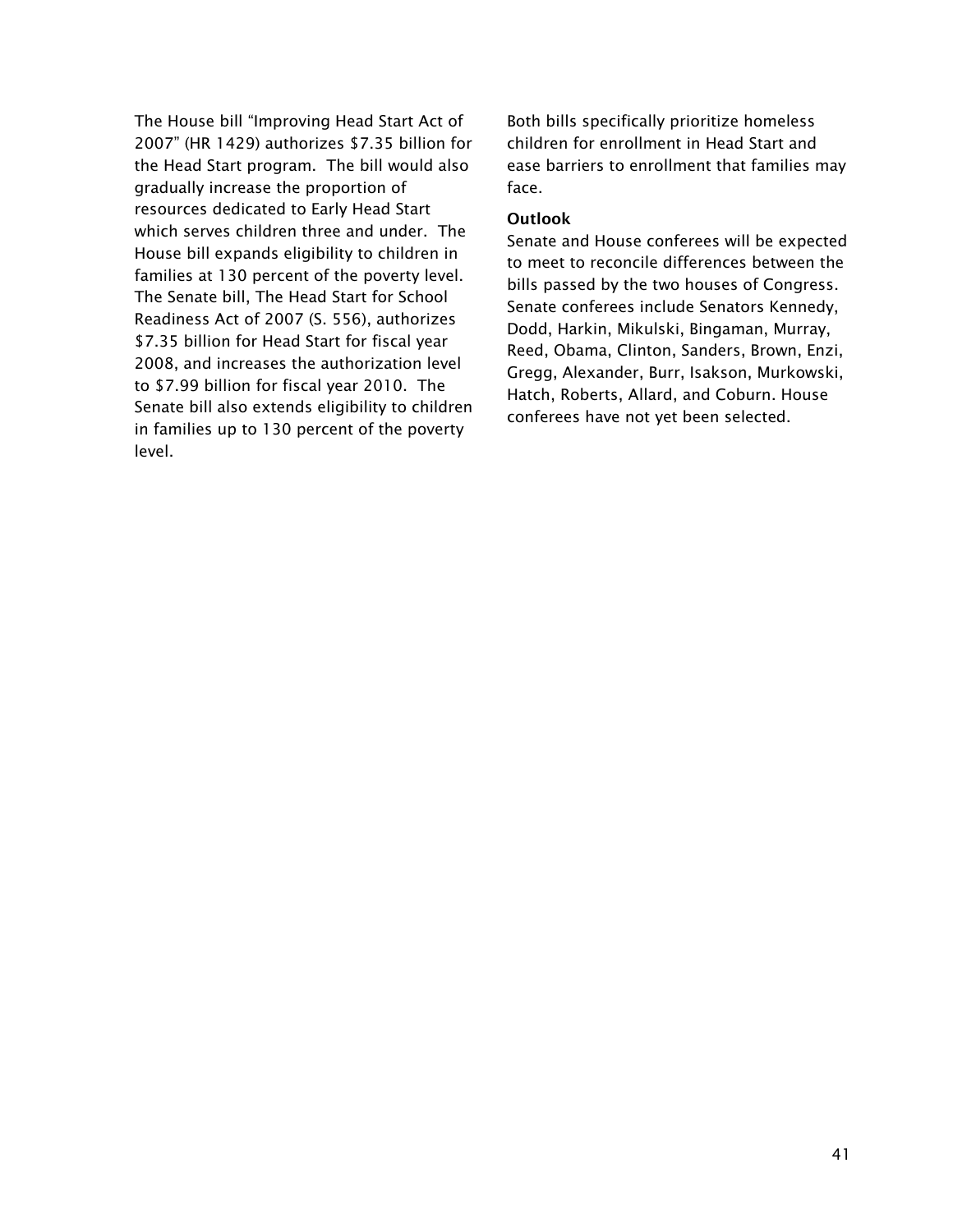The House bill "Improving Head Start Act of 2007" (HR 1429) authorizes $7.35 billion for the Head Start program. The bill would also gradually increase the proportion of resources dedicated to Early Head Start which serves children three and under. The House bill expands eligibility to children in families at 130 percent of the poverty level. The Senate bill, The Head Start for School Readiness Act of 2007 (S. 556), authorizes $7.35 billion for Head Start for fiscal year 2008, and increases the authorization level to $7.99 billion for fiscal year 2010. The Senate bill also extends eligibility to children in families up to 130 percent of the poverty level.

Both bills specifically prioritize homeless children for enrollment in Head Start and ease barriers to enrollment that families may face.

**Outlook**

Senate and House conferees will be expected to meet to reconcile differences between the bills passed by the two houses of Congress. Senate conferees include Senators Kennedy, Dodd, Harkin, Mikulski, Bingaman, Murray, Reed, Obama, Clinton, Sanders, Brown, Enzi, Gregg, Alexander, Burr, Isakson, Murkowski, Hatch, Roberts, Allard, and Coburn. House conferees have not yet been selected.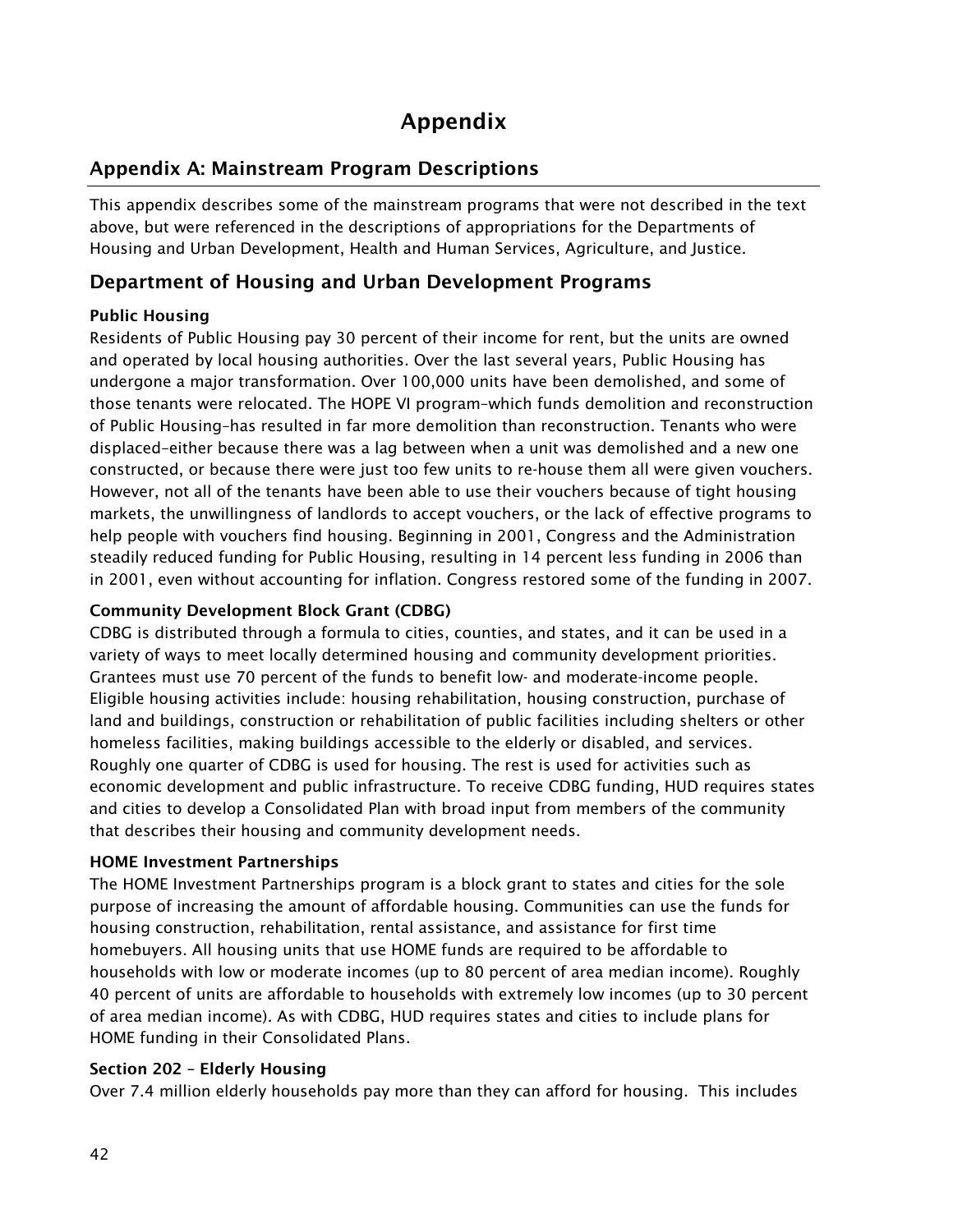# Appendix

## Appendix A: Mainstream Program Descriptions

This appendix describes some of the mainstream programs that were not described in the text above, but were referenced in the descriptions of appropriations for the Departments of Housing and Urban Development, Health and Human Services, Agriculture, and Justice.

## Department of Housing and Urban Development Programs

### Public Housing

Residents of Public Housing pay 30 percent of their income for rent, but the units are owned and operated by local housing authorities. Over the last several years, Public Housing has undergone a major transformation. Over 100,000 units have been demolished, and some of those tenants were relocated. The HOPE VI program–which funds demolition and reconstruction of Public Housing–has resulted in far more demolition than reconstruction. Tenants who were displaced–either because there was a lag between when a unit was demolished and a new one constructed, or because there were just too few units to re-house them all were given vouchers. However, not all of the tenants have been able to use their vouchers because of tight housing markets, the unwillingness of landlords to accept vouchers, or the lack of effective programs to help people with vouchers find housing. Beginning in 2001, Congress and the Administration steadily reduced funding for Public Housing, resulting in 14 percent less funding in 2006 than in 2001, even without accounting for inflation. Congress restored some of the funding in 2007.

### Community Development Block Grant (CDBG)

CDBG is distributed through a formula to cities, counties, and states, and it can be used in a variety of ways to meet locally determined housing and community development priorities. Grantees must use 70 percent of the funds to benefit low- and moderate-income people. Eligible housing activities include: housing rehabilitation, housing construction, purchase of land and buildings, construction or rehabilitation of public facilities including shelters or other homeless facilities, making buildings accessible to the elderly or disabled, and services. Roughly one quarter of CDBG is used for housing. The rest is used for activities such as economic development and public infrastructure. To receive CDBG funding, HUD requires states and cities to develop a Consolidated Plan with broad input from members of the community that describes their housing and community development needs.

### HOME Investment Partnerships

The HOME Investment Partnerships program is a block grant to states and cities for the sole purpose of increasing the amount of affordable housing. Communities can use the funds for housing construction, rehabilitation, rental assistance, and assistance for first time homebuyers. All housing units that use HOME funds are required to be affordable to households with low or moderate incomes (up to 80 percent of area median income). Roughly 40 percent of units are affordable to households with extremely low incomes (up to 30 percent of area median income). As with CDBG, HUD requires states and cities to include plans for HOME funding in their Consolidated Plans.

### Section 202 – Elderly Housing

Over 7.4 million elderly households pay more than they can afford for housing. This includes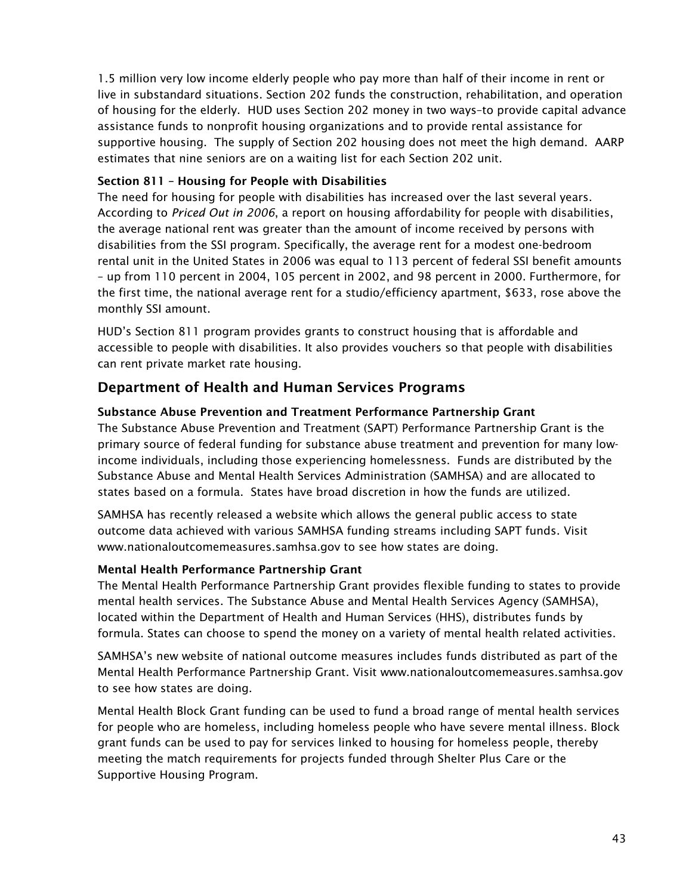1.5 million very low income elderly people who pay more than half of their income in rent or live in substandard situations. Section 202 funds the construction, rehabilitation, and operation of housing for the elderly. HUD uses Section 202 money in two ways–to provide capital advance assistance funds to nonprofit housing organizations and to provide rental assistance for supportive housing. The supply of Section 202 housing does not meet the high demand. AARP estimates that nine seniors are on a waiting list for each Section 202 unit.

### Section 811 – Housing for People with Disabilities

The need for housing for people with disabilities has increased over the last several years. According to *Priced Out in 2006*, a report on housing affordability for people with disabilities, the average national rent was greater than the amount of income received by persons with disabilities from the SSI program. Specifically, the average rent for a modest one-bedroom rental unit in the United States in 2006 was equal to 113 percent of federal SSI benefit amounts – up from 110 percent in 2004, 105 percent in 2002, and 98 percent in 2000. Furthermore, for the first time, the national average rent for a studio/efficiency apartment, $633, rose above the monthly SSI amount.

HUD's Section 811 program provides grants to construct housing that is affordable and accessible to people with disabilities. It also provides vouchers so that people with disabilities can rent private market rate housing.

## Department of Health and Human Services Programs

### Substance Abuse Prevention and Treatment Performance Partnership Grant

The Substance Abuse Prevention and Treatment (SAPT) Performance Partnership Grant is the primary source of federal funding for substance abuse treatment and prevention for many low-income individuals, including those experiencing homelessness. Funds are distributed by the Substance Abuse and Mental Health Services Administration (SAMHSA) and are allocated to states based on a formula. States have broad discretion in how the funds are utilized.

SAMHSA has recently released a website which allows the general public access to state outcome data achieved with various SAMHSA funding streams including SAPT funds. Visit www.nationaloutcomemeasures.samhsa.gov to see how states are doing.

### Mental Health Performance Partnership Grant

The Mental Health Performance Partnership Grant provides flexible funding to states to provide mental health services. The Substance Abuse and Mental Health Services Agency (SAMHSA), located within the Department of Health and Human Services (HHS), distributes funds by formula. States can choose to spend the money on a variety of mental health related activities.

SAMHSA's new website of national outcome measures includes funds distributed as part of the Mental Health Performance Partnership Grant. Visit www.nationaloutcomemeasures.samhsa.gov to see how states are doing.

Mental Health Block Grant funding can be used to fund a broad range of mental health services for people who are homeless, including homeless people who have severe mental illness. Block grant funds can be used to pay for services linked to housing for homeless people, thereby meeting the match requirements for projects funded through Shelter Plus Care or the Supportive Housing Program.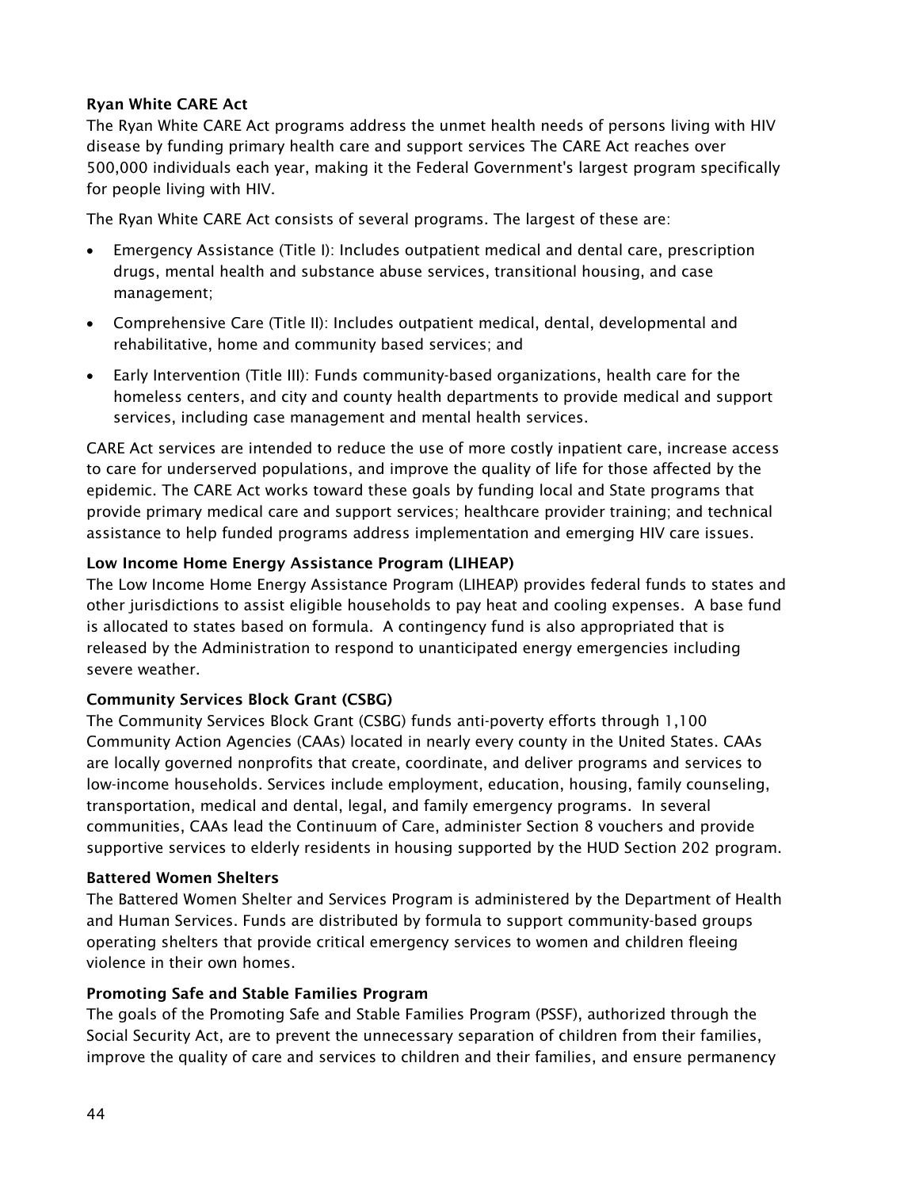**Ryan White CARE Act**

The Ryan White CARE Act programs address the unmet health needs of persons living with HIV disease by funding primary health care and support services The CARE Act reaches over 500,000 individuals each year, making it the Federal Government's largest program specifically for people living with HIV.

The Ryan White CARE Act consists of several programs. The largest of these are:

- Emergency Assistance (Title I): Includes outpatient medical and dental care, prescription drugs, mental health and substance abuse services, transitional housing, and case management;
- Comprehensive Care (Title II): Includes outpatient medical, dental, developmental and rehabilitative, home and community based services; and
- Early Intervention (Title III): Funds community-based organizations, health care for the homeless centers, and city and county health departments to provide medical and support services, including case management and mental health services.

CARE Act services are intended to reduce the use of more costly inpatient care, increase access to care for underserved populations, and improve the quality of life for those affected by the epidemic. The CARE Act works toward these goals by funding local and State programs that provide primary medical care and support services; healthcare provider training; and technical assistance to help funded programs address implementation and emerging HIV care issues.

**Low Income Home Energy Assistance Program (LIHEAP)**

The Low Income Home Energy Assistance Program (LIHEAP) provides federal funds to states and other jurisdictions to assist eligible households to pay heat and cooling expenses. A base fund is allocated to states based on formula. A contingency fund is also appropriated that is released by the Administration to respond to unanticipated energy emergencies including severe weather.

**Community Services Block Grant (CSBG)**

The Community Services Block Grant (CSBG) funds anti-poverty efforts through 1,100 Community Action Agencies (CAAs) located in nearly every county in the United States. CAAs are locally governed nonprofits that create, coordinate, and deliver programs and services to low-income households. Services include employment, education, housing, family counseling, transportation, medical and dental, legal, and family emergency programs. In several communities, CAAs lead the Continuum of Care, administer Section 8 vouchers and provide supportive services to elderly residents in housing supported by the HUD Section 202 program.

**Battered Women Shelters**

The Battered Women Shelter and Services Program is administered by the Department of Health and Human Services. Funds are distributed by formula to support community-based groups operating shelters that provide critical emergency services to women and children fleeing violence in their own homes.

**Promoting Safe and Stable Families Program**

The goals of the Promoting Safe and Stable Families Program (PSSF), authorized through the Social Security Act, are to prevent the unnecessary separation of children from their families, improve the quality of care and services to children and their families, and ensure permanency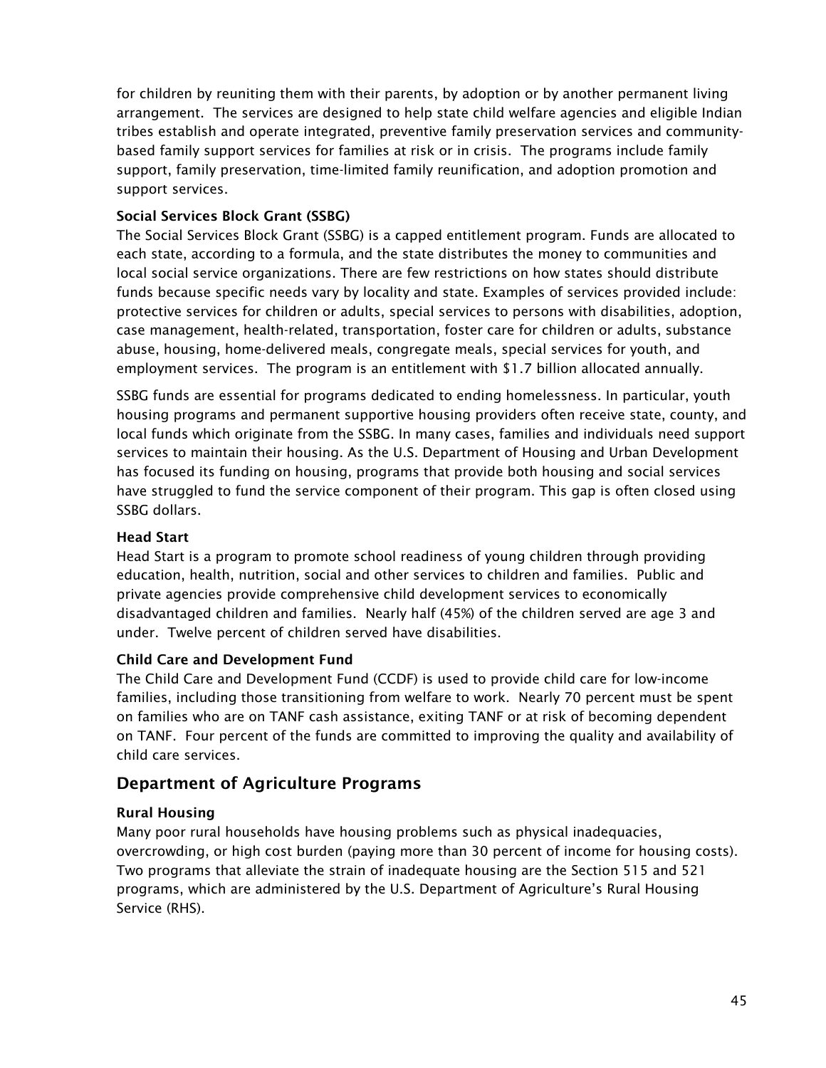for children by reuniting them with their parents, by adoption or by another permanent living arrangement. The services are designed to help state child welfare agencies and eligible Indian tribes establish and operate integrated, preventive family preservation services and community-based family support services for families at risk or in crisis. The programs include family support, family preservation, time-limited family reunification, and adoption promotion and support services.

### Social Services Block Grant (SSBG)

The Social Services Block Grant (SSBG) is a capped entitlement program. Funds are allocated to each state, according to a formula, and the state distributes the money to communities and local social service organizations. There are few restrictions on how states should distribute funds because specific needs vary by locality and state. Examples of services provided include: protective services for children or adults, special services to persons with disabilities, adoption, case management, health-related, transportation, foster care for children or adults, substance abuse, housing, home-delivered meals, congregate meals, special services for youth, and employment services. The program is an entitlement with $1.7 billion allocated annually.

SSBG funds are essential for programs dedicated to ending homelessness. In particular, youth housing programs and permanent supportive housing providers often receive state, county, and local funds which originate from the SSBG. In many cases, families and individuals need support services to maintain their housing. As the U.S. Department of Housing and Urban Development has focused its funding on housing, programs that provide both housing and social services have struggled to fund the service component of their program. This gap is often closed using SSBG dollars.

### Head Start

Head Start is a program to promote school readiness of young children through providing education, health, nutrition, social and other services to children and families. Public and private agencies provide comprehensive child development services to economically disadvantaged children and families. Nearly half (45%) of the children served are age 3 and under. Twelve percent of children served have disabilities.

### Child Care and Development Fund

The Child Care and Development Fund (CCDF) is used to provide child care for low-income families, including those transitioning from welfare to work. Nearly 70 percent must be spent on families who are on TANF cash assistance, exiting TANF or at risk of becoming dependent on TANF. Four percent of the funds are committed to improving the quality and availability of child care services.

## Department of Agriculture Programs

### Rural Housing

Many poor rural households have housing problems such as physical inadequacies, overcrowding, or high cost burden (paying more than 30 percent of income for housing costs). Two programs that alleviate the strain of inadequate housing are the Section 515 and 521 programs, which are administered by the U.S. Department of Agriculture's Rural Housing Service (RHS).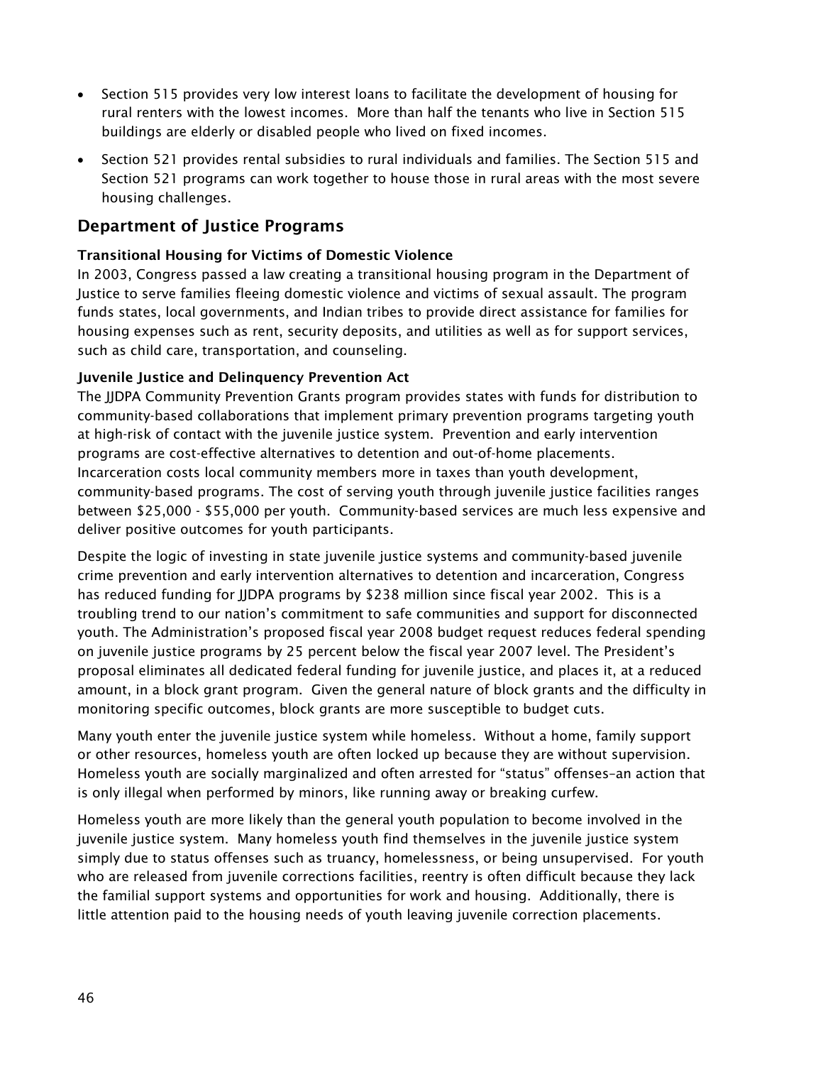- Section 515 provides very low interest loans to facilitate the development of housing for rural renters with the lowest incomes. More than half the tenants who live in Section 515 buildings are elderly or disabled people who lived on fixed incomes.
- Section 521 provides rental subsidies to rural individuals and families. The Section 515 and Section 521 programs can work together to house those in rural areas with the most severe housing challenges.

## Department of Justice Programs

**Transitional Housing for Victims of Domestic Violence**

In 2003, Congress passed a law creating a transitional housing program in the Department of Justice to serve families fleeing domestic violence and victims of sexual assault. The program funds states, local governments, and Indian tribes to provide direct assistance for families for housing expenses such as rent, security deposits, and utilities as well as for support services, such as child care, transportation, and counseling.

**Juvenile Justice and Delinquency Prevention Act**

The JJDPA Community Prevention Grants program provides states with funds for distribution to community-based collaborations that implement primary prevention programs targeting youth at high-risk of contact with the juvenile justice system. Prevention and early intervention programs are cost-effective alternatives to detention and out-of-home placements. Incarceration costs local community members more in taxes than youth development, community-based programs. The cost of serving youth through juvenile justice facilities ranges between $25,000 - $55,000 per youth. Community-based services are much less expensive and deliver positive outcomes for youth participants.

Despite the logic of investing in state juvenile justice systems and community-based juvenile crime prevention and early intervention alternatives to detention and incarceration, Congress has reduced funding for JJDPA programs by $238 million since fiscal year 2002. This is a troubling trend to our nation's commitment to safe communities and support for disconnected youth. The Administration's proposed fiscal year 2008 budget request reduces federal spending on juvenile justice programs by 25 percent below the fiscal year 2007 level. The President's proposal eliminates all dedicated federal funding for juvenile justice, and places it, at a reduced amount, in a block grant program. Given the general nature of block grants and the difficulty in monitoring specific outcomes, block grants are more susceptible to budget cuts.

Many youth enter the juvenile justice system while homeless. Without a home, family support or other resources, homeless youth are often locked up because they are without supervision. Homeless youth are socially marginalized and often arrested for "status" offenses–an action that is only illegal when performed by minors, like running away or breaking curfew.

Homeless youth are more likely than the general youth population to become involved in the juvenile justice system. Many homeless youth find themselves in the juvenile justice system simply due to status offenses such as truancy, homelessness, or being unsupervised. For youth who are released from juvenile corrections facilities, reentry is often difficult because they lack the familial support systems and opportunities for work and housing. Additionally, there is little attention paid to the housing needs of youth leaving juvenile correction placements.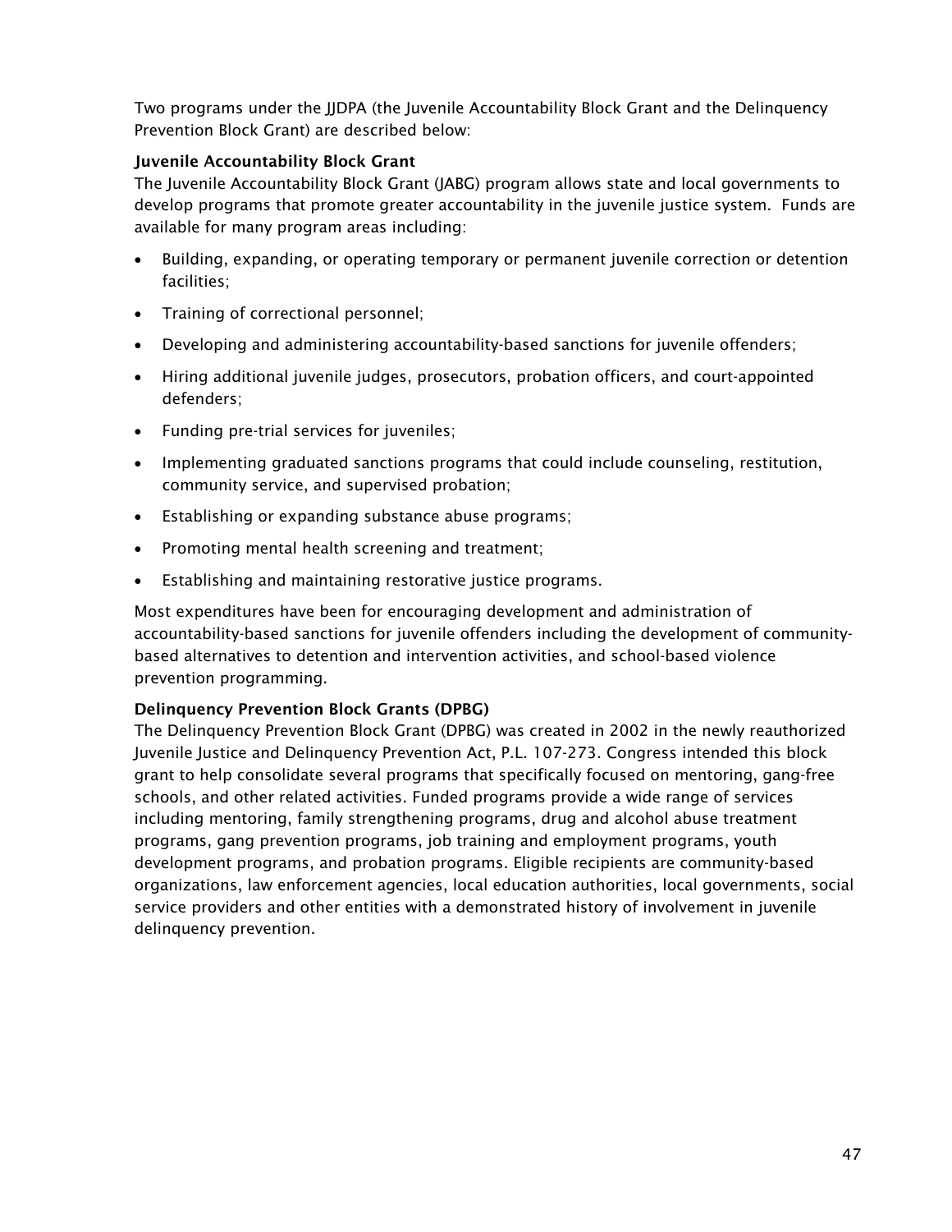Two programs under the JJDPA (the Juvenile Accountability Block Grant and the Delinquency Prevention Block Grant) are described below:

### Juvenile Accountability Block Grant

The Juvenile Accountability Block Grant (JABG) program allows state and local governments to develop programs that promote greater accountability in the juvenile justice system. Funds are available for many program areas including:

- Building, expanding, or operating temporary or permanent juvenile correction or detention facilities;
- Training of correctional personnel;
- Developing and administering accountability-based sanctions for juvenile offenders;
- Hiring additional juvenile judges, prosecutors, probation officers, and court-appointed defenders;
- Funding pre-trial services for juveniles;
- Implementing graduated sanctions programs that could include counseling, restitution, community service, and supervised probation;
- Establishing or expanding substance abuse programs;
- Promoting mental health screening and treatment;
- Establishing and maintaining restorative justice programs.

Most expenditures have been for encouraging development and administration of accountability-based sanctions for juvenile offenders including the development of community-based alternatives to detention and intervention activities, and school-based violence prevention programming.

### Delinquency Prevention Block Grants (DPBG)

The Delinquency Prevention Block Grant (DPBG) was created in 2002 in the newly reauthorized Juvenile Justice and Delinquency Prevention Act, P.L. 107-273. Congress intended this block grant to help consolidate several programs that specifically focused on mentoring, gang-free schools, and other related activities. Funded programs provide a wide range of services including mentoring, family strengthening programs, drug and alcohol abuse treatment programs, gang prevention programs, job training and employment programs, youth development programs, and probation programs. Eligible recipients are community-based organizations, law enforcement agencies, local education authorities, local governments, social service providers and other entities with a demonstrated history of involvement in juvenile delinquency prevention.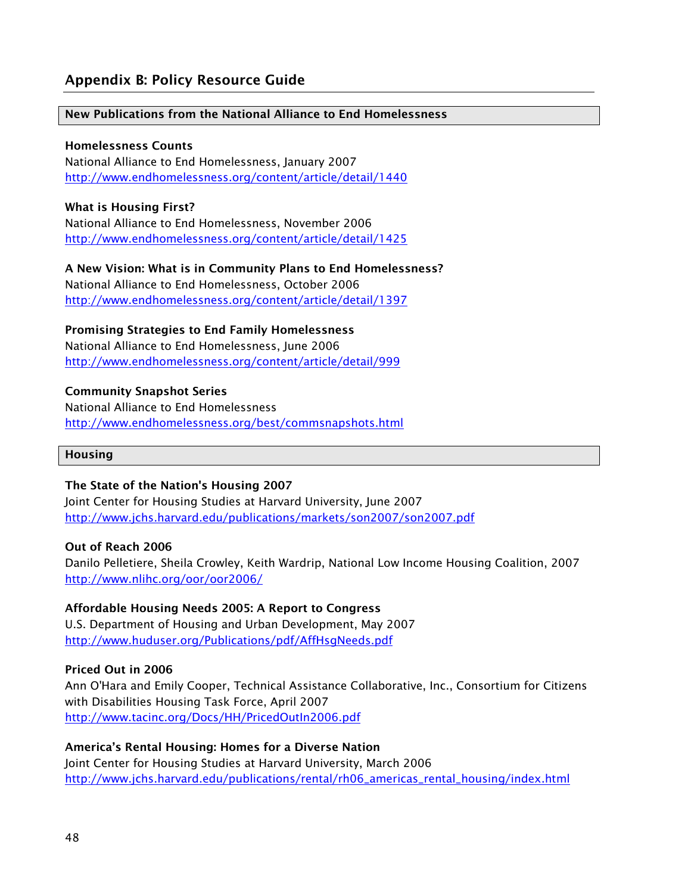## Appendix B: Policy Resource Guide

### New Publications from the National Alliance to End Homelessness

**Homelessness Counts**
National Alliance to End Homelessness, January 2007
http://www.endhomelessness.org/content/article/detail/1440

**What is Housing First?**
National Alliance to End Homelessness, November 2006
http://www.endhomelessness.org/content/article/detail/1425

**A New Vision: What is in Community Plans to End Homelessness?**
National Alliance to End Homelessness, October 2006
http://www.endhomelessness.org/content/article/detail/1397

**Promising Strategies to End Family Homelessness**
National Alliance to End Homelessness, June 2006
http://www.endhomelessness.org/content/article/detail/999

**Community Snapshot Series**
National Alliance to End Homelessness
http://www.endhomelessness.org/best/commsnapshots.html

### Housing

**The State of the Nation's Housing 2007**
Joint Center for Housing Studies at Harvard University, June 2007
http://www.jchs.harvard.edu/publications/markets/son2007/son2007.pdf

**Out of Reach 2006**
Danilo Pelletiere, Sheila Crowley, Keith Wardrip, National Low Income Housing Coalition, 2007
http://www.nlihc.org/oor/oor2006/

**Affordable Housing Needs 2005: A Report to Congress**
U.S. Department of Housing and Urban Development, May 2007
http://www.huduser.org/Publications/pdf/AffHsgNeeds.pdf

**Priced Out in 2006**
Ann O'Hara and Emily Cooper, Technical Assistance Collaborative, Inc., Consortium for Citizens with Disabilities Housing Task Force, April 2007
http://www.tacinc.org/Docs/HH/PricedOutIn2006.pdf

**America's Rental Housing: Homes for a Diverse Nation**
Joint Center for Housing Studies at Harvard University, March 2006
http://www.jchs.harvard.edu/publications/rental/rh06_americas_rental_housing/index.html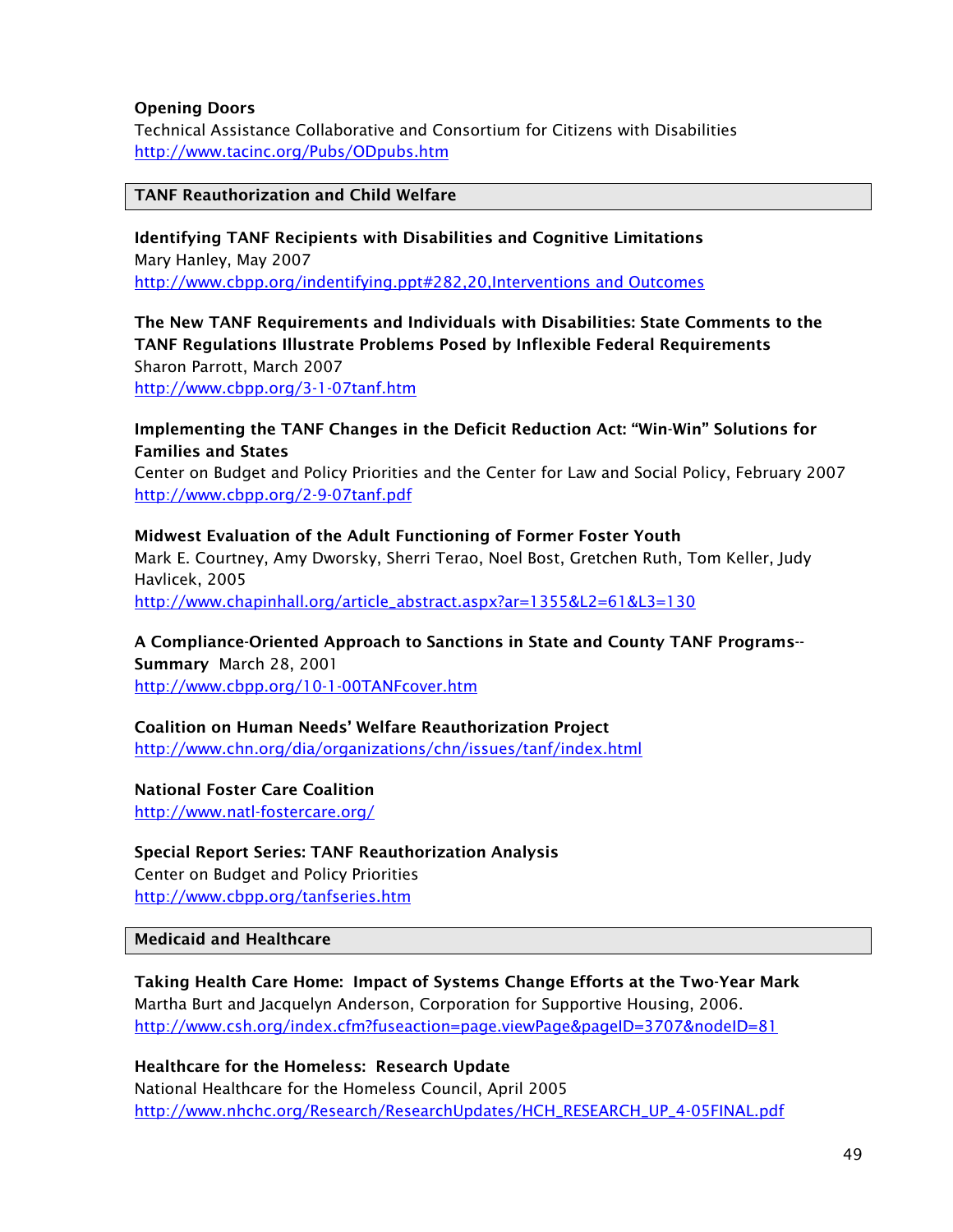**Opening Doors**
Technical Assistance Collaborative and Consortium for Citizens with Disabilities
http://www.tacinc.org/Pubs/ODpubs.htm

## TANF Reauthorization and Child Welfare

**Identifying TANF Recipients with Disabilities and Cognitive Limitations**
Mary Hanley, May 2007
http://www.cbpp.org/indentifying.ppt#282,20,Interventions and Outcomes

**The New TANF Requirements and Individuals with Disabilities: State Comments to the TANF Regulations Illustrate Problems Posed by Inflexible Federal Requirements**
Sharon Parrott, March 2007
http://www.cbpp.org/3-1-07tanf.htm

**Implementing the TANF Changes in the Deficit Reduction Act: "Win-Win" Solutions for Families and States**
Center on Budget and Policy Priorities and the Center for Law and Social Policy, February 2007
http://www.cbpp.org/2-9-07tanf.pdf

**Midwest Evaluation of the Adult Functioning of Former Foster Youth**
Mark E. Courtney, Amy Dworsky, Sherri Terao, Noel Bost, Gretchen Ruth, Tom Keller, Judy Havlicek, 2005
http://www.chapinhall.org/article_abstract.aspx?ar=1355&L2=61&L3=130

**A Compliance-Oriented Approach to Sanctions in State and County TANF Programs--Summary** March 28, 2001
http://www.cbpp.org/10-1-00TANFcover.htm

**Coalition on Human Needs' Welfare Reauthorization Project**
http://www.chn.org/dia/organizations/chn/issues/tanf/index.html

**National Foster Care Coalition**
http://www.natl-fostercare.org/

**Special Report Series: TANF Reauthorization Analysis**
Center on Budget and Policy Priorities
http://www.cbpp.org/tanfseries.htm

## Medicaid and Healthcare

**Taking Health Care Home: Impact of Systems Change Efforts at the Two-Year Mark**
Martha Burt and Jacquelyn Anderson, Corporation for Supportive Housing, 2006.
http://www.csh.org/index.cfm?fuseaction=page.viewPage&pageID=3707&nodeID=81

**Healthcare for the Homeless: Research Update**
National Healthcare for the Homeless Council, April 2005
http://www.nhchc.org/Research/ResearchUpdates/HCH_RESEARCH_UP_4-05FINAL.pdf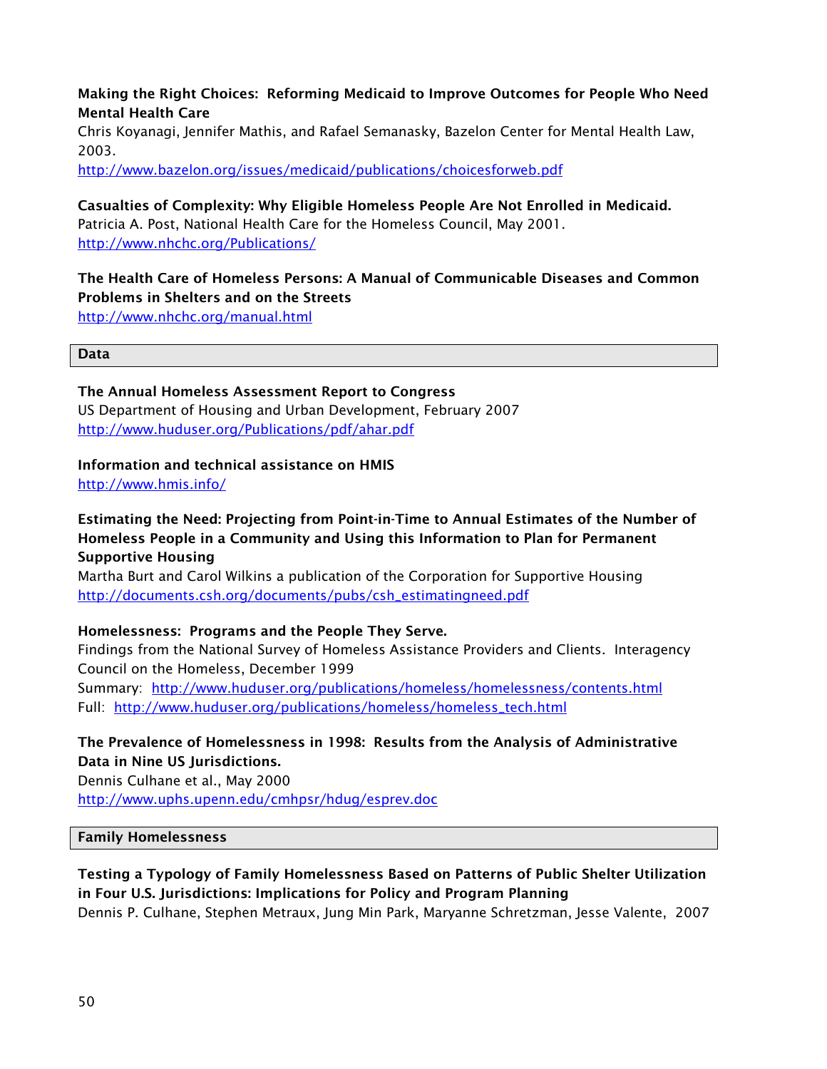**Making the Right Choices: Reforming Medicaid to Improve Outcomes for People Who Need Mental Health Care**
Chris Koyanagi, Jennifer Mathis, and Rafael Semanasky, Bazelon Center for Mental Health Law, 2003.
http://www.bazelon.org/issues/medicaid/publications/choicesforweb.pdf

**Casualties of Complexity: Why Eligible Homeless People Are Not Enrolled in Medicaid.**
Patricia A. Post, National Health Care for the Homeless Council, May 2001.
http://www.nhchc.org/Publications/

**The Health Care of Homeless Persons: A Manual of Communicable Diseases and Common Problems in Shelters and on the Streets**
http://www.nhchc.org/manual.html

## Data

**The Annual Homeless Assessment Report to Congress**
US Department of Housing and Urban Development, February 2007
http://www.huduser.org/Publications/pdf/ahar.pdf

**Information and technical assistance on HMIS**
http://www.hmis.info/

**Estimating the Need: Projecting from Point-in-Time to Annual Estimates of the Number of Homeless People in a Community and Using this Information to Plan for Permanent Supportive Housing**
Martha Burt and Carol Wilkins a publication of the Corporation for Supportive Housing
http://documents.csh.org/documents/pubs/csh_estimatingneed.pdf

**Homelessness: Programs and the People They Serve.**
Findings from the National Survey of Homeless Assistance Providers and Clients. Interagency Council on the Homeless, December 1999
Summary: http://www.huduser.org/publications/homeless/homelessness/contents.html
Full: http://www.huduser.org/publications/homeless/homeless_tech.html

**The Prevalence of Homelessness in 1998: Results from the Analysis of Administrative Data in Nine US Jurisdictions.**
Dennis Culhane et al., May 2000
http://www.uphs.upenn.edu/cmhpsr/hdug/esprev.doc

## Family Homelessness

**Testing a Typology of Family Homelessness Based on Patterns of Public Shelter Utilization in Four U.S. Jurisdictions: Implications for Policy and Program Planning**
Dennis P. Culhane, Stephen Metraux, Jung Min Park, Maryanne Schretzman, Jesse Valente, 2007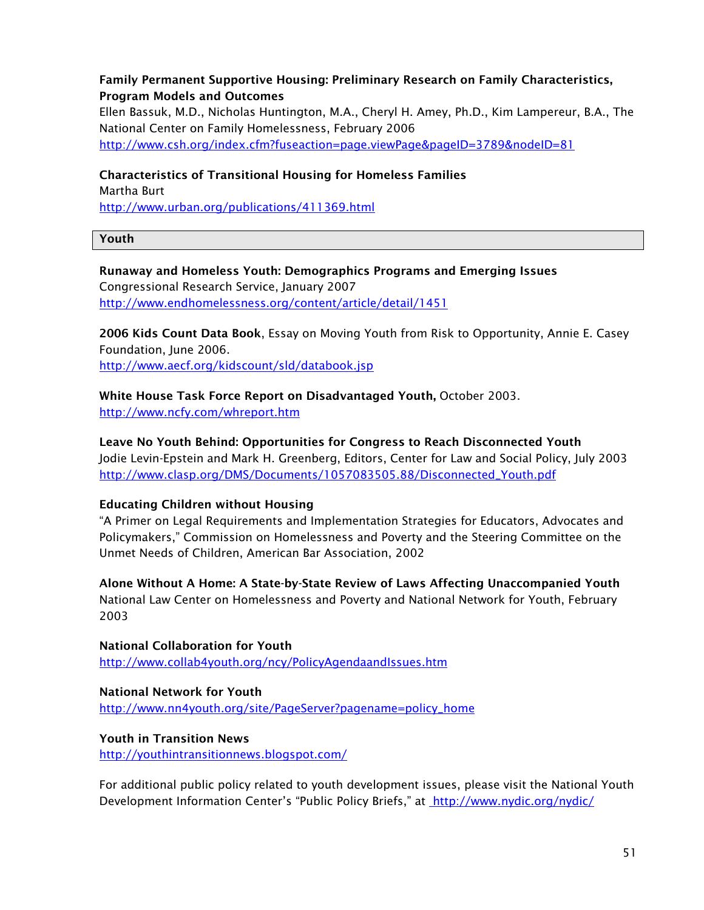**Family Permanent Supportive Housing: Preliminary Research on Family Characteristics, Program Models and Outcomes**
Ellen Bassuk, M.D., Nicholas Huntington, M.A., Cheryl H. Amey, Ph.D., Kim Lampereur, B.A., The National Center on Family Homelessness, February 2006
http://www.csh.org/index.cfm?fuseaction=page.viewPage&pageID=3789&nodeID=81

**Characteristics of Transitional Housing for Homeless Families**
Martha Burt
http://www.urban.org/publications/411369.html

## Youth

**Runaway and Homeless Youth: Demographics Programs and Emerging Issues**
Congressional Research Service, January 2007
http://www.endhomelessness.org/content/article/detail/1451

**2006 Kids Count Data Book**, Essay on Moving Youth from Risk to Opportunity, Annie E. Casey Foundation, June 2006.
http://www.aecf.org/kidscount/sld/databook.jsp

**White House Task Force Report on Disadvantaged Youth,** October 2003.
http://www.ncfy.com/whreport.htm

**Leave No Youth Behind: Opportunities for Congress to Reach Disconnected Youth**
Jodie Levin-Epstein and Mark H. Greenberg, Editors, Center for Law and Social Policy, July 2003
http://www.clasp.org/DMS/Documents/1057083505.88/Disconnected_Youth.pdf

**Educating Children without Housing**
"A Primer on Legal Requirements and Implementation Strategies for Educators, Advocates and Policymakers," Commission on Homelessness and Poverty and the Steering Committee on the Unmet Needs of Children, American Bar Association, 2002

**Alone Without A Home: A State-by-State Review of Laws Affecting Unaccompanied Youth**
National Law Center on Homelessness and Poverty and National Network for Youth, February 2003

**National Collaboration for Youth**
http://www.collab4youth.org/ncy/PolicyAgendaandIssues.htm

**National Network for Youth**
http://www.nn4youth.org/site/PageServer?pagename=policy_home

**Youth in Transition News**
http://youthintransitionnews.blogspot.com/

For additional public policy related to youth development issues, please visit the National Youth Development Information Center's "Public Policy Briefs," at http://www.nydic.org/nydic/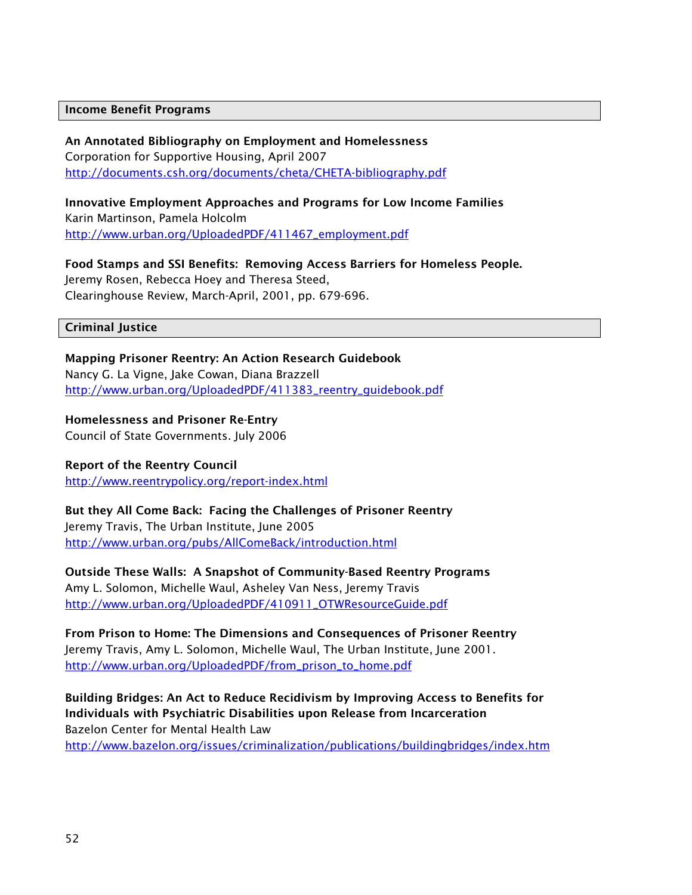## Income Benefit Programs

**An Annotated Bibliography on Employment and Homelessness**
Corporation for Supportive Housing, April 2007
http://documents.csh.org/documents/cheta/CHETA-bibliography.pdf

**Innovative Employment Approaches and Programs for Low Income Families**
Karin Martinson, Pamela Holcolm
http://www.urban.org/UploadedPDF/411467_employment.pdf

**Food Stamps and SSI Benefits: Removing Access Barriers for Homeless People.**
Jeremy Rosen, Rebecca Hoey and Theresa Steed,
Clearinghouse Review, March-April, 2001, pp. 679-696.

## Criminal Justice

**Mapping Prisoner Reentry: An Action Research Guidebook**
Nancy G. La Vigne, Jake Cowan, Diana Brazzell
http://www.urban.org/UploadedPDF/411383_reentry_guidebook.pdf

**Homelessness and Prisoner Re-Entry**
Council of State Governments. July 2006

**Report of the Reentry Council**
http://www.reentrypolicy.org/report-index.html

**But they All Come Back: Facing the Challenges of Prisoner Reentry**
Jeremy Travis, The Urban Institute, June 2005
http://www.urban.org/pubs/AllComeBack/introduction.html

**Outside These Walls: A Snapshot of Community-Based Reentry Programs**
Amy L. Solomon, Michelle Waul, Asheley Van Ness, Jeremy Travis
http://www.urban.org/UploadedPDF/410911_OTWResourceGuide.pdf

**From Prison to Home: The Dimensions and Consequences of Prisoner Reentry**
Jeremy Travis, Amy L. Solomon, Michelle Waul, The Urban Institute, June 2001.
http://www.urban.org/UploadedPDF/from_prison_to_home.pdf

**Building Bridges: An Act to Reduce Recidivism by Improving Access to Benefits for Individuals with Psychiatric Disabilities upon Release from Incarceration**
Bazelon Center for Mental Health Law
http://www.bazelon.org/issues/criminalization/publications/buildingbridges/index.htm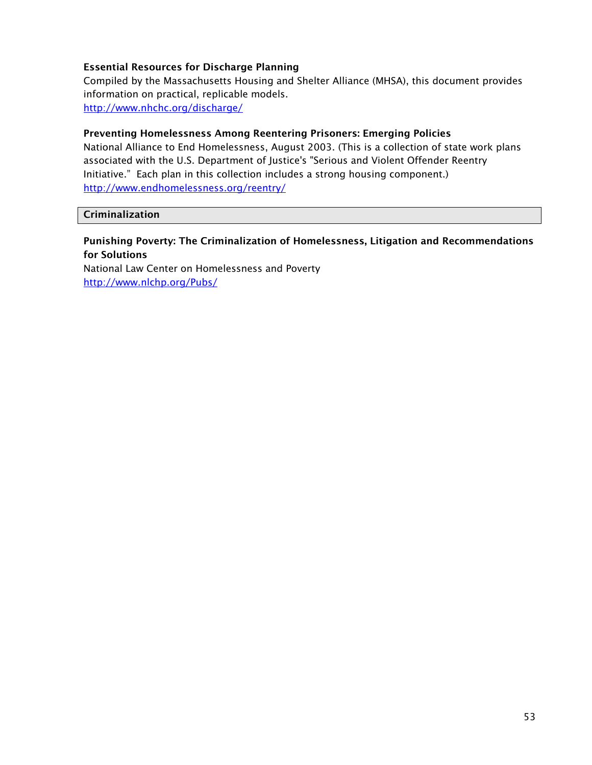**Essential Resources for Discharge Planning**

Compiled by the Massachusetts Housing and Shelter Alliance (MHSA), this document provides information on practical, replicable models.
http://www.nhchc.org/discharge/

**Preventing Homelessness Among Reentering Prisoners: Emerging Policies**

National Alliance to End Homelessness, August 2003. (This is a collection of state work plans associated with the U.S. Department of Justice's "Serious and Violent Offender Reentry Initiative." Each plan in this collection includes a strong housing component.)
http://www.endhomelessness.org/reentry/

## Criminalization

**Punishing Poverty: The Criminalization of Homelessness, Litigation and Recommendations for Solutions**

National Law Center on Homelessness and Poverty
http://www.nlchp.org/Pubs/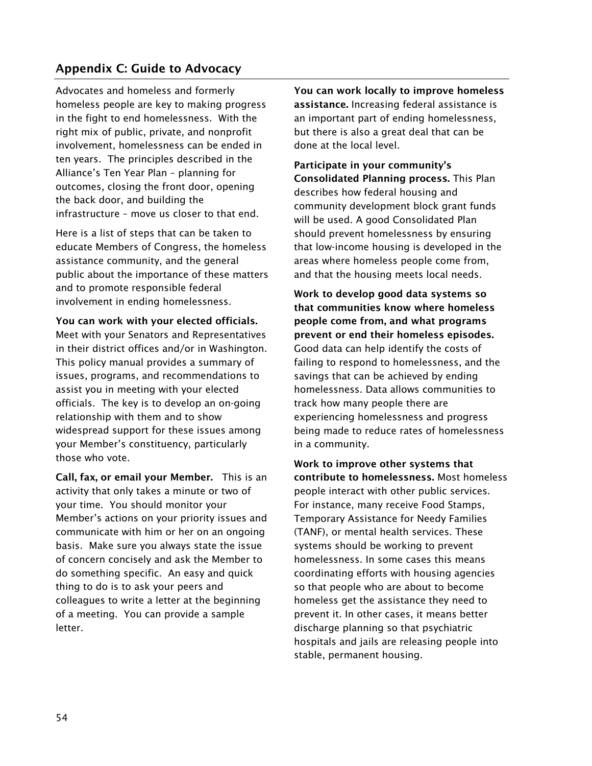## Appendix C: Guide to Advocacy

Advocates and homeless and formerly homeless people are key to making progress in the fight to end homelessness. With the right mix of public, private, and nonprofit involvement, homelessness can be ended in ten years. The principles described in the Alliance's Ten Year Plan – planning for outcomes, closing the front door, opening the back door, and building the infrastructure – move us closer to that end.

Here is a list of steps that can be taken to educate Members of Congress, the homeless assistance community, and the general public about the importance of these matters and to promote responsible federal involvement in ending homelessness.

**You can work with your elected officials.** Meet with your Senators and Representatives in their district offices and/or in Washington. This policy manual provides a summary of issues, programs, and recommendations to assist you in meeting with your elected officials. The key is to develop an on-going relationship with them and to show widespread support for these issues among your Member's constituency, particularly those who vote.

**Call, fax, or email your Member.** This is an activity that only takes a minute or two of your time. You should monitor your Member's actions on your priority issues and communicate with him or her on an ongoing basis. Make sure you always state the issue of concern concisely and ask the Member to do something specific. An easy and quick thing to do is to ask your peers and colleagues to write a letter at the beginning of a meeting. You can provide a sample letter.

**You can work locally to improve homeless assistance.** Increasing federal assistance is an important part of ending homelessness, but there is also a great deal that can be done at the local level.

**Participate in your community's Consolidated Planning process.** This Plan describes how federal housing and community development block grant funds will be used. A good Consolidated Plan should prevent homelessness by ensuring that low-income housing is developed in the areas where homeless people come from, and that the housing meets local needs.

**Work to develop good data systems so that communities know where homeless people come from, and what programs prevent or end their homeless episodes.** Good data can help identify the costs of failing to respond to homelessness, and the savings that can be achieved by ending homelessness. Data allows communities to track how many people there are experiencing homelessness and progress being made to reduce rates of homelessness in a community.

**Work to improve other systems that contribute to homelessness.** Most homeless people interact with other public services. For instance, many receive Food Stamps, Temporary Assistance for Needy Families (TANF), or mental health services. These systems should be working to prevent homelessness. In some cases this means coordinating efforts with housing agencies so that people who are about to become homeless get the assistance they need to prevent it. In other cases, it means better discharge planning so that psychiatric hospitals and jails are releasing people into stable, permanent housing.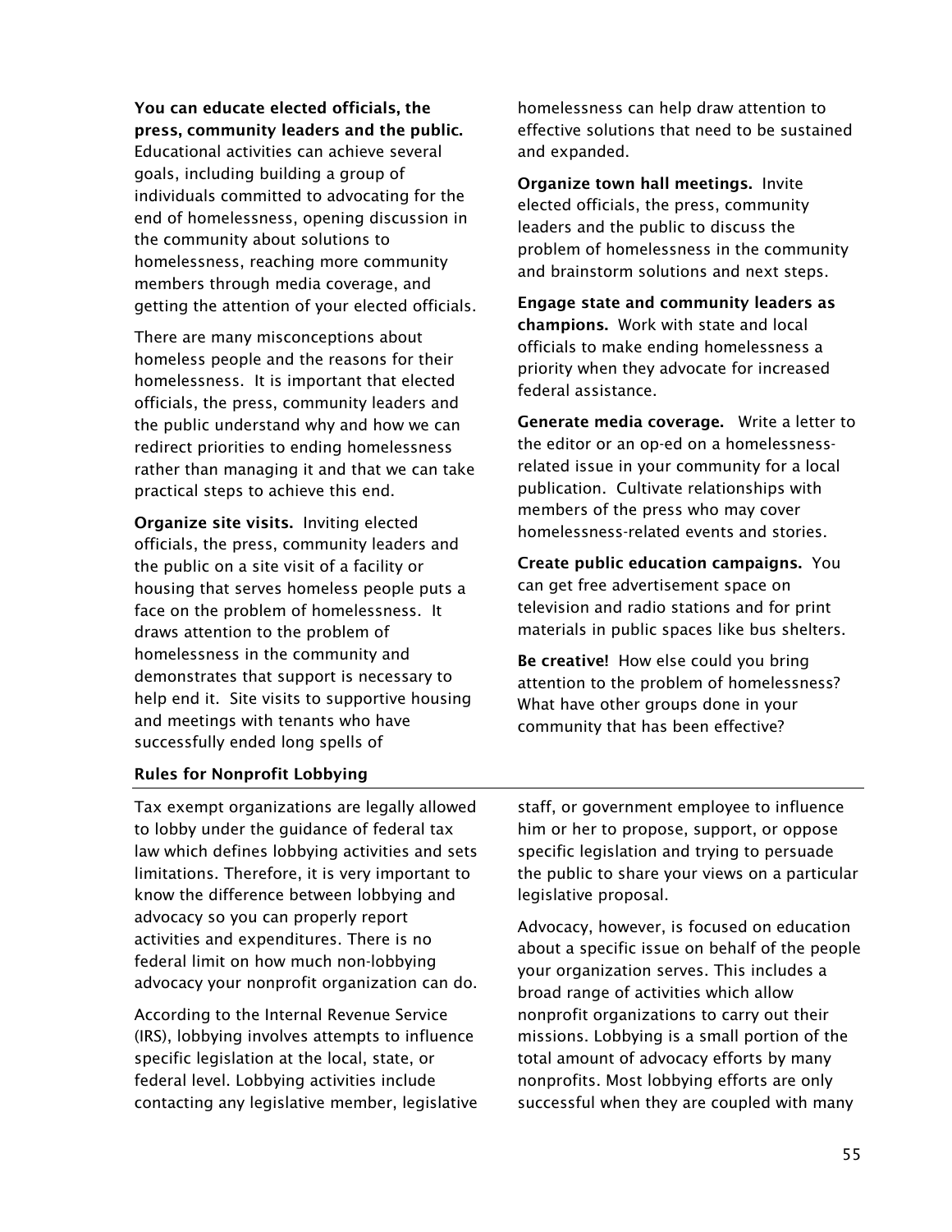**You can educate elected officials, the press, community leaders and the public.** Educational activities can achieve several goals, including building a group of individuals committed to advocating for the end of homelessness, opening discussion in the community about solutions to homelessness, reaching more community members through media coverage, and getting the attention of your elected officials.

There are many misconceptions about homeless people and the reasons for their homelessness. It is important that elected officials, the press, community leaders and the public understand why and how we can redirect priorities to ending homelessness rather than managing it and that we can take practical steps to achieve this end.

**Organize site visits.** Inviting elected officials, the press, community leaders and the public on a site visit of a facility or housing that serves homeless people puts a face on the problem of homelessness. It draws attention to the problem of homelessness in the community and demonstrates that support is necessary to help end it. Site visits to supportive housing and meetings with tenants who have successfully ended long spells of homelessness can help draw attention to effective solutions that need to be sustained and expanded.

**Organize town hall meetings.** Invite elected officials, the press, community leaders and the public to discuss the problem of homelessness in the community and brainstorm solutions and next steps.

**Engage state and community leaders as champions.** Work with state and local officials to make ending homelessness a priority when they advocate for increased federal assistance.

**Generate media coverage.** Write a letter to the editor or an op-ed on a homelessness-related issue in your community for a local publication. Cultivate relationships with members of the press who may cover homelessness-related events and stories.

**Create public education campaigns.** You can get free advertisement space on television and radio stations and for print materials in public spaces like bus shelters.

**Be creative!** How else could you bring attention to the problem of homelessness? What have other groups done in your community that has been effective?

### Rules for Nonprofit Lobbying

Tax exempt organizations are legally allowed to lobby under the guidance of federal tax law which defines lobbying activities and sets limitations. Therefore, it is very important to know the difference between lobbying and advocacy so you can properly report activities and expenditures. There is no federal limit on how much non-lobbying advocacy your nonprofit organization can do.

According to the Internal Revenue Service (IRS), lobbying involves attempts to influence specific legislation at the local, state, or federal level. Lobbying activities include contacting any legislative member, legislative staff, or government employee to influence him or her to propose, support, or oppose specific legislation and trying to persuade the public to share your views on a particular legislative proposal.

Advocacy, however, is focused on education about a specific issue on behalf of the people your organization serves. This includes a broad range of activities which allow nonprofit organizations to carry out their missions. Lobbying is a small portion of the total amount of advocacy efforts by many nonprofits. Most lobbying efforts are only successful when they are coupled with many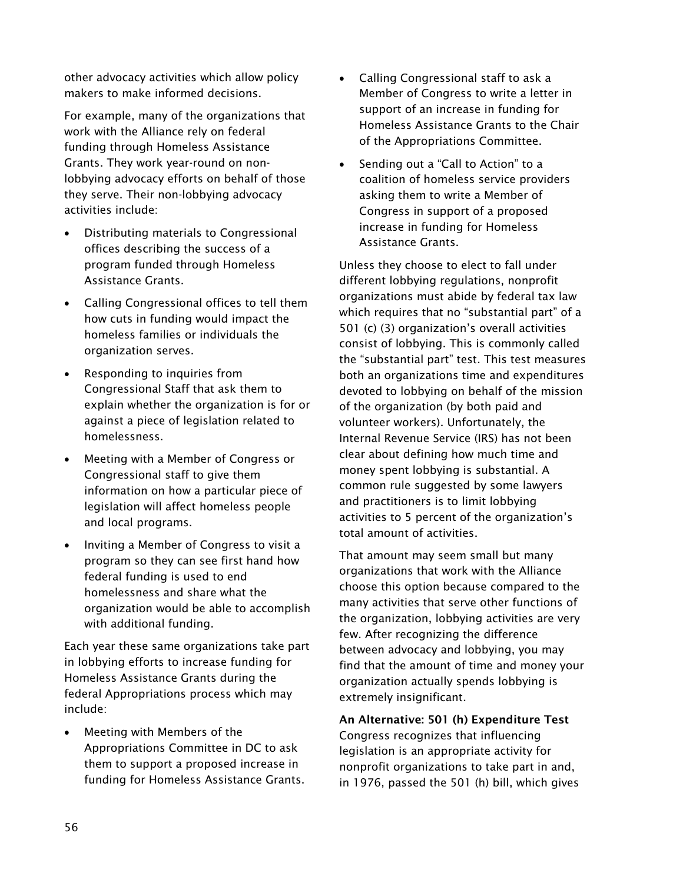other advocacy activities which allow policy makers to make informed decisions.

For example, many of the organizations that work with the Alliance rely on federal funding through Homeless Assistance Grants. They work year-round on non-lobbying advocacy efforts on behalf of those they serve. Their non-lobbying advocacy activities include:

- Distributing materials to Congressional offices describing the success of a program funded through Homeless Assistance Grants.
- Calling Congressional offices to tell them how cuts in funding would impact the homeless families or individuals the organization serves.
- Responding to inquiries from Congressional Staff that ask them to explain whether the organization is for or against a piece of legislation related to homelessness.
- Meeting with a Member of Congress or Congressional staff to give them information on how a particular piece of legislation will affect homeless people and local programs.
- Inviting a Member of Congress to visit a program so they can see first hand how federal funding is used to end homelessness and share what the organization would be able to accomplish with additional funding.

Each year these same organizations take part in lobbying efforts to increase funding for Homeless Assistance Grants during the federal Appropriations process which may include:

- Meeting with Members of the Appropriations Committee in DC to ask them to support a proposed increase in funding for Homeless Assistance Grants.
- Calling Congressional staff to ask a Member of Congress to write a letter in support of an increase in funding for Homeless Assistance Grants to the Chair of the Appropriations Committee.
- Sending out a "Call to Action" to a coalition of homeless service providers asking them to write a Member of Congress in support of a proposed increase in funding for Homeless Assistance Grants.

Unless they choose to elect to fall under different lobbying regulations, nonprofit organizations must abide by federal tax law which requires that no "substantial part" of a 501 (c) (3) organization's overall activities consist of lobbying. This is commonly called the "substantial part" test. This test measures both an organizations time and expenditures devoted to lobbying on behalf of the mission of the organization (by both paid and volunteer workers). Unfortunately, the Internal Revenue Service (IRS) has not been clear about defining how much time and money spent lobbying is substantial. A common rule suggested by some lawyers and practitioners is to limit lobbying activities to 5 percent of the organization's total amount of activities.

That amount may seem small but many organizations that work with the Alliance choose this option because compared to the many activities that serve other functions of the organization, lobbying activities are very few. After recognizing the difference between advocacy and lobbying, you may find that the amount of time and money your organization actually spends lobbying is extremely insignificant.

**An Alternative: 501 (h) Expenditure Test**

Congress recognizes that influencing legislation is an appropriate activity for nonprofit organizations to take part in and, in 1976, passed the 501 (h) bill, which gives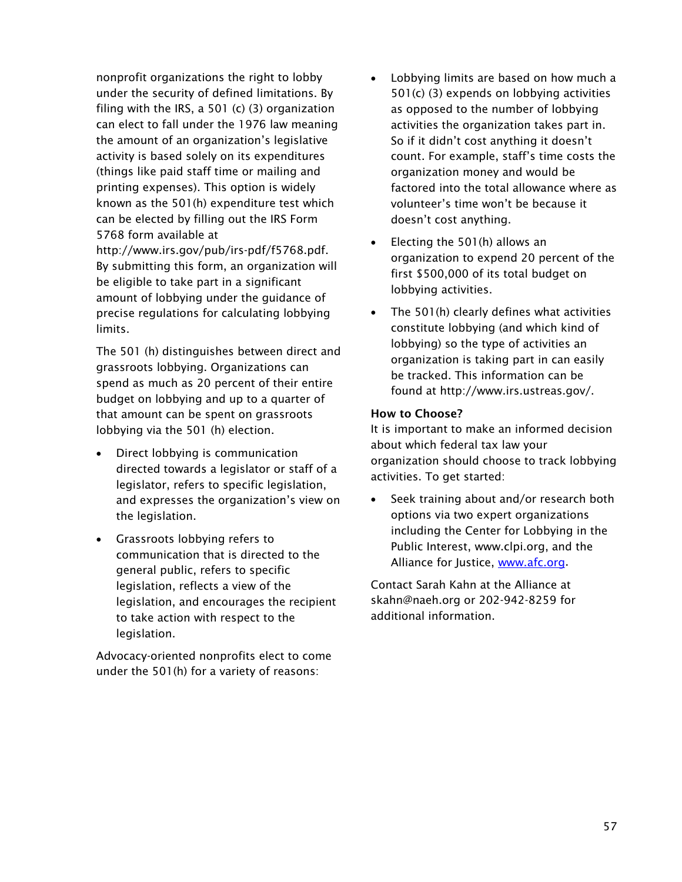nonprofit organizations the right to lobby under the security of defined limitations. By filing with the IRS, a 501 (c) (3) organization can elect to fall under the 1976 law meaning the amount of an organization's legislative activity is based solely on its expenditures (things like paid staff time or mailing and printing expenses). This option is widely known as the 501(h) expenditure test which can be elected by filling out the IRS Form 5768 form available at http://www.irs.gov/pub/irs-pdf/f5768.pdf. By submitting this form, an organization will be eligible to take part in a significant amount of lobbying under the guidance of precise regulations for calculating lobbying limits.

The 501 (h) distinguishes between direct and grassroots lobbying. Organizations can spend as much as 20 percent of their entire budget on lobbying and up to a quarter of that amount can be spent on grassroots lobbying via the 501 (h) election.

- Direct lobbying is communication directed towards a legislator or staff of a legislator, refers to specific legislation, and expresses the organization's view on the legislation.
- Grassroots lobbying refers to communication that is directed to the general public, refers to specific legislation, reflects a view of the legislation, and encourages the recipient to take action with respect to the legislation.

Advocacy-oriented nonprofits elect to come under the 501(h) for a variety of reasons:

- Lobbying limits are based on how much a 501(c) (3) expends on lobbying activities as opposed to the number of lobbying activities the organization takes part in. So if it didn't cost anything it doesn't count. For example, staff's time costs the organization money and would be factored into the total allowance where as volunteer's time won't be because it doesn't cost anything.
- Electing the 501(h) allows an organization to expend 20 percent of the first $500,000 of its total budget on lobbying activities.
- The 501(h) clearly defines what activities constitute lobbying (and which kind of lobbying) so the type of activities an organization is taking part in can easily be tracked. This information can be found at http://www.irs.ustreas.gov/.

**How to Choose?**

It is important to make an informed decision about which federal tax law your organization should choose to track lobbying activities. To get started:

- Seek training about and/or research both options via two expert organizations including the Center for Lobbying in the Public Interest, www.clpi.org, and the Alliance for Justice, www.afc.org.

Contact Sarah Kahn at the Alliance at skahn@naeh.org or 202-942-8259 for additional information.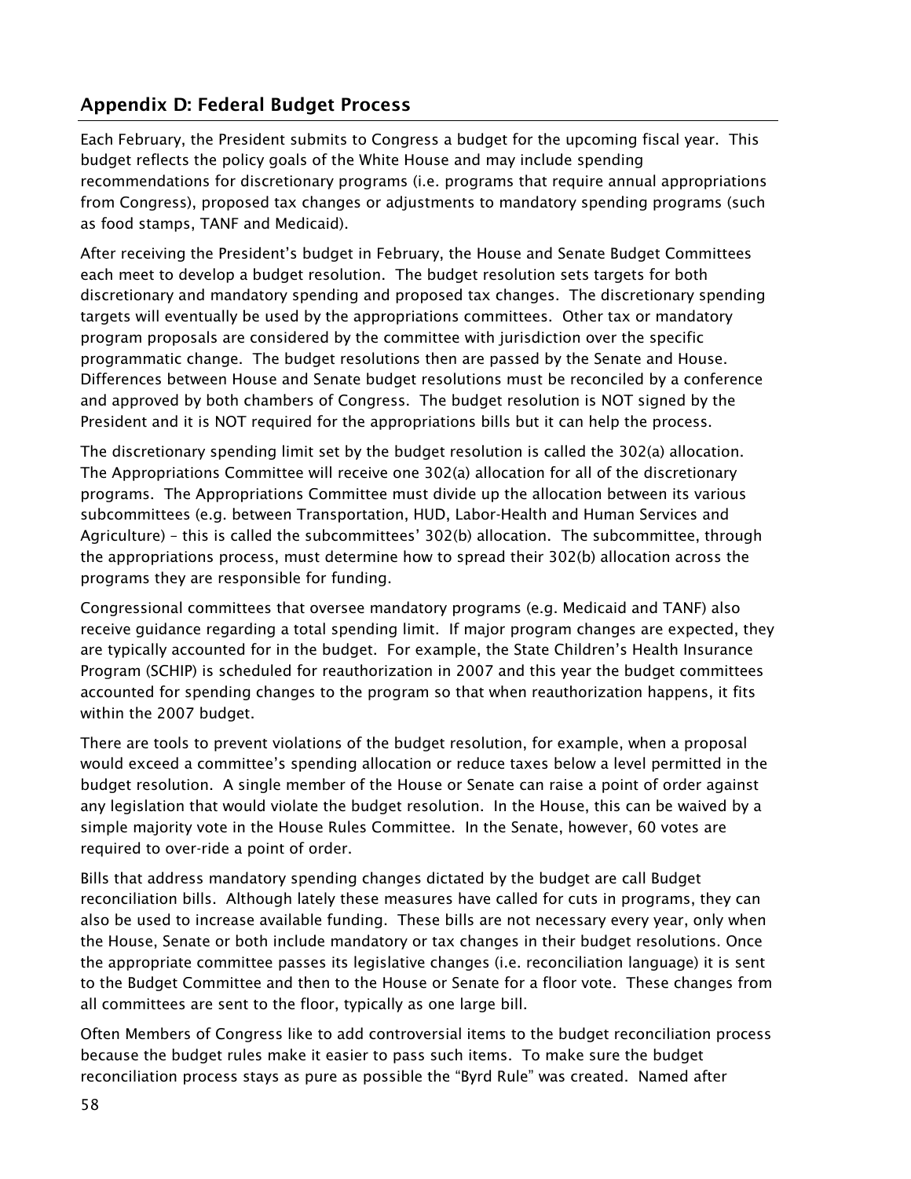## Appendix D: Federal Budget Process

Each February, the President submits to Congress a budget for the upcoming fiscal year. This budget reflects the policy goals of the White House and may include spending recommendations for discretionary programs (i.e. programs that require annual appropriations from Congress), proposed tax changes or adjustments to mandatory spending programs (such as food stamps, TANF and Medicaid).

After receiving the President's budget in February, the House and Senate Budget Committees each meet to develop a budget resolution. The budget resolution sets targets for both discretionary and mandatory spending and proposed tax changes. The discretionary spending targets will eventually be used by the appropriations committees. Other tax or mandatory program proposals are considered by the committee with jurisdiction over the specific programmatic change. The budget resolutions then are passed by the Senate and House. Differences between House and Senate budget resolutions must be reconciled by a conference and approved by both chambers of Congress. The budget resolution is NOT signed by the President and it is NOT required for the appropriations bills but it can help the process.

The discretionary spending limit set by the budget resolution is called the 302(a) allocation. The Appropriations Committee will receive one 302(a) allocation for all of the discretionary programs. The Appropriations Committee must divide up the allocation between its various subcommittees (e.g. between Transportation, HUD, Labor-Health and Human Services and Agriculture) – this is called the subcommittees' 302(b) allocation. The subcommittee, through the appropriations process, must determine how to spread their 302(b) allocation across the programs they are responsible for funding.

Congressional committees that oversee mandatory programs (e.g. Medicaid and TANF) also receive guidance regarding a total spending limit. If major program changes are expected, they are typically accounted for in the budget. For example, the State Children's Health Insurance Program (SCHIP) is scheduled for reauthorization in 2007 and this year the budget committees accounted for spending changes to the program so that when reauthorization happens, it fits within the 2007 budget.

There are tools to prevent violations of the budget resolution, for example, when a proposal would exceed a committee's spending allocation or reduce taxes below a level permitted in the budget resolution. A single member of the House or Senate can raise a point of order against any legislation that would violate the budget resolution. In the House, this can be waived by a simple majority vote in the House Rules Committee. In the Senate, however, 60 votes are required to over-ride a point of order.

Bills that address mandatory spending changes dictated by the budget are call Budget reconciliation bills. Although lately these measures have called for cuts in programs, they can also be used to increase available funding. These bills are not necessary every year, only when the House, Senate or both include mandatory or tax changes in their budget resolutions. Once the appropriate committee passes its legislative changes (i.e. reconciliation language) it is sent to the Budget Committee and then to the House or Senate for a floor vote. These changes from all committees are sent to the floor, typically as one large bill.

Often Members of Congress like to add controversial items to the budget reconciliation process because the budget rules make it easier to pass such items. To make sure the budget reconciliation process stays as pure as possible the "Byrd Rule" was created. Named after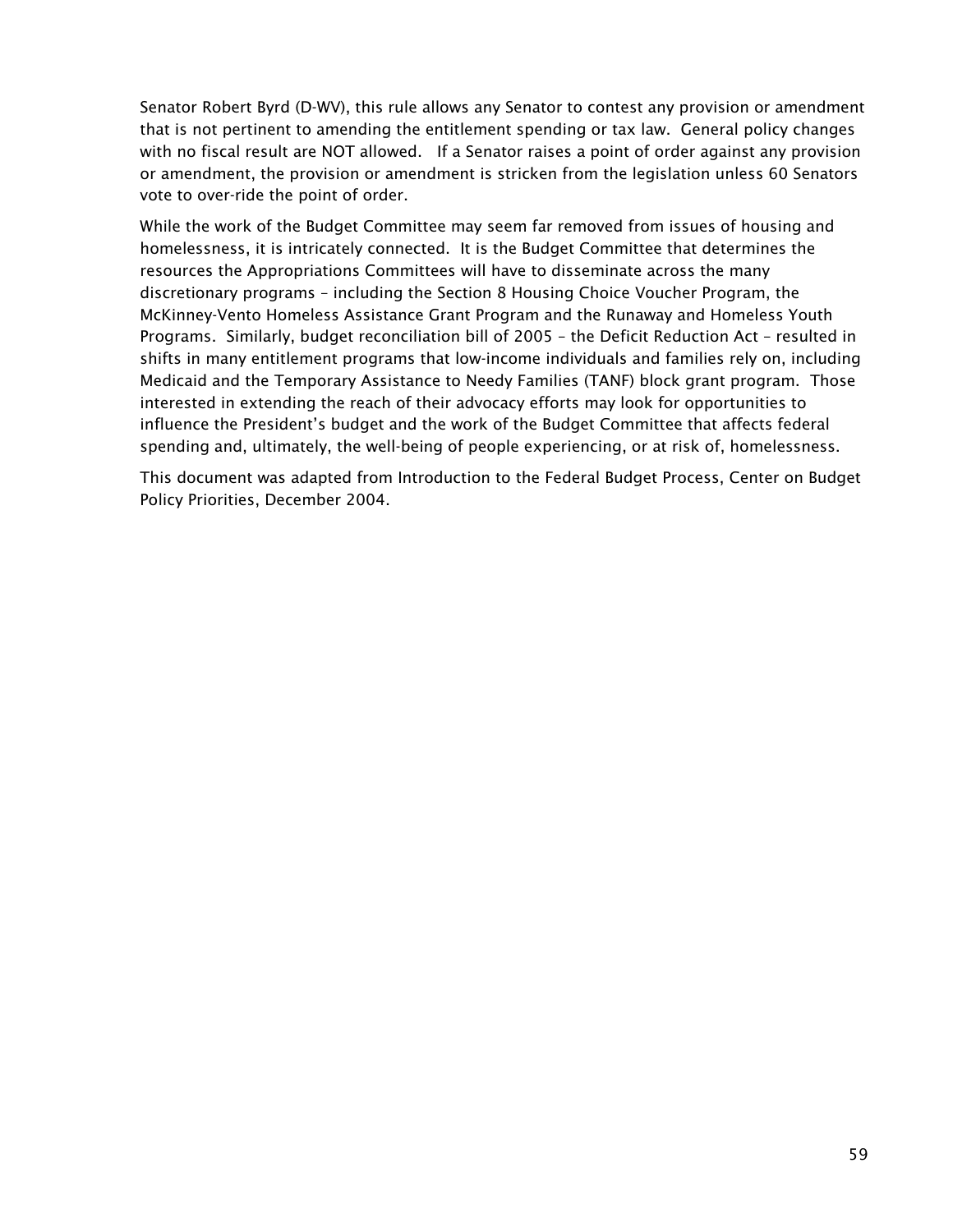Senator Robert Byrd (D-WV), this rule allows any Senator to contest any provision or amendment that is not pertinent to amending the entitlement spending or tax law. General policy changes with no fiscal result are NOT allowed. If a Senator raises a point of order against any provision or amendment, the provision or amendment is stricken from the legislation unless 60 Senators vote to over-ride the point of order.

While the work of the Budget Committee may seem far removed from issues of housing and homelessness, it is intricately connected. It is the Budget Committee that determines the resources the Appropriations Committees will have to disseminate across the many discretionary programs – including the Section 8 Housing Choice Voucher Program, the McKinney-Vento Homeless Assistance Grant Program and the Runaway and Homeless Youth Programs. Similarly, budget reconciliation bill of 2005 – the Deficit Reduction Act – resulted in shifts in many entitlement programs that low-income individuals and families rely on, including Medicaid and the Temporary Assistance to Needy Families (TANF) block grant program. Those interested in extending the reach of their advocacy efforts may look for opportunities to influence the President's budget and the work of the Budget Committee that affects federal spending and, ultimately, the well-being of people experiencing, or at risk of, homelessness.

This document was adapted from Introduction to the Federal Budget Process, Center on Budget Policy Priorities, December 2004.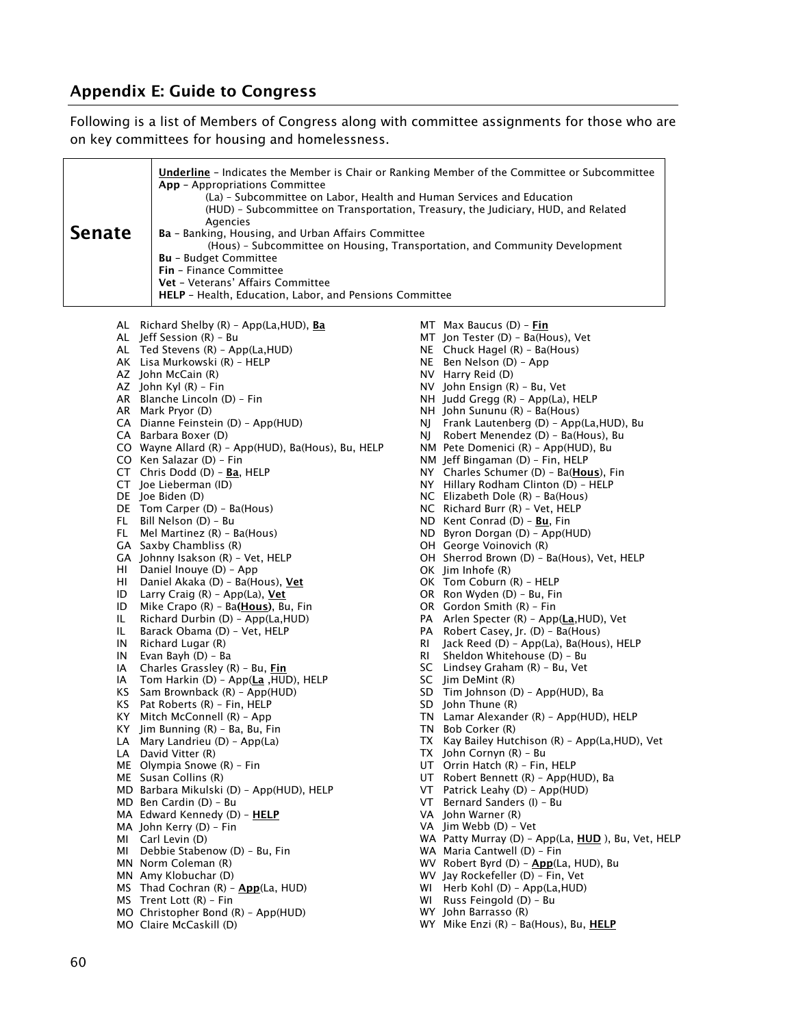## Appendix E: Guide to Congress

Following is a list of Members of Congress along with committee assignments for those who are on key committees for housing and homelessness.

| Senate | <u>**Underline**</u> – Indicates the Member is Chair or Ranking Member of the Committee or Subcommittee<br>**App** – Appropriations Committee<br>(La) – Subcommittee on Labor, Health and Human Services and Education<br>(HUD) – Subcommittee on Transportation, Treasury, the Judiciary, HUD, and Related Agencies<br>**Ba** – Banking, Housing, and Urban Affairs Committee<br>(Hous) – Subcommittee on Housing, Transportation, and Community Development<br>**Bu** – Budget Committee<br>**Fin** – Finance Committee<br>**Vet** – Veterans' Affairs Committee<br>**HELP** – Health, Education, Labor, and Pensions Committee |
|---|---|

AL Richard Shelby (R) – App(La,HUD), <u>**Ba**</u>
AL Jeff Session (R) – Bu
AL Ted Stevens (R) – App(La,HUD)
AK Lisa Murkowski (R) – HELP
AZ John McCain (R)
AZ John Kyl (R) – Fin
AR Blanche Lincoln (D) – Fin
AR Mark Pryor (D)
CA Dianne Feinstein (D) – App(HUD)
CA Barbara Boxer (D)
CO Wayne Allard (R) – App(HUD), Ba(Hous), Bu, HELP
CO Ken Salazar (D) – Fin
CT Chris Dodd (D) – <u>**Ba**</u>, HELP
CT Joe Lieberman (ID)
DE Joe Biden (D)
DE Tom Carper (D) – Ba(Hous)
FL Bill Nelson (D) – Bu
FL Mel Martinez (R) – Ba(Hous)
GA Saxby Chambliss (R)
GA Johnny Isakson (R) – Vet, HELP
HI Daniel Inouye (D) – App
HI Daniel Akaka (D) – Ba(Hous), <u>**Vet**</u>
ID Larry Craig (R) – App(La), <u>**Vet**</u>
ID Mike Crapo (R) – Ba(<u>**Hous**</u>), Bu, Fin
IL Richard Durbin (D) – App(La,HUD)
IL Barack Obama (D) – Vet, HELP
IN Richard Lugar (R)
IN Evan Bayh (D) – Ba
IA Charles Grassley (R) – Bu, <u>**Fin**</u>
IA Tom Harkin (D) – App(<u>**La**</u> ,HUD), HELP
KS Sam Brownback (R) – App(HUD)
KS Pat Roberts (R) – Fin, HELP
KY Mitch McConnell (R) – App
KY Jim Bunning (R) – Ba, Bu, Fin
LA Mary Landrieu (D) – App(La)
LA David Vitter (R)
ME Olympia Snowe (R) – Fin
ME Susan Collins (R)
MD Barbara Mikulski (D) – App(HUD), HELP
MD Ben Cardin (D) – Bu
MA Edward Kennedy (D) – <u>**HELP**</u>
MA John Kerry (D) – Fin
MI Carl Levin (D)
MI Debbie Stabenow (D) – Bu, Fin
MN Norm Coleman (R)
MN Amy Klobuchar (D)
MS Thad Cochran (R) – <u>**App**</u>(La, HUD)
MS Trent Lott (R) – Fin
MO Christopher Bond (R) – App(HUD)
MO Claire McCaskill (D)
MT Max Baucus (D) – <u>**Fin**</u>
MT Jon Tester (D) – Ba(Hous), Vet
NE Chuck Hagel (R) – Ba(Hous)
NE Ben Nelson (D) – App
NV Harry Reid (D)
NV John Ensign (R) – Bu, Vet
NH Judd Gregg (R) – App(La), HELP
NH John Sununu (R) – Ba(Hous)
NJ Frank Lautenberg (D) – App(La,HUD), Bu
NJ Robert Menendez (D) – Ba(Hous), Bu
NM Pete Domenici (R) – App(HUD), Bu
NM Jeff Bingaman (D) – Fin, HELP
NY Charles Schumer (D) – Ba(<u>**Hous**</u>), Fin
NY Hillary Rodham Clinton (D) – HELP
NC Elizabeth Dole (R) – Ba(Hous)
NC Richard Burr (R) – Vet, HELP
ND Kent Conrad (D) – <u>**Bu**</u>, Fin
ND Byron Dorgan (D) – App(HUD)
OH George Voinovich (R)
OH Sherrod Brown (D) – Ba(Hous), Vet, HELP
OK Jim Inhofe (R)
OK Tom Coburn (R) – HELP
OR Ron Wyden (D) – Bu, Fin
OR Gordon Smith (R) – Fin
PA Arlen Specter (R) – App(<u>**La**</u>,HUD), Vet
PA Robert Casey, Jr. (D) – Ba(Hous)
RI Jack Reed (D) – App(La), Ba(Hous), HELP
RI Sheldon Whitehouse (D) – Bu
SC Lindsey Graham (R) – Bu, Vet
SC Jim DeMint (R)
SD Tim Johnson (D) – App(HUD), Ba
SD John Thune (R)
TN Lamar Alexander (R) – App(HUD), HELP
TN Bob Corker (R)
TX Kay Bailey Hutchison (R) – App(La,HUD), Vet
TX John Cornyn (R) – Bu
UT Orrin Hatch (R) – Fin, HELP
UT Robert Bennett (R) – App(HUD), Ba
VT Patrick Leahy (D) – App(HUD)
VT Bernard Sanders (I) – Bu
VA John Warner (R)
VA Jim Webb (D) – Vet
WA Patty Murray (D) – App(La, <u>**HUD**</u> ), Bu, Vet, HELP
WA Maria Cantwell (D) – Fin
WV Robert Byrd (D) – <u>**App**</u>(La, HUD), Bu
WV Jay Rockefeller (D) – Fin, Vet
WI Herb Kohl (D) – App(La,HUD)
WI Russ Feingold (D) – Bu
WY John Barrasso (R)
WY Mike Enzi (R) – Ba(Hous), Bu, <u>**HELP**</u>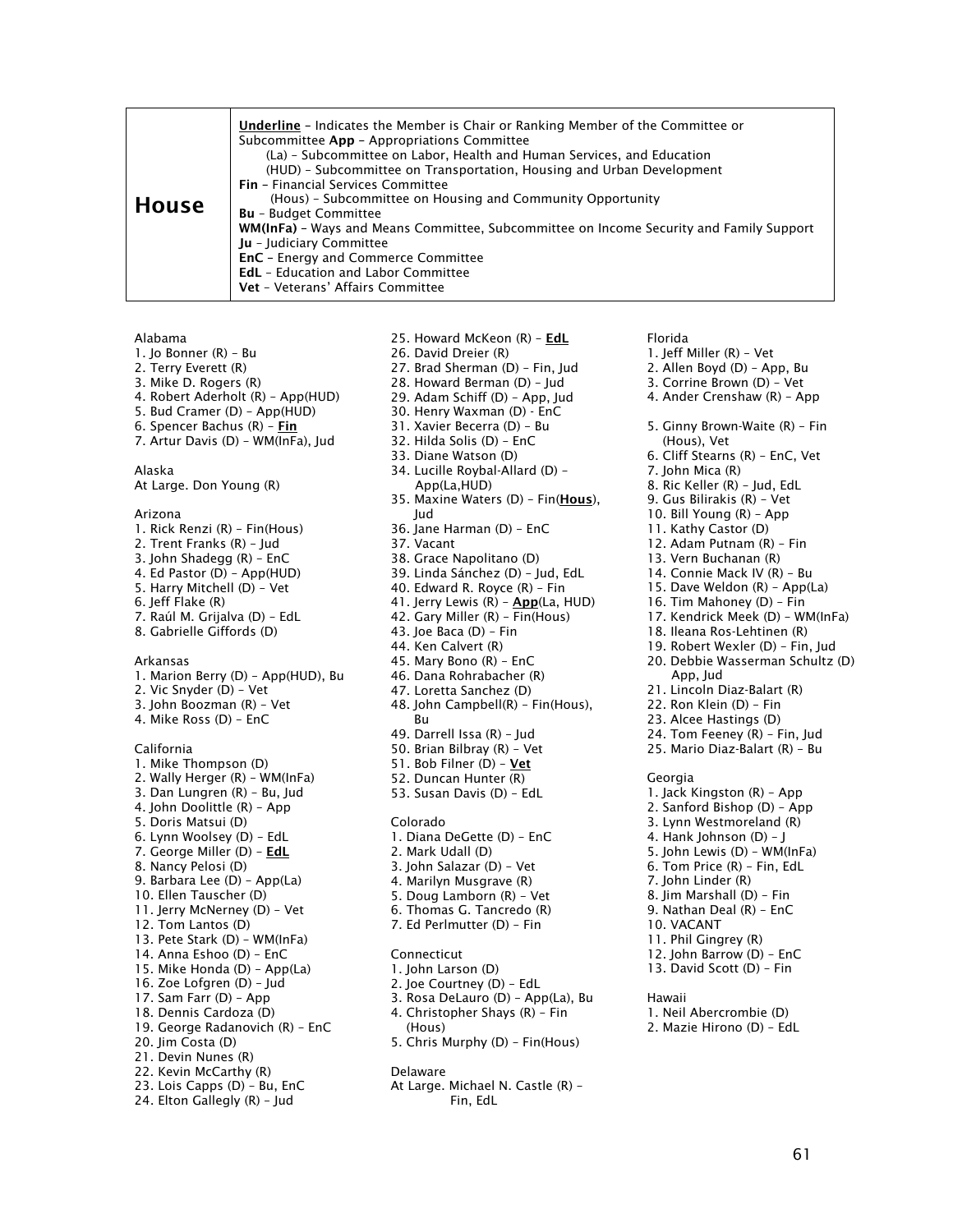| House | <u>**Underline**</u> – Indicates the Member is Chair or Ranking Member of the Committee or Subcommittee **App** – Appropriations Committee<br>(La) – Subcommittee on Labor, Health and Human Services, and Education<br>(HUD) – Subcommittee on Transportation, Housing and Urban Development<br>**Fin** – Financial Services Committee<br>(Hous) – Subcommittee on Housing and Community Opportunity<br>**Bu** – Budget Committee<br>**WM(InFa)** – Ways and Means Committee, Subcommittee on Income Security and Family Support<br>**Ju** – Judiciary Committee<br>**EnC** – Energy and Commerce Committee<br>**EdL** – Education and Labor Committee<br>**Vet** – Veterans' Affairs Committee |
|---|---|

Alabama
1. Jo Bonner (R) – Bu
2. Terry Everett (R)
3. Mike D. Rogers (R)
4. Robert Aderholt (R) – App(HUD)
5. Bud Cramer (D) – App(HUD)
6. Spencer Bachus (R) – <u>**Fin**</u>
7. Artur Davis (D) – WM(InFa), Jud

Alaska
At Large. Don Young (R)

Arizona
1. Rick Renzi (R) – Fin(Hous)
2. Trent Franks (R) – Jud
3. John Shadegg (R) – EnC
4. Ed Pastor (D) – App(HUD)
5. Harry Mitchell (D) – Vet
6. Jeff Flake (R)
7. Raúl M. Grijalva (D) – EdL
8. Gabrielle Giffords (D)

Arkansas
1. Marion Berry (D) – App(HUD), Bu
2. Vic Snyder (D) – Vet
3. John Boozman (R) – Vet
4. Mike Ross (D) – EnC

California
1. Mike Thompson (D)
2. Wally Herger (R) – WM(InFa)
3. Dan Lungren (R) – Bu, Jud
4. John Doolittle (R) – App
5. Doris Matsui (D)
6. Lynn Woolsey (D) – EdL
7. George Miller (D) – <u>**EdL**</u>
8. Nancy Pelosi (D)
9. Barbara Lee (D) – App(La)
10. Ellen Tauscher (D)
11. Jerry McNerney (D) – Vet
12. Tom Lantos (D)
13. Pete Stark (D) – WM(InFa)
14. Anna Eshoo (D) – EnC
15. Mike Honda (D) – App(La)
16. Zoe Lofgren (D) – Jud
17. Sam Farr (D) – App
18. Dennis Cardoza (D)
19. George Radanovich (R) – EnC
20. Jim Costa (D)
21. Devin Nunes (R)
22. Kevin McCarthy (R)
23. Lois Capps (D) – Bu, EnC
24. Elton Gallegly (R) – Jud
25. Howard McKeon (R) – <u>**EdL**</u>
26. David Dreier (R)
27. Brad Sherman (D) – Fin, Jud
28. Howard Berman (D) – Jud
29. Adam Schiff (D) – App, Jud
30. Henry Waxman (D) - EnC
31. Xavier Becerra (D) – Bu
32. Hilda Solis (D) – EnC
33. Diane Watson (D)
34. Lucille Roybal-Allard (D) – App(La,HUD)
35. Maxine Waters (D) – Fin(<u>**Hous**</u>), Jud
36. Jane Harman (D) – EnC
37. Vacant
38. Grace Napolitano (D)
39. Linda Sánchez (D) – Jud, EdL
40. Edward R. Royce (R) – Fin
41. Jerry Lewis (R) – <u>**App**</u>(La, HUD)
42. Gary Miller (R) – Fin(Hous)
43. Joe Baca (D) – Fin
44. Ken Calvert (R)
45. Mary Bono (R) – EnC
46. Dana Rohrabacher (R)
47. Loretta Sanchez (D)
48. John Campbell(R) – Fin(Hous), Bu
49. Darrell Issa (R) – Jud
50. Brian Bilbray (R) – Vet
51. Bob Filner (D) – <u>**Vet**</u>
52. Duncan Hunter (R)
53. Susan Davis (D) – EdL

Colorado
1. Diana DeGette (D) – EnC
2. Mark Udall (D)
3. John Salazar (D) – Vet
4. Marilyn Musgrave (R)
5. Doug Lamborn (R) – Vet
6. Thomas G. Tancredo (R)
7. Ed Perlmutter (D) – Fin

Connecticut
1. John Larson (D)
2. Joe Courtney (D) – EdL
3. Rosa DeLauro (D) – App(La), Bu
4. Christopher Shays (R) – Fin (Hous)
5. Chris Murphy (D) – Fin(Hous)

Delaware
At Large. Michael N. Castle (R) – Fin, EdL

Florida
1. Jeff Miller (R) – Vet
2. Allen Boyd (D) – App, Bu
3. Corrine Brown (D) – Vet
4. Ander Crenshaw (R) – App
5. Ginny Brown-Waite (R) – Fin (Hous), Vet
6. Cliff Stearns (R) – EnC, Vet
7. John Mica (R)
8. Ric Keller (R) – Jud, EdL
9. Gus Bilirakis (R) – Vet
10. Bill Young (R) – App
11. Kathy Castor (D)
12. Adam Putnam (R) – Fin
13. Vern Buchanan (R)
14. Connie Mack IV (R) – Bu
15. Dave Weldon (R) – App(La)
16. Tim Mahoney (D) – Fin
17. Kendrick Meek (D) – WM(InFa)
18. Ileana Ros-Lehtinen (R)
19. Robert Wexler (D) – Fin, Jud
20. Debbie Wasserman Schultz (D) App, Jud
21. Lincoln Diaz-Balart (R)
22. Ron Klein (D) – Fin
23. Alcee Hastings (D)
24. Tom Feeney (R) – Fin, Jud
25. Mario Diaz-Balart (R) – Bu

Georgia
1. Jack Kingston (R) – App
2. Sanford Bishop (D) – App
3. Lynn Westmoreland (R)
4. Hank Johnson (D) – J
5. John Lewis (D) – WM(InFa)
6. Tom Price (R) – Fin, EdL
7. John Linder (R)
8. Jim Marshall (D) – Fin
9. Nathan Deal (R) – EnC
10. VACANT
11. Phil Gingrey (R)
12. John Barrow (D) – EnC
13. David Scott (D) – Fin

Hawaii
1. Neil Abercrombie (D)
2. Mazie Hirono (D) – EdL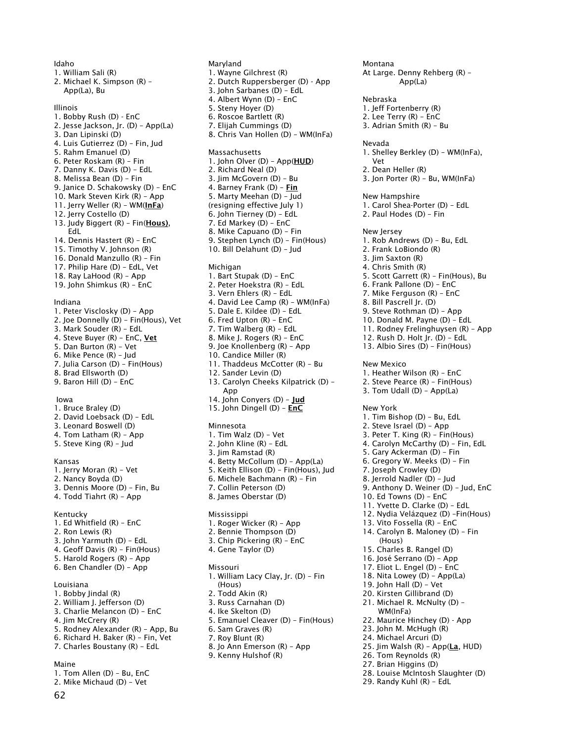Idaho

1. William Sali (R)
2. Michael K. Simpson (R) – App(La), Bu

Illinois

1. Bobby Rush (D) - EnC
2. Jesse Jackson, Jr. (D) – App(La)
3. Dan Lipinski (D)
4. Luis Gutierrez (D) – Fin, Jud
5. Rahm Emanuel (D)
6. Peter Roskam (R) – Fin
7. Danny K. Davis (D) – EdL
8. Melissa Bean (D) – Fin
9. Janice D. Schakowsky (D) – EnC
10. Mark Steven Kirk (R) – App
11. Jerry Weller (R) – WM(**InFa**)
12. Jerry Costello (D)
13. Judy Biggert (R) – Fin(**Hous)**, EdL
14. Dennis Hastert (R) – EnC
15. Timothy V. Johnson (R)
16. Donald Manzullo (R) – Fin
17. Philip Hare (D) – EdL, Vet
18. Ray LaHood (R) – App
19. John Shimkus (R) – EnC

Indiana

1. Peter Visclosky (D) – App
2. Joe Donnelly (D) – Fin(Hous), Vet
3. Mark Souder (R) – EdL
4. Steve Buyer (R) – EnC, **Vet**
5. Dan Burton (R) – Vet
6. Mike Pence (R) – Jud
7. Julia Carson (D) – Fin(Hous)
8. Brad Ellsworth (D)
9. Baron Hill (D) – EnC

Iowa

1. Bruce Braley (D)
2. David Loebsack (D) – EdL
3. Leonard Boswell (D)
4. Tom Latham (R) – App
5. Steve King (R) – Jud

Kansas

1. Jerry Moran (R) – Vet
2. Nancy Boyda (D)
3. Dennis Moore (D) – Fin, Bu
4. Todd Tiahrt (R) – App

Kentucky

1. Ed Whitfield (R) – EnC
2. Ron Lewis (R)
3. John Yarmuth (D) – EdL
4. Geoff Davis (R) – Fin(Hous)
5. Harold Rogers (R) – App
6. Ben Chandler (D) – App

Louisiana

1. Bobby Jindal (R)
2. William J. Jefferson (D)
3. Charlie Melancon (D) – EnC
4. Jim McCrery (R)
5. Rodney Alexander (R) – App, Bu
6. Richard H. Baker (R) – Fin, Vet
7. Charles Boustany (R) – EdL

Maine

1. Tom Allen (D) – Bu, EnC
2. Mike Michaud (D) – Vet

Maryland

1. Wayne Gilchrest (R)
2. Dutch Ruppersberger (D) - App
3. John Sarbanes (D) – EdL
4. Albert Wynn (D) – EnC
5. Steny Hoyer (D)
6. Roscoe Bartlett (R)
7. Elijah Cummings (D)
8. Chris Van Hollen (D) – WM(InFa)

Massachusetts

1. John Olver (D) – App(**HUD**)
2. Richard Neal (D)
3. Jim McGovern (D) – Bu
4. Barney Frank (D) – **Fin**
5. Marty Meehan (D) – Jud (resigning effective July 1)
6. John Tierney (D) – EdL
7. Ed Markey (D) – EnC
8. Mike Capuano (D) – Fin
9. Stephen Lynch (D) – Fin(Hous)
10. Bill Delahunt (D) – Jud

Michigan

1. Bart Stupak (D) – EnC
2. Peter Hoekstra (R) – EdL
3. Vern Ehlers (R) – EdL
4. David Lee Camp (R) – WM(InFa)
5. Dale E. Kildee (D) – EdL
6. Fred Upton (R) – EnC
7. Tim Walberg (R) – EdL
8. Mike J. Rogers (R) – EnC
9. Joe Knollenberg (R) – App
10. Candice Miller (R)
11. Thaddeus McCotter (R) – Bu
12. Sander Levin (D)
13. Carolyn Cheeks Kilpatrick (D) – App
14. John Conyers (D) – **Jud**
15. John Dingell (D) – **EnC**

Minnesota

1. Tim Walz (D) – Vet
2. John Kline (R) – EdL
3. Jim Ramstad (R)
4. Betty McCollum (D) – App(La)
5. Keith Ellison (D) – Fin(Hous), Jud
6. Michele Bachmann (R) – Fin
7. Collin Peterson (D)
8. James Oberstar (D)

Mississippi

1. Roger Wicker (R) – App
2. Bennie Thompson (D)
3. Chip Pickering (R) – EnC
4. Gene Taylor (D)

Missouri

1. William Lacy Clay, Jr. (D) – Fin (Hous)
2. Todd Akin (R)
3. Russ Carnahan (D)
4. Ike Skelton (D)
5. Emanuel Cleaver (D) – Fin(Hous)
6. Sam Graves (R)
7. Roy Blunt (R)
8. Jo Ann Emerson (R) – App
9. Kenny Hulshof (R)

Montana

At Large. Denny Rehberg (R) – App(La)

Nebraska

1. Jeff Fortenberry (R)
2. Lee Terry (R) – EnC
3. Adrian Smith (R) – Bu

Nevada

1. Shelley Berkley (D) – WM(InFa), Vet
2. Dean Heller (R)
3. Jon Porter (R) – Bu, WM(InFa)

New Hampshire

1. Carol Shea-Porter (D) – EdL
2. Paul Hodes (D) – Fin

New Jersey

1. Rob Andrews (D) – Bu, EdL
2. Frank LoBiondo (R)
3. Jim Saxton (R)
4. Chris Smith (R)
5. Scott Garrett (R) – Fin(Hous), Bu
6. Frank Pallone (D) – EnC
7. Mike Ferguson (R) – EnC
8. Bill Pascrell Jr. (D)
9. Steve Rothman (D) – App
10. Donald M. Payne (D) – EdL
11. Rodney Frelinghuysen (R) – App
12. Rush D. Holt Jr. (D) – EdL
13. Albio Sires (D) – Fin(Hous)

New Mexico

1. Heather Wilson (R) – EnC
2. Steve Pearce (R) – Fin(Hous)
3. Tom Udall (D) – App(La)

New York

1. Tim Bishop (D) – Bu, EdL
2. Steve Israel (D) – App
3. Peter T. King (R) – Fin(Hous)
4. Carolyn McCarthy (D) – Fin, EdL
5. Gary Ackerman (D) – Fin
6. Gregory W. Meeks (D) – Fin
7. Joseph Crowley (D)
8. Jerrold Nadler (D) – Jud
9. Anthony D. Weiner (D) – Jud, EnC
10. Ed Towns (D) – EnC
11. Yvette D. Clarke (D) – EdL
12. Nydia Velázquez (D) –Fin(Hous)
13. Vito Fossella (R) – EnC
14. Carolyn B. Maloney (D) – Fin (Hous)
15. Charles B. Rangel (D)
16. José Serrano (D) – App
17. Eliot L. Engel (D) – EnC
18. Nita Lowey (D) – App(La)
19. John Hall (D) – Vet
20. Kirsten Gillibrand (D)
21. Michael R. McNulty (D) – WM(InFa)
22. Maurice Hinchey (D) - App
23. John M. McHugh (R)
24. Michael Arcuri (D)
25. Jim Walsh (R) – App(**La**, HUD)
26. Tom Reynolds (R)
27. Brian Higgins (D)
28. Louise McIntosh Slaughter (D)
29. Randy Kuhl (R) – EdL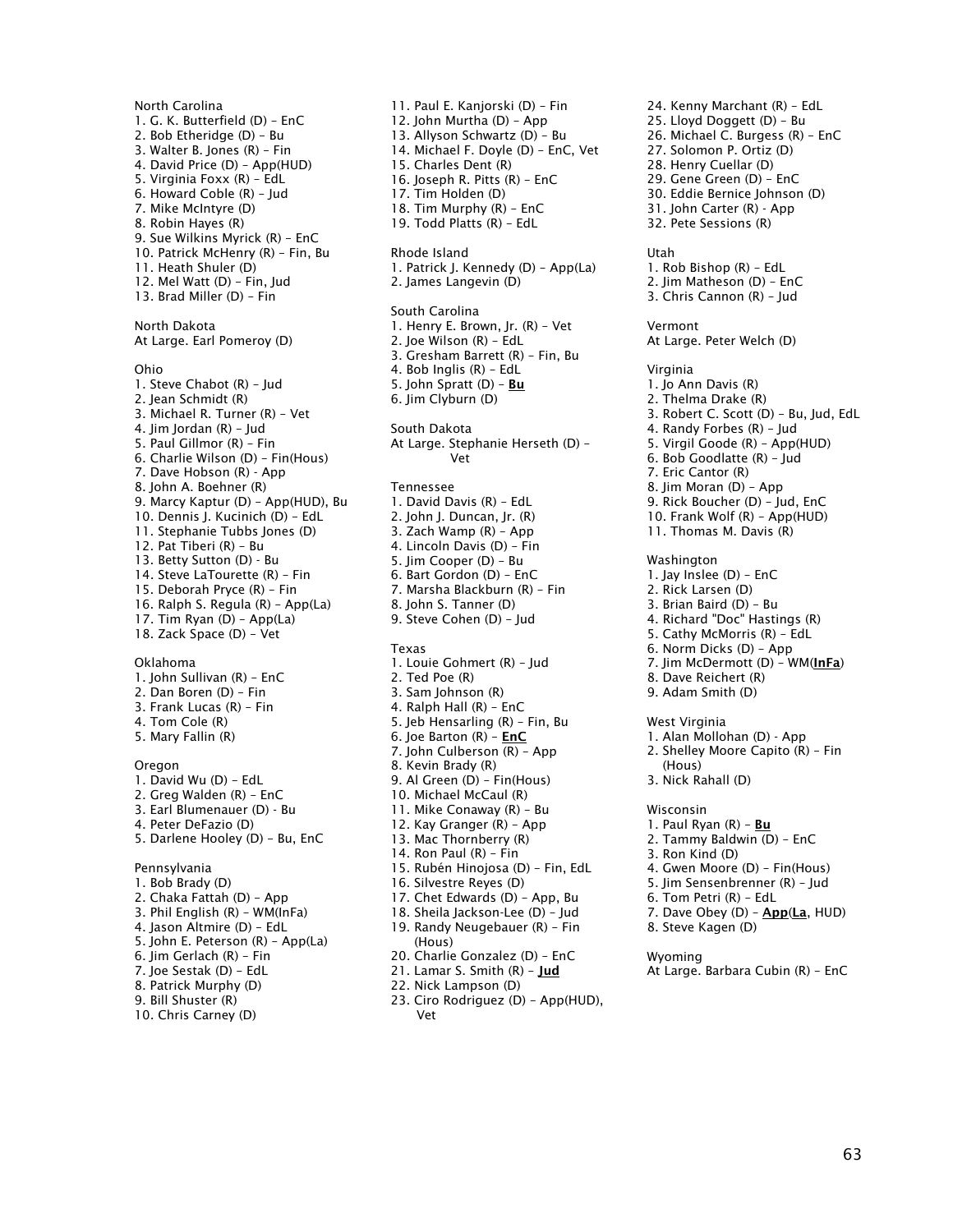North Carolina
1. G. K. Butterfield (D) – EnC
2. Bob Etheridge (D) – Bu
3. Walter B. Jones (R) – Fin
4. David Price (D) – App(HUD)
5. Virginia Foxx (R) – EdL
6. Howard Coble (R) – Jud
7. Mike McIntyre (D)
8. Robin Hayes (R)
9. Sue Wilkins Myrick (R) – EnC
10. Patrick McHenry (R) – Fin, Bu
11. Heath Shuler (D)
12. Mel Watt (D) – Fin, Jud
13. Brad Miller (D) – Fin

North Dakota
At Large. Earl Pomeroy (D)

Ohio
1. Steve Chabot (R) – Jud
2. Jean Schmidt (R)
3. Michael R. Turner (R) – Vet
4. Jim Jordan (R) – Jud
5. Paul Gillmor (R) – Fin
6. Charlie Wilson (D) – Fin(Hous)
7. Dave Hobson (R) - App
8. John A. Boehner (R)
9. Marcy Kaptur (D) – App(HUD), Bu
10. Dennis J. Kucinich (D) – EdL
11. Stephanie Tubbs Jones (D)
12. Pat Tiberi (R) – Bu
13. Betty Sutton (D) - Bu
14. Steve LaTourette (R) – Fin
15. Deborah Pryce (R) – Fin
16. Ralph S. Regula (R) – App(La)
17. Tim Ryan (D) – App(La)
18. Zack Space (D) – Vet

Oklahoma
1. John Sullivan (R) – EnC
2. Dan Boren (D) – Fin
3. Frank Lucas (R) – Fin
4. Tom Cole (R)
5. Mary Fallin (R)

Oregon
1. David Wu (D) – EdL
2. Greg Walden (R) – EnC
3. Earl Blumenauer (D) - Bu
4. Peter DeFazio (D)
5. Darlene Hooley (D) – Bu, EnC

Pennsylvania
1. Bob Brady (D)
2. Chaka Fattah (D) – App
3. Phil English (R) – WM(InFa)
4. Jason Altmire (D) – EdL
5. John E. Peterson (R) – App(La)
6. Jim Gerlach (R) – Fin
7. Joe Sestak (D) – EdL
8. Patrick Murphy (D)
9. Bill Shuster (R)
10. Chris Carney (D)
11. Paul E. Kanjorski (D) – Fin
12. John Murtha (D) – App
13. Allyson Schwartz (D) – Bu
14. Michael F. Doyle (D) – EnC, Vet
15. Charles Dent (R)
16. Joseph R. Pitts (R) – EnC
17. Tim Holden (D)
18. Tim Murphy (R) – EnC
19. Todd Platts (R) – EdL

Rhode Island
1. Patrick J. Kennedy (D) – App(La)
2. James Langevin (D)

South Carolina
1. Henry E. Brown, Jr. (R) – Vet
2. Joe Wilson (R) – EdL
3. Gresham Barrett (R) – Fin, Bu
4. Bob Inglis (R) – EdL
5. John Spratt (D) – **<u>Bu</u>**
6. Jim Clyburn (D)

South Dakota
At Large. Stephanie Herseth (D) – Vet

Tennessee
1. David Davis (R) – EdL
2. John J. Duncan, Jr. (R)
3. Zach Wamp (R) – App
4. Lincoln Davis (D) – Fin
5. Jim Cooper (D) – Bu
6. Bart Gordon (D) – EnC
7. Marsha Blackburn (R) – Fin
8. John S. Tanner (D)
9. Steve Cohen (D) – Jud

Texas
1. Louie Gohmert (R) – Jud
2. Ted Poe (R)
3. Sam Johnson (R)
4. Ralph Hall (R) – EnC
5. Jeb Hensarling (R) – Fin, Bu
6. Joe Barton (R) – **<u>EnC</u>**
7. John Culberson (R) – App
8. Kevin Brady (R)
9. Al Green (D) – Fin(Hous)
10. Michael McCaul (R)
11. Mike Conaway (R) – Bu
12. Kay Granger (R) – App
13. Mac Thornberry (R)
14. Ron Paul (R) – Fin
15. Rubén Hinojosa (D) – Fin, EdL
16. Silvestre Reyes (D)
17. Chet Edwards (D) – App, Bu
18. Sheila Jackson-Lee (D) – Jud
19. Randy Neugebauer (R) – Fin (Hous)
20. Charlie Gonzalez (D) – EnC
21. Lamar S. Smith (R) – **<u>Jud</u>**
22. Nick Lampson (D)
23. Ciro Rodriguez (D) – App(HUD), Vet
24. Kenny Marchant (R) – EdL
25. Lloyd Doggett (D) – Bu
26. Michael C. Burgess (R) – EnC
27. Solomon P. Ortiz (D)
28. Henry Cuellar (D)
29. Gene Green (D) – EnC
30. Eddie Bernice Johnson (D)
31. John Carter (R) - App
32. Pete Sessions (R)

Utah
1. Rob Bishop (R) – EdL
2. Jim Matheson (D) – EnC
3. Chris Cannon (R) – Jud

Vermont
At Large. Peter Welch (D)

Virginia
1. Jo Ann Davis (R)
2. Thelma Drake (R)
3. Robert C. Scott (D) – Bu, Jud, EdL
4. Randy Forbes (R) – Jud
5. Virgil Goode (R) – App(HUD)
6. Bob Goodlatte (R) – Jud
7. Eric Cantor (R)
8. Jim Moran (D) – App
9. Rick Boucher (D) – Jud, EnC
10. Frank Wolf (R) – App(HUD)
11. Thomas M. Davis (R)

Washington
1. Jay Inslee (D) – EnC
2. Rick Larsen (D)
3. Brian Baird (D) – Bu
4. Richard "Doc" Hastings (R)
5. Cathy McMorris (R) – EdL
6. Norm Dicks (D) – App
7. Jim McDermott (D) – WM(**<u>InFa</u>**)
8. Dave Reichert (R)
9. Adam Smith (D)

West Virginia
1. Alan Mollohan (D) - App
2. Shelley Moore Capito (R) – Fin (Hous)
3. Nick Rahall (D)

Wisconsin
1. Paul Ryan (R) – **<u>Bu</u>**
2. Tammy Baldwin (D) – EnC
3. Ron Kind (D)
4. Gwen Moore (D) – Fin(Hous)
5. Jim Sensenbrenner (R) – Jud
6. Tom Petri (R) – EdL
7. Dave Obey (D) – **<u>App</u>**(**<u>La</u>**, HUD)
8. Steve Kagen (D)

Wyoming
At Large. Barbara Cubin (R) – EnC